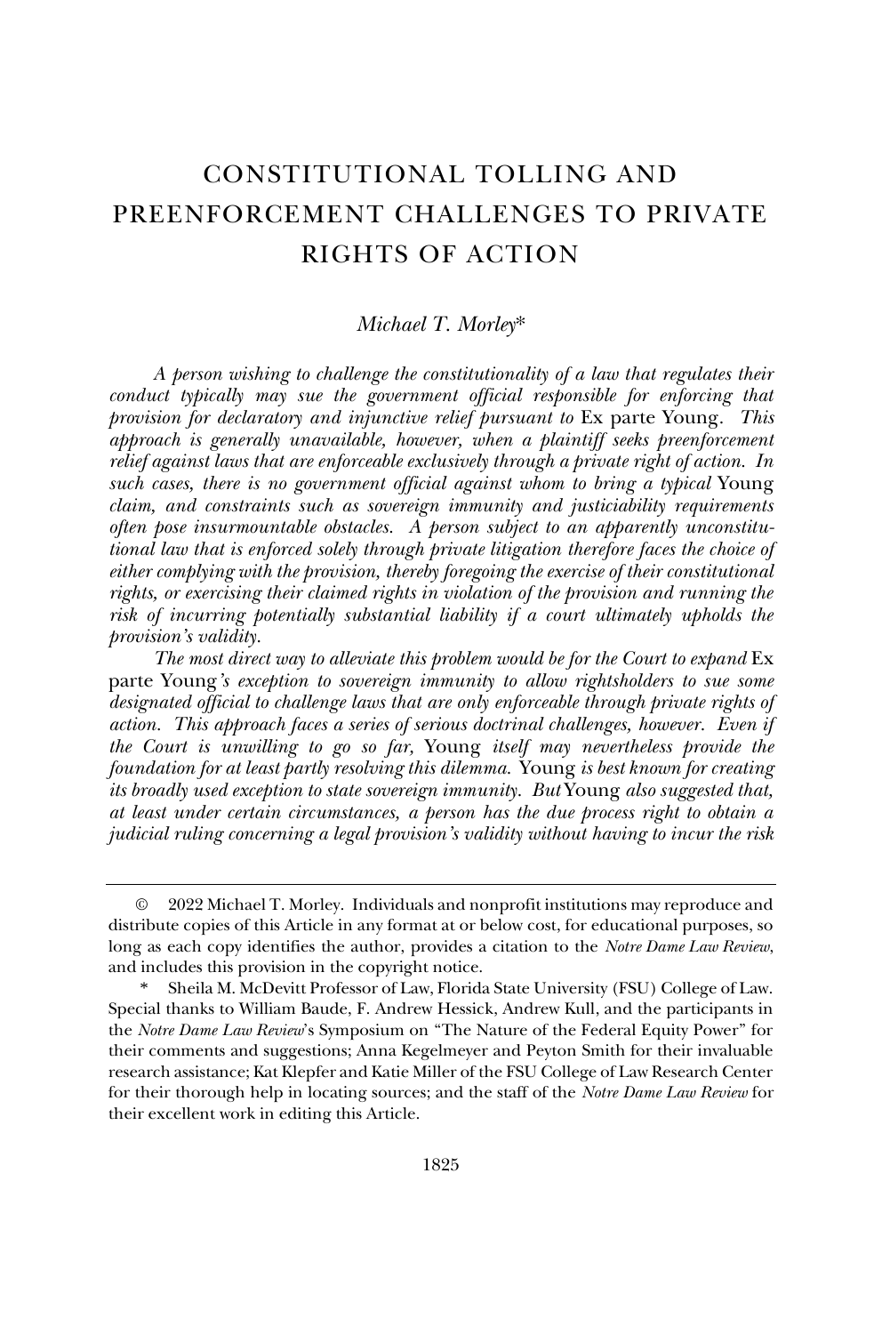# CONSTITUTIONAL TOLLING AND PREENFORCEMENT CHALLENGES TO PRIVATE RIGHTS OF ACTION

*Michael T. Morley*\*

*A person wishing to challenge the constitutionality of a law that regulates their conduct typically may sue the government official responsible for enforcing that provision for declaratory and injunctive relief pursuant to* Ex parte Young. *This approach is generally unavailable, however, when a plaintiff seeks preenforcement relief against laws that are enforceable exclusively through a private right of action. In such cases, there is no government official against whom to bring a typical* Young *claim, and constraints such as sovereign immunity and justiciability requirements often pose insurmountable obstacles. A person subject to an apparently unconstitutional law that is enforced solely through private litigation therefore faces the choice of either complying with the provision, thereby foregoing the exercise of their constitutional rights, or exercising their claimed rights in violation of the provision and running the risk of incurring potentially substantial liability if a court ultimately upholds the provision's validity.*

*The most direct way to alleviate this problem would be for the Court to expand* Ex parte Young*'s exception to sovereign immunity to allow rightsholders to sue some designated official to challenge laws that are only enforceable through private rights of action. This approach faces a series of serious doctrinal challenges, however. Even if the Court is unwilling to go so far,* Young *itself may nevertheless provide the foundation for at least partly resolving this dilemma.* Young *is best known for creating its broadly used exception to state sovereign immunity. But* Young *also suggested that, at least under certain circumstances, a person has the due process right to obtain a judicial ruling concerning a legal provision's validity without having to incur the risk*

---

© 2022 Michael T. Morley. Individuals and nonprofit institutions may reproduce and distribute copies of this Article in any format at or below cost, for educational purposes, so long as each copy identifies the author, provides a citation to the *Notre Dame Law Review*, and includes this provision in the copyright notice.

\* Sheila M. McDevitt Professor of Law, Florida State University (FSU) College of Law. Special thanks to William Baude, F. Andrew Hessick, Andrew Kull, and the participants in the *Notre Dame Law Review*'s Symposium on "The Nature of the Federal Equity Power" for their comments and suggestions; Anna Kegelmeyer and Peyton Smith for their invaluable research assistance; Kat Klepfer and Katie Miller of the FSU College of Law Research Center for their thorough help in locating sources; and the staff of the *Notre Dame Law Review* for their excellent work in editing this Article.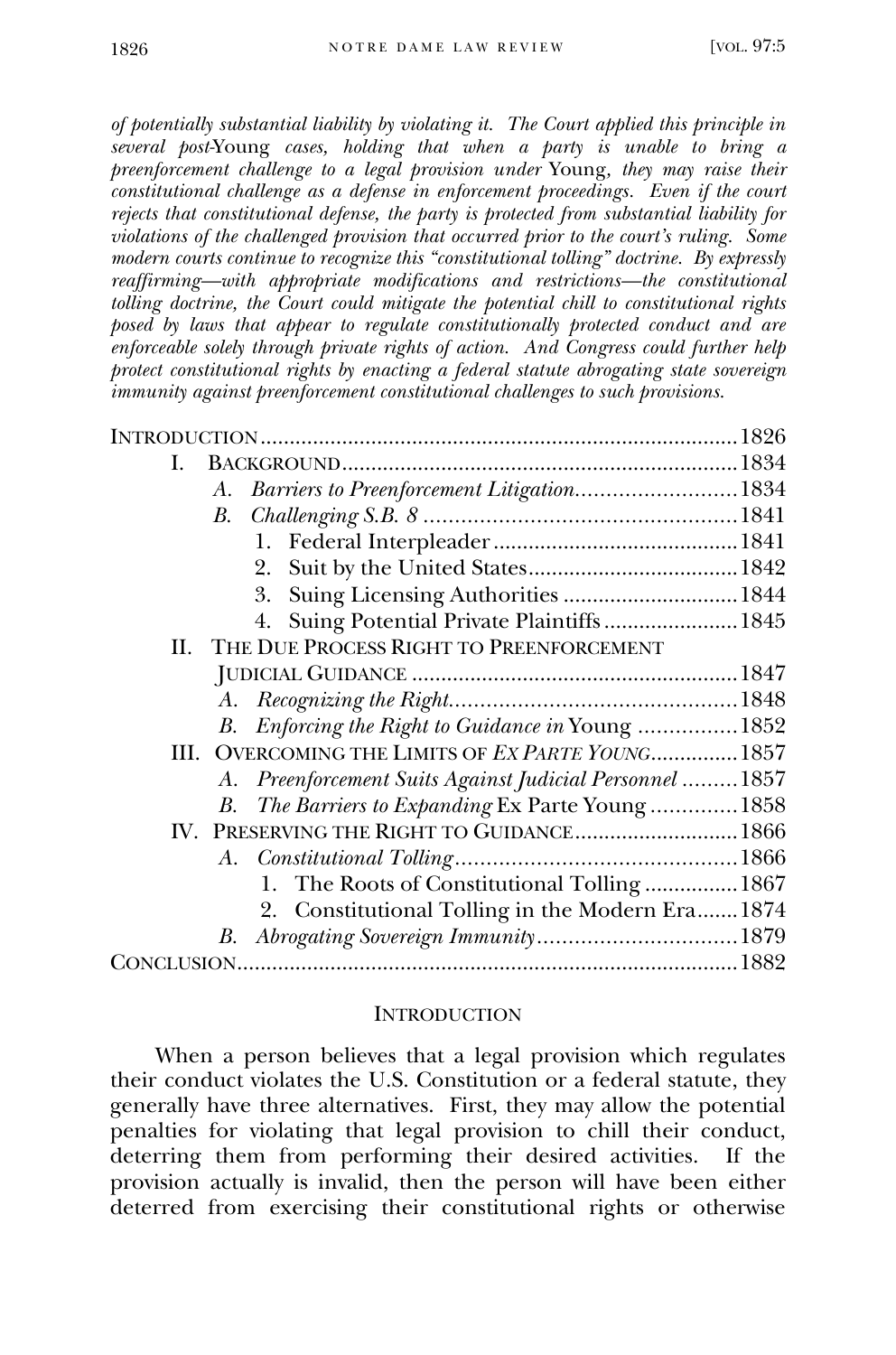*of potentially substantial liability by violating it. The Court applied this principle in several post-*Young *cases, holding that when a party is unable to bring a preenforcement challenge to a legal provision under* Young*, they may raise their constitutional challenge as a defense in enforcement proceedings. Even if the court rejects that constitutional defense, the party is protected from substantial liability for violations of the challenged provision that occurred prior to the court's ruling. Some modern courts continue to recognize this "constitutional tolling" doctrine. By expressly reaffirming—with appropriate modifications and restrictions—the constitutional tolling doctrine, the Court could mitigate the potential chill to constitutional rights posed by laws that appear to regulate constitutionally protected conduct and are enforceable solely through private rights of action. And Congress could further help protect constitutional rights by enacting a federal statute abrogating state sovereign immunity against preenforcement constitutional challenges to such provisions.*

- INTRODUCTION ... 1826
- I. BACKGROUND ... 1834
  - A. *Barriers to Preenforcement Litigation* ... 1834
  - B. *Challenging S.B. 8* ... 1841
    1. Federal Interpleader ... 1841
    2. Suit by the United States ... 1842
    3. Suing Licensing Authorities ... 1844
    4. Suing Potential Private Plaintiffs ... 1845
- II. THE DUE PROCESS RIGHT TO PREENFORCEMENT JUDICIAL GUIDANCE ... 1847
  - A. *Recognizing the Right* ... 1848
  - B. *Enforcing the Right to Guidance in* Young ... 1852
- III. OVERCOMING THE LIMITS OF *EX PARTE YOUNG* ... 1857
  - A. *Preenforcement Suits Against Judicial Personnel* ... 1857
  - B. *The Barriers to Expanding* Ex Parte Young ... 1858
- IV. PRESERVING THE RIGHT TO GUIDANCE ... 1866
  - A. *Constitutional Tolling* ... 1866
    1. The Roots of Constitutional Tolling ... 1867
    2. Constitutional Tolling in the Modern Era ... 1874
  - B. *Abrogating Sovereign Immunity* ... 1879
- CONCLUSION ... 1882

## INTRODUCTION

When a person believes that a legal provision which regulates their conduct violates the U.S. Constitution or a federal statute, they generally have three alternatives. First, they may allow the potential penalties for violating that legal provision to chill their conduct, deterring them from performing their desired activities. If the provision actually is invalid, then the person will have been either deterred from exercising their constitutional rights or otherwise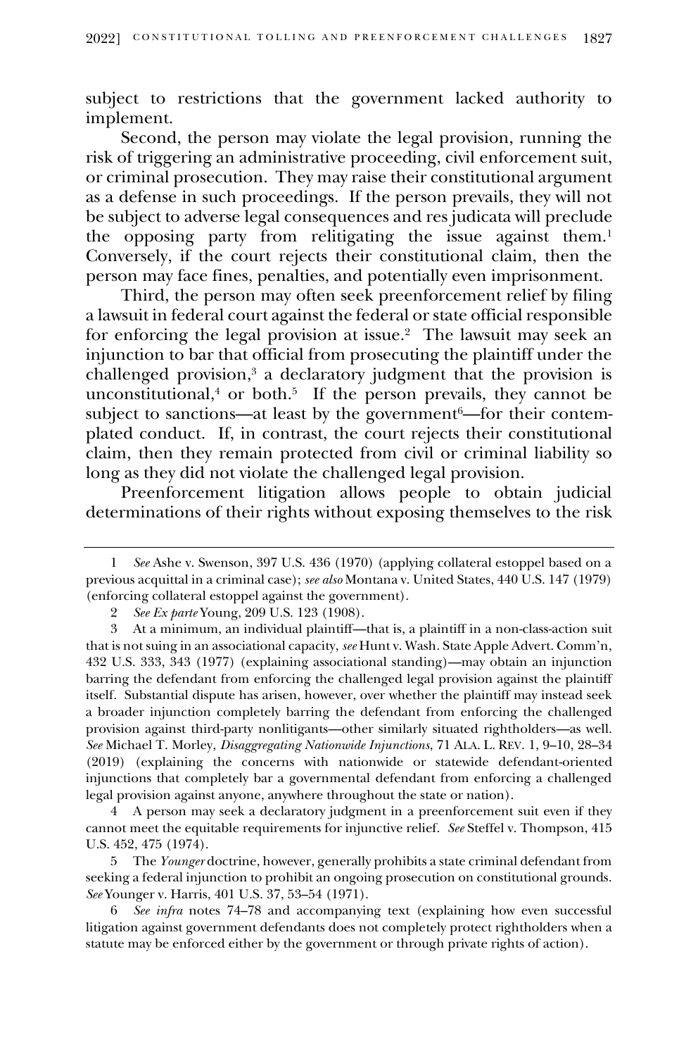subject to restrictions that the government lacked authority to implement.

Second, the person may violate the legal provision, running the risk of triggering an administrative proceeding, civil enforcement suit, or criminal prosecution. They may raise their constitutional argument as a defense in such proceedings. If the person prevails, they will not be subject to adverse legal consequences and res judicata will preclude the opposing party from relitigating the issue against them.[1] Conversely, if the court rejects their constitutional claim, then the person may face fines, penalties, and potentially even imprisonment.

Third, the person may often seek preenforcement relief by filing a lawsuit in federal court against the federal or state official responsible for enforcing the legal provision at issue.[2] The lawsuit may seek an injunction to bar that official from prosecuting the plaintiff under the challenged provision,[3] a declaratory judgment that the provision is unconstitutional,[4] or both.[5] If the person prevails, they cannot be subject to sanctions—at least by the government[6]—for their contemplated conduct. If, in contrast, the court rejects their constitutional claim, then they remain protected from civil or criminal liability so long as they did not violate the challenged legal provision.

Preenforcement litigation allows people to obtain judicial determinations of their rights without exposing themselves to the risk

---

1 *See* Ashe v. Swenson, 397 U.S. 436 (1970) (applying collateral estoppel based on a previous acquittal in a criminal case); *see also* Montana v. United States, 440 U.S. 147 (1979) (enforcing collateral estoppel against the government).

2 *See Ex parte* Young, 209 U.S. 123 (1908).

3 At a minimum, an individual plaintiff—that is, a plaintiff in a non-class-action suit that is not suing in an associational capacity, *see* Hunt v. Wash. State Apple Advert. Comm'n, 432 U.S. 333, 343 (1977) (explaining associational standing)—may obtain an injunction barring the defendant from enforcing the challenged legal provision against the plaintiff itself. Substantial dispute has arisen, however, over whether the plaintiff may instead seek a broader injunction completely barring the defendant from enforcing the challenged provision against third-party nonlitigants—other similarly situated rightholders—as well. *See* Michael T. Morley, *Disaggregating Nationwide Injunctions*, 71 ALA. L. REV. 1, 9–10, 28–34 (2019) (explaining the concerns with nationwide or statewide defendant-oriented injunctions that completely bar a governmental defendant from enforcing a challenged legal provision against anyone, anywhere throughout the state or nation).

4 A person may seek a declaratory judgment in a preenforcement suit even if they cannot meet the equitable requirements for injunctive relief. *See* Steffel v. Thompson, 415 U.S. 452, 475 (1974).

5 The *Younger* doctrine, however, generally prohibits a state criminal defendant from seeking a federal injunction to prohibit an ongoing prosecution on constitutional grounds. *See* Younger v. Harris, 401 U.S. 37, 53–54 (1971).

6 *See infra* notes 74–78 and accompanying text (explaining how even successful litigation against government defendants does not completely protect rightholders when a statute may be enforced either by the government or through private rights of action).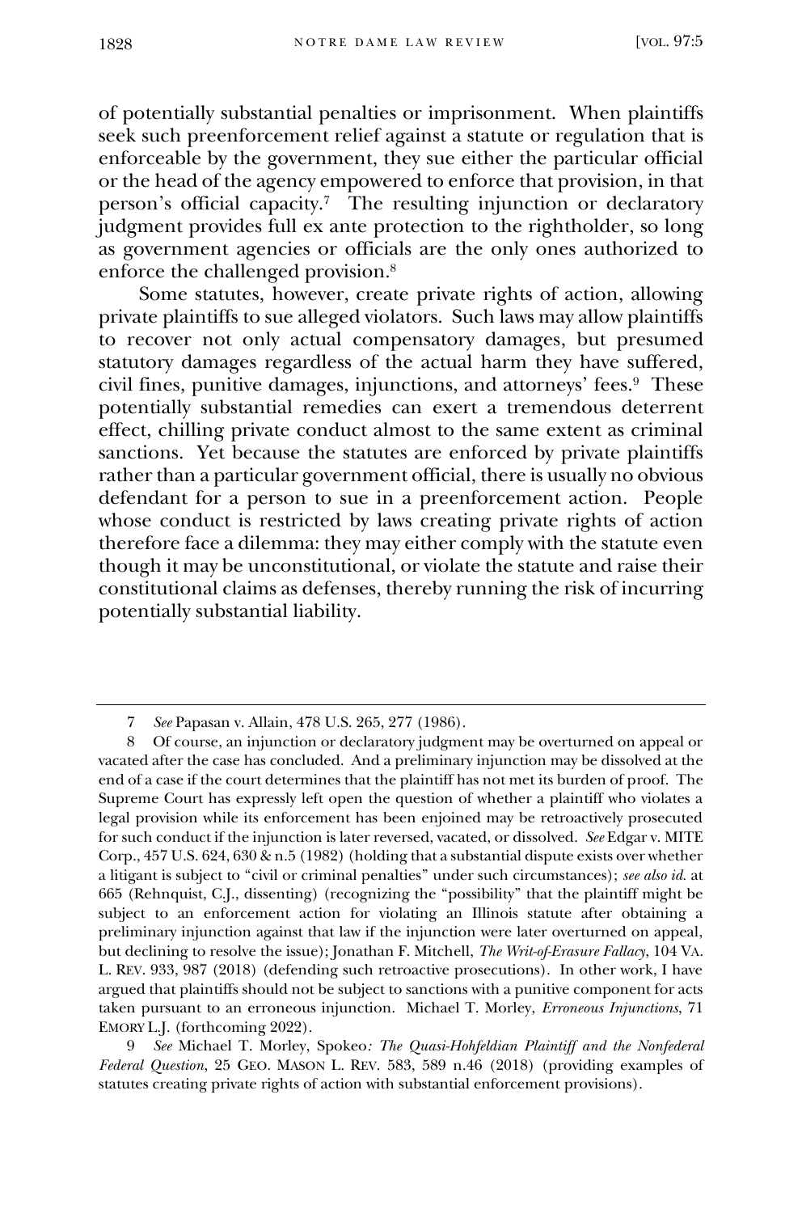of potentially substantial penalties or imprisonment. When plaintiffs seek such preenforcement relief against a statute or regulation that is enforceable by the government, they sue either the particular official or the head of the agency empowered to enforce that provision, in that person's official capacity.[7] The resulting injunction or declaratory judgment provides full ex ante protection to the rightholder, so long as government agencies or officials are the only ones authorized to enforce the challenged provision.[8]

Some statutes, however, create private rights of action, allowing private plaintiffs to sue alleged violators. Such laws may allow plaintiffs to recover not only actual compensatory damages, but presumed statutory damages regardless of the actual harm they have suffered, civil fines, punitive damages, injunctions, and attorneys' fees.[9] These potentially substantial remedies can exert a tremendous deterrent effect, chilling private conduct almost to the same extent as criminal sanctions. Yet because the statutes are enforced by private plaintiffs rather than a particular government official, there is usually no obvious defendant for a person to sue in a preenforcement action. People whose conduct is restricted by laws creating private rights of action therefore face a dilemma: they may either comply with the statute even though it may be unconstitutional, or violate the statute and raise their constitutional claims as defenses, thereby running the risk of incurring potentially substantial liability.

---

7 *See* Papasan v. Allain, 478 U.S. 265, 277 (1986).

8 Of course, an injunction or declaratory judgment may be overturned on appeal or vacated after the case has concluded. And a preliminary injunction may be dissolved at the end of a case if the court determines that the plaintiff has not met its burden of proof. The Supreme Court has expressly left open the question of whether a plaintiff who violates a legal provision while its enforcement has been enjoined may be retroactively prosecuted for such conduct if the injunction is later reversed, vacated, or dissolved. *See* Edgar v. MITE Corp., 457 U.S. 624, 630 & n.5 (1982) (holding that a substantial dispute exists over whether a litigant is subject to "civil or criminal penalties" under such circumstances); *see also id.* at 665 (Rehnquist, C.J., dissenting) (recognizing the "possibility" that the plaintiff might be subject to an enforcement action for violating an Illinois statute after obtaining a preliminary injunction against that law if the injunction were later overturned on appeal, but declining to resolve the issue); Jonathan F. Mitchell, *The Writ-of-Erasure Fallacy*, 104 VA. L. REV. 933, 987 (2018) (defending such retroactive prosecutions). In other work, I have argued that plaintiffs should not be subject to sanctions with a punitive component for acts taken pursuant to an erroneous injunction. Michael T. Morley, *Erroneous Injunctions*, 71 EMORY L.J. (forthcoming 2022).

9 *See* Michael T. Morley, Spokeo*: The Quasi-Hohfeldian Plaintiff and the Nonfederal Federal Question*, 25 GEO. MASON L. REV. 583, 589 n.46 (2018) (providing examples of statutes creating private rights of action with substantial enforcement provisions).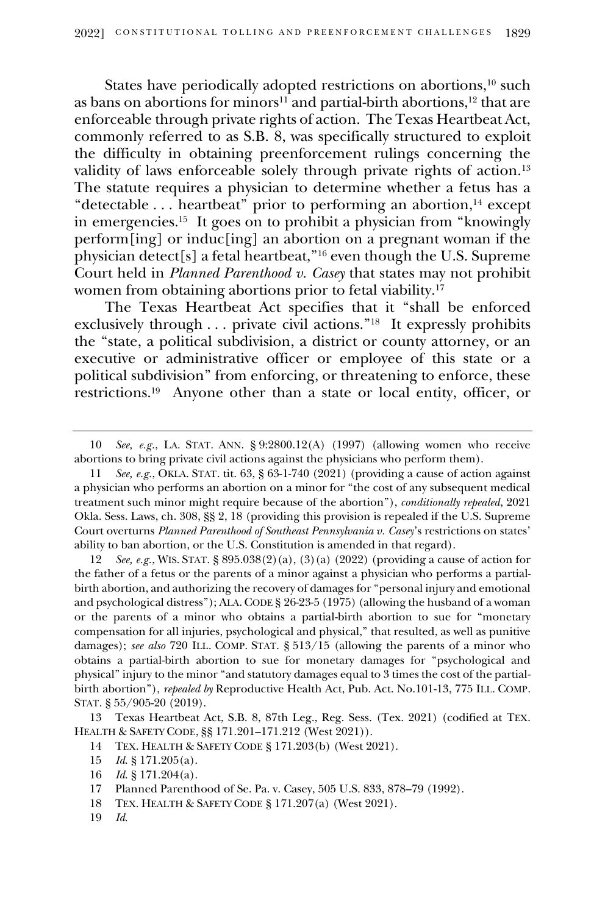States have periodically adopted restrictions on abortions,[10] such as bans on abortions for minors[11] and partial-birth abortions,[12] that are enforceable through private rights of action. The Texas Heartbeat Act, commonly referred to as S.B. 8, was specifically structured to exploit the difficulty in obtaining preenforcement rulings concerning the validity of laws enforceable solely through private rights of action.[13] The statute requires a physician to determine whether a fetus has a "detectable . . . heartbeat" prior to performing an abortion,[14] except in emergencies.[15] It goes on to prohibit a physician from "knowingly perform[ing] or induc[ing] an abortion on a pregnant woman if the physician detect[s] a fetal heartbeat,"[16] even though the U.S. Supreme Court held in *Planned Parenthood v. Casey* that states may not prohibit women from obtaining abortions prior to fetal viability.[17]

The Texas Heartbeat Act specifies that it "shall be enforced exclusively through . . . private civil actions."[18] It expressly prohibits the "state, a political subdivision, a district or county attorney, or an executive or administrative officer or employee of this state or a political subdivision" from enforcing, or threatening to enforce, these restrictions.[19] Anyone other than a state or local entity, officer, or

---

10 *See, e.g.*, LA. STAT. ANN. § 9:2800.12(A) (1997) (allowing women who receive abortions to bring private civil actions against the physicians who perform them).

11 *See, e.g.*, OKLA. STAT. tit. 63, § 63-1-740 (2021) (providing a cause of action against a physician who performs an abortion on a minor for "the cost of any subsequent medical treatment such minor might require because of the abortion"), *conditionally repealed*, 2021 Okla. Sess. Laws, ch. 308, §§ 2, 18 (providing this provision is repealed if the U.S. Supreme Court overturns *Planned Parenthood of Southeast Pennsylvania v. Casey*'s restrictions on states' ability to ban abortion, or the U.S. Constitution is amended in that regard).

12 *See, e.g.*, WIS. STAT. § 895.038(2)(a), (3)(a) (2022) (providing a cause of action for the father of a fetus or the parents of a minor against a physician who performs a partial-birth abortion, and authorizing the recovery of damages for "personal injury and emotional and psychological distress"); ALA. CODE § 26-23-5 (1975) (allowing the husband of a woman or the parents of a minor who obtains a partial-birth abortion to sue for "monetary compensation for all injuries, psychological and physical," that resulted, as well as punitive damages); *see also* 720 ILL. COMP. STAT. § 513/15 (allowing the parents of a minor who obtains a partial-birth abortion to sue for monetary damages for "psychological and physical" injury to the minor "and statutory damages equal to 3 times the cost of the partial-birth abortion"), *repealed by* Reproductive Health Act, Pub. Act. No.101-13, 775 ILL. COMP. STAT. § 55/905-20 (2019).

13 Texas Heartbeat Act, S.B. 8, 87th Leg., Reg. Sess. (Tex. 2021) (codified at TEX. HEALTH & SAFETY CODE, §§ 171.201–171.212 (West 2021)).

14 TEX. HEALTH & SAFETY CODE § 171.203(b) (West 2021).

15 *Id.* § 171.205(a).

16 *Id.* § 171.204(a).

17 Planned Parenthood of Se. Pa. v. Casey, 505 U.S. 833, 878–79 (1992).

18 TEX. HEALTH & SAFETY CODE § 171.207(a) (West 2021).

19 *Id.*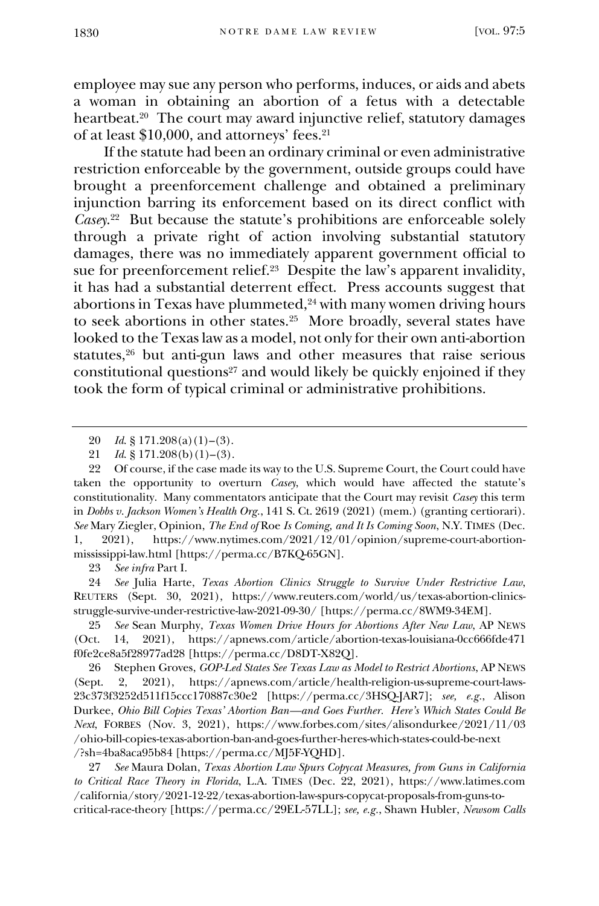employee may sue any person who performs, induces, or aids and abets a woman in obtaining an abortion of a fetus with a detectable heartbeat.[20] The court may award injunctive relief, statutory damages of at least $10,000, and attorneys' fees.[21]

If the statute had been an ordinary criminal or even administrative restriction enforceable by the government, outside groups could have brought a preenforcement challenge and obtained a preliminary injunction barring its enforcement based on its direct conflict with *Casey*.[22] But because the statute's prohibitions are enforceable solely through a private right of action involving substantial statutory damages, there was no immediately apparent government official to sue for preenforcement relief.[23] Despite the law's apparent invalidity, it has had a substantial deterrent effect. Press accounts suggest that abortions in Texas have plummeted,[24] with many women driving hours to seek abortions in other states.[25] More broadly, several states have looked to the Texas law as a model, not only for their own anti-abortion statutes,[26] but anti-gun laws and other measures that raise serious constitutional questions[27] and would likely be quickly enjoined if they took the form of typical criminal or administrative prohibitions.

---

20 *Id.* § 171.208(a)(1)–(3).

21 *Id.* § 171.208(b)(1)–(3).

22 Of course, if the case made its way to the U.S. Supreme Court, the Court could have taken the opportunity to overturn *Casey*, which would have affected the statute's constitutionality. Many commentators anticipate that the Court may revisit *Casey* this term in *Dobbs v. Jackson Women's Health Org.*, 141 S. Ct. 2619 (2021) (mem.) (granting certiorari). *See* Mary Ziegler, Opinion, *The End of* Roe *Is Coming, and It Is Coming Soon*, N.Y. TIMES (Dec. 1, 2021), https://www.nytimes.com/2021/12/01/opinion/supreme-court-abortion-mississippi-law.html [https://perma.cc/B7KQ-65GN].

23 *See infra* Part I.

24 *See* Julia Harte, *Texas Abortion Clinics Struggle to Survive Under Restrictive Law*, REUTERS (Sept. 30, 2021), https://www.reuters.com/world/us/texas-abortion-clinics-struggle-survive-under-restrictive-law-2021-09-30/ [https://perma.cc/8WM9-34EM].

25 *See* Sean Murphy, *Texas Women Drive Hours for Abortions After New Law*, AP NEWS (Oct. 14, 2021), https://apnews.com/article/abortion-texas-louisiana-0cc666fde471f0fe2ce8a5f28977ad28 [https://perma.cc/D8DT-X82Q].

26 Stephen Groves, *GOP-Led States See Texas Law as Model to Restrict Abortions*, AP NEWS (Sept. 2, 2021), https://apnews.com/article/health-religion-us-supreme-court-laws-23c373f3252d511f15ccc170887c30e2 [https://perma.cc/3HSQ-JAR7]; *see, e.g.*, Alison Durkee, *Ohio Bill Copies Texas' Abortion Ban—and Goes Further. Here's Which States Could Be Next*, FORBES (Nov. 3, 2021), https://www.forbes.com/sites/alisondurkee/2021/11/03/ohio-bill-copies-texas-abortion-ban-and-goes-further-heres-which-states-could-be-next/?sh=4ba8aca95b84 [https://perma.cc/MJ5F-YQHD].

27 *See* Maura Dolan, *Texas Abortion Law Spurs Copycat Measures, from Guns in California to Critical Race Theory in Florida*, L.A. TIMES (Dec. 22, 2021), https://www.latimes.com/california/story/2021-12-22/texas-abortion-law-spurs-copycat-proposals-from-guns-to-critical-race-theory [https://perma.cc/29EL-57LL]; *see, e.g.*, Shawn Hubler, *Newsom Calls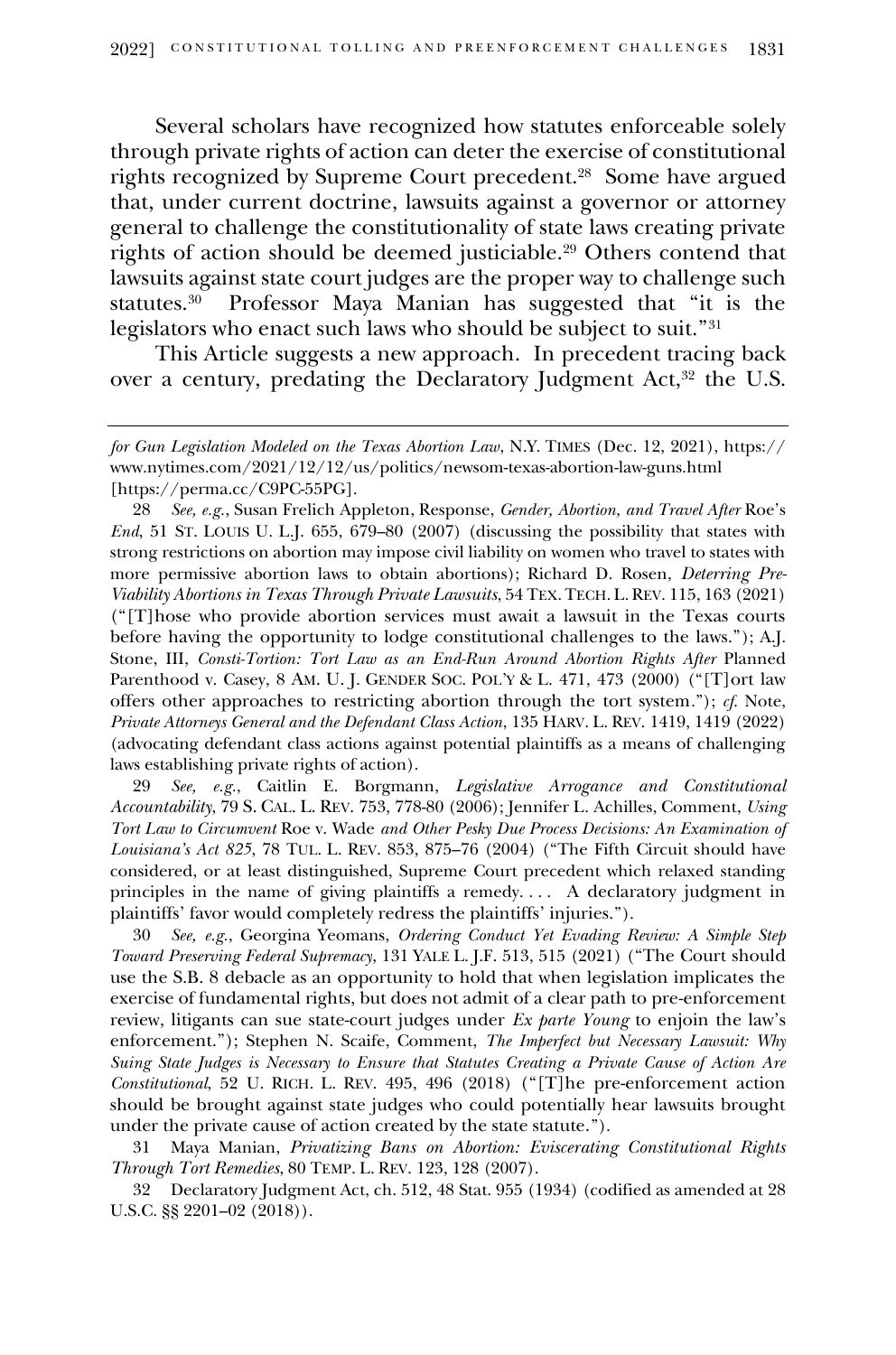Several scholars have recognized how statutes enforceable solely through private rights of action can deter the exercise of constitutional rights recognized by Supreme Court precedent.[28] Some have argued that, under current doctrine, lawsuits against a governor or attorney general to challenge the constitutionality of state laws creating private rights of action should be deemed justiciable.[29] Others contend that lawsuits against state court judges are the proper way to challenge such statutes.[30] Professor Maya Manian has suggested that "it is the legislators who enact such laws who should be subject to suit."[31]

This Article suggests a new approach. In precedent tracing back over a century, predating the Declaratory Judgment Act,[32] the U.S.

---

*for Gun Legislation Modeled on the Texas Abortion Law*, N.Y. TIMES (Dec. 12, 2021), https://www.nytimes.com/2021/12/12/us/politics/newsom-texas-abortion-law-guns.html [https://perma.cc/C9PC-55PG].

28 *See, e.g.*, Susan Frelich Appleton, Response, *Gender, Abortion, and Travel After* Roe's *End*, 51 ST. LOUIS U. L.J. 655, 679–80 (2007) (discussing the possibility that states with strong restrictions on abortion may impose civil liability on women who travel to states with more permissive abortion laws to obtain abortions); Richard D. Rosen, *Deterring Pre-Viability Abortions in Texas Through Private Lawsuits*, 54 TEX. TECH. L. REV. 115, 163 (2021) ("[T]hose who provide abortion services must await a lawsuit in the Texas courts before having the opportunity to lodge constitutional challenges to the laws."); A.J. Stone, III, *Consti-Tortion: Tort Law as an End-Run Around Abortion Rights After* Planned Parenthood v. Casey, 8 AM. U. J. GENDER SOC. POL'Y & L. 471, 473 (2000) ("[T]ort law offers other approaches to restricting abortion through the tort system."); *cf.* Note, *Private Attorneys General and the Defendant Class Action*, 135 HARV. L. REV. 1419, 1419 (2022) (advocating defendant class actions against potential plaintiffs as a means of challenging laws establishing private rights of action).

29 *See, e.g.*, Caitlin E. Borgmann, *Legislative Arrogance and Constitutional Accountability*, 79 S. CAL. L. REV. 753, 778-80 (2006); Jennifer L. Achilles, Comment, *Using Tort Law to Circumvent* Roe v. Wade *and Other Pesky Due Process Decisions: An Examination of Louisiana's Act 825*, 78 TUL. L. REV. 853, 875–76 (2004) ("The Fifth Circuit should have considered, or at least distinguished, Supreme Court precedent which relaxed standing principles in the name of giving plaintiffs a remedy. . . . A declaratory judgment in plaintiffs' favor would completely redress the plaintiffs' injuries.").

30 *See, e.g.*, Georgina Yeomans, *Ordering Conduct Yet Evading Review: A Simple Step Toward Preserving Federal Supremacy*, 131 YALE L. J.F. 513, 515 (2021) ("The Court should use the S.B. 8 debacle as an opportunity to hold that when legislation implicates the exercise of fundamental rights, but does not admit of a clear path to pre-enforcement review, litigants can sue state-court judges under *Ex parte Young* to enjoin the law's enforcement."); Stephen N. Scaife, Comment, *The Imperfect but Necessary Lawsuit: Why Suing State Judges is Necessary to Ensure that Statutes Creating a Private Cause of Action Are Constitutional*, 52 U. RICH. L. REV. 495, 496 (2018) ("[T]he pre-enforcement action should be brought against state judges who could potentially hear lawsuits brought under the private cause of action created by the state statute.").

31 Maya Manian, *Privatizing Bans on Abortion: Eviscerating Constitutional Rights Through Tort Remedies*, 80 TEMP. L. REV. 123, 128 (2007).

32 Declaratory Judgment Act, ch. 512, 48 Stat. 955 (1934) (codified as amended at 28 U.S.C. §§ 2201–02 (2018)).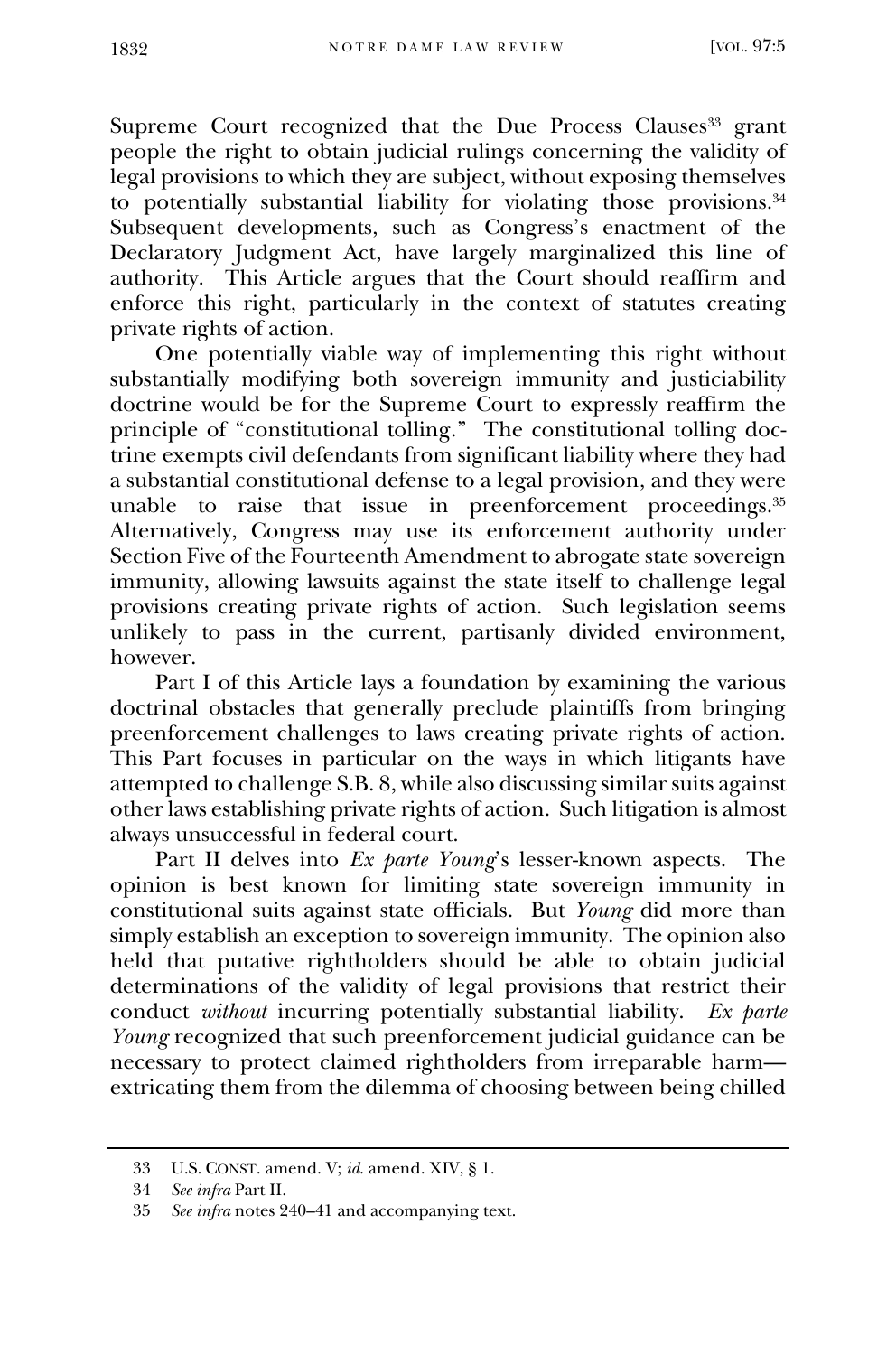Supreme Court recognized that the Due Process Clauses[33] grant people the right to obtain judicial rulings concerning the validity of legal provisions to which they are subject, without exposing themselves to potentially substantial liability for violating those provisions.[34] Subsequent developments, such as Congress's enactment of the Declaratory Judgment Act, have largely marginalized this line of authority. This Article argues that the Court should reaffirm and enforce this right, particularly in the context of statutes creating private rights of action.

One potentially viable way of implementing this right without substantially modifying both sovereign immunity and justiciability doctrine would be for the Supreme Court to expressly reaffirm the principle of "constitutional tolling." The constitutional tolling doctrine exempts civil defendants from significant liability where they had a substantial constitutional defense to a legal provision, and they were unable to raise that issue in preenforcement proceedings.[35] Alternatively, Congress may use its enforcement authority under Section Five of the Fourteenth Amendment to abrogate state sovereign immunity, allowing lawsuits against the state itself to challenge legal provisions creating private rights of action. Such legislation seems unlikely to pass in the current, partisanly divided environment, however.

Part I of this Article lays a foundation by examining the various doctrinal obstacles that generally preclude plaintiffs from bringing preenforcement challenges to laws creating private rights of action. This Part focuses in particular on the ways in which litigants have attempted to challenge S.B. 8, while also discussing similar suits against other laws establishing private rights of action. Such litigation is almost always unsuccessful in federal court.

Part II delves into *Ex parte Young*'s lesser-known aspects. The opinion is best known for limiting state sovereign immunity in constitutional suits against state officials. But *Young* did more than simply establish an exception to sovereign immunity. The opinion also held that putative rightholders should be able to obtain judicial determinations of the validity of legal provisions that restrict their conduct *without* incurring potentially substantial liability. *Ex parte Young* recognized that such preenforcement judicial guidance can be necessary to protect claimed rightholders from irreparable harm—extricating them from the dilemma of choosing between being chilled

---

33 U.S. CONST. amend. V; *id.* amend. XIV, § 1.

34 *See infra* Part II.

35 *See infra* notes 240–41 and accompanying text.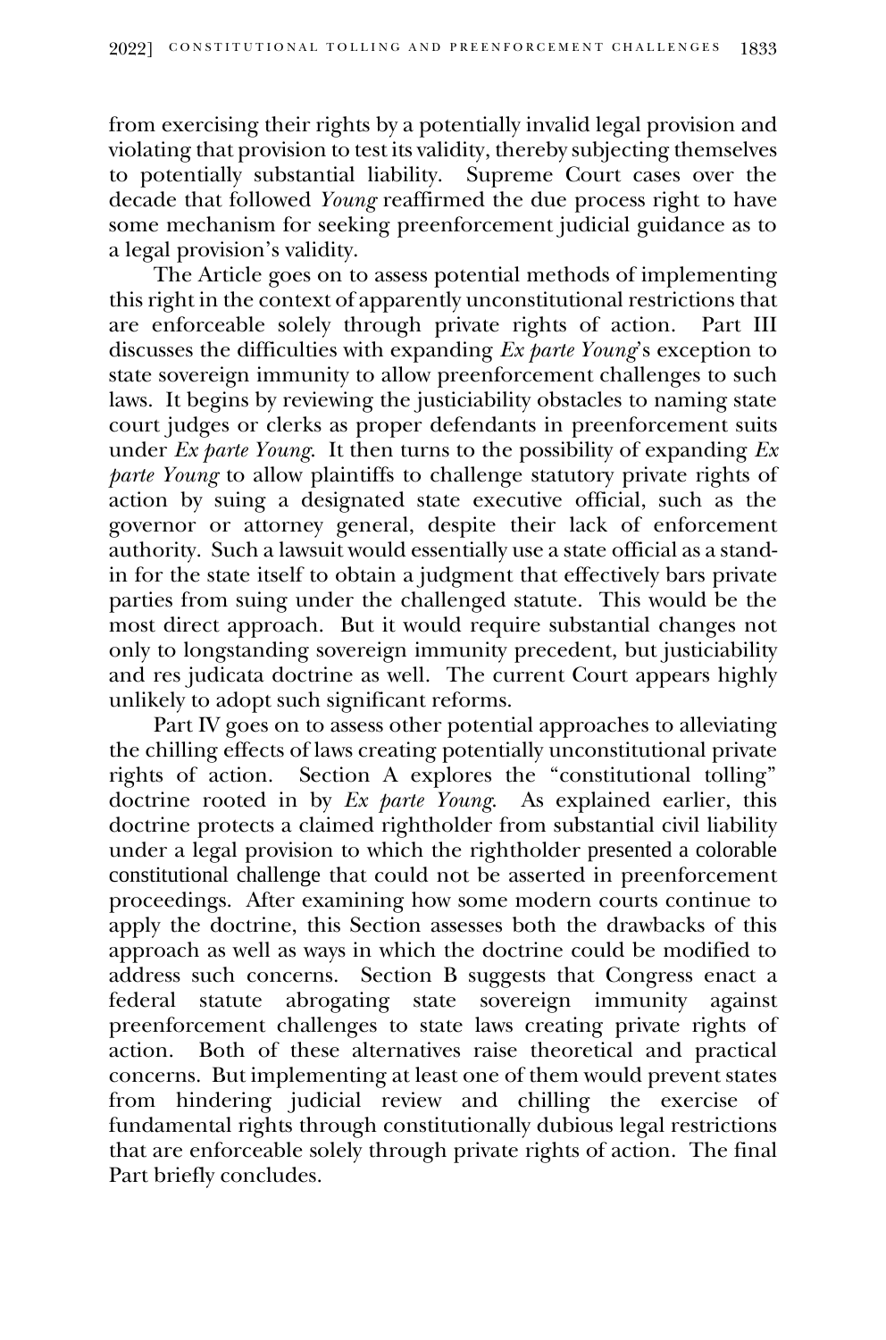from exercising their rights by a potentially invalid legal provision and violating that provision to test its validity, thereby subjecting themselves to potentially substantial liability. Supreme Court cases over the decade that followed *Young* reaffirmed the due process right to have some mechanism for seeking preenforcement judicial guidance as to a legal provision's validity.

The Article goes on to assess potential methods of implementing this right in the context of apparently unconstitutional restrictions that are enforceable solely through private rights of action. Part III discusses the difficulties with expanding *Ex parte Young*'s exception to state sovereign immunity to allow preenforcement challenges to such laws. It begins by reviewing the justiciability obstacles to naming state court judges or clerks as proper defendants in preenforcement suits under *Ex parte Young*. It then turns to the possibility of expanding *Ex parte Young* to allow plaintiffs to challenge statutory private rights of action by suing a designated state executive official, such as the governor or attorney general, despite their lack of enforcement authority. Such a lawsuit would essentially use a state official as a stand-in for the state itself to obtain a judgment that effectively bars private parties from suing under the challenged statute. This would be the most direct approach. But it would require substantial changes not only to longstanding sovereign immunity precedent, but justiciability and res judicata doctrine as well. The current Court appears highly unlikely to adopt such significant reforms.

Part IV goes on to assess other potential approaches to alleviating the chilling effects of laws creating potentially unconstitutional private rights of action. Section A explores the "constitutional tolling" doctrine rooted in by *Ex parte Young*. As explained earlier, this doctrine protects a claimed rightholder from substantial civil liability under a legal provision to which the rightholder presented a colorable constitutional challenge that could not be asserted in preenforcement proceedings. After examining how some modern courts continue to apply the doctrine, this Section assesses both the drawbacks of this approach as well as ways in which the doctrine could be modified to address such concerns. Section B suggests that Congress enact a federal statute abrogating state sovereign immunity against preenforcement challenges to state laws creating private rights of action. Both of these alternatives raise theoretical and practical concerns. But implementing at least one of them would prevent states from hindering judicial review and chilling the exercise of fundamental rights through constitutionally dubious legal restrictions that are enforceable solely through private rights of action. The final Part briefly concludes.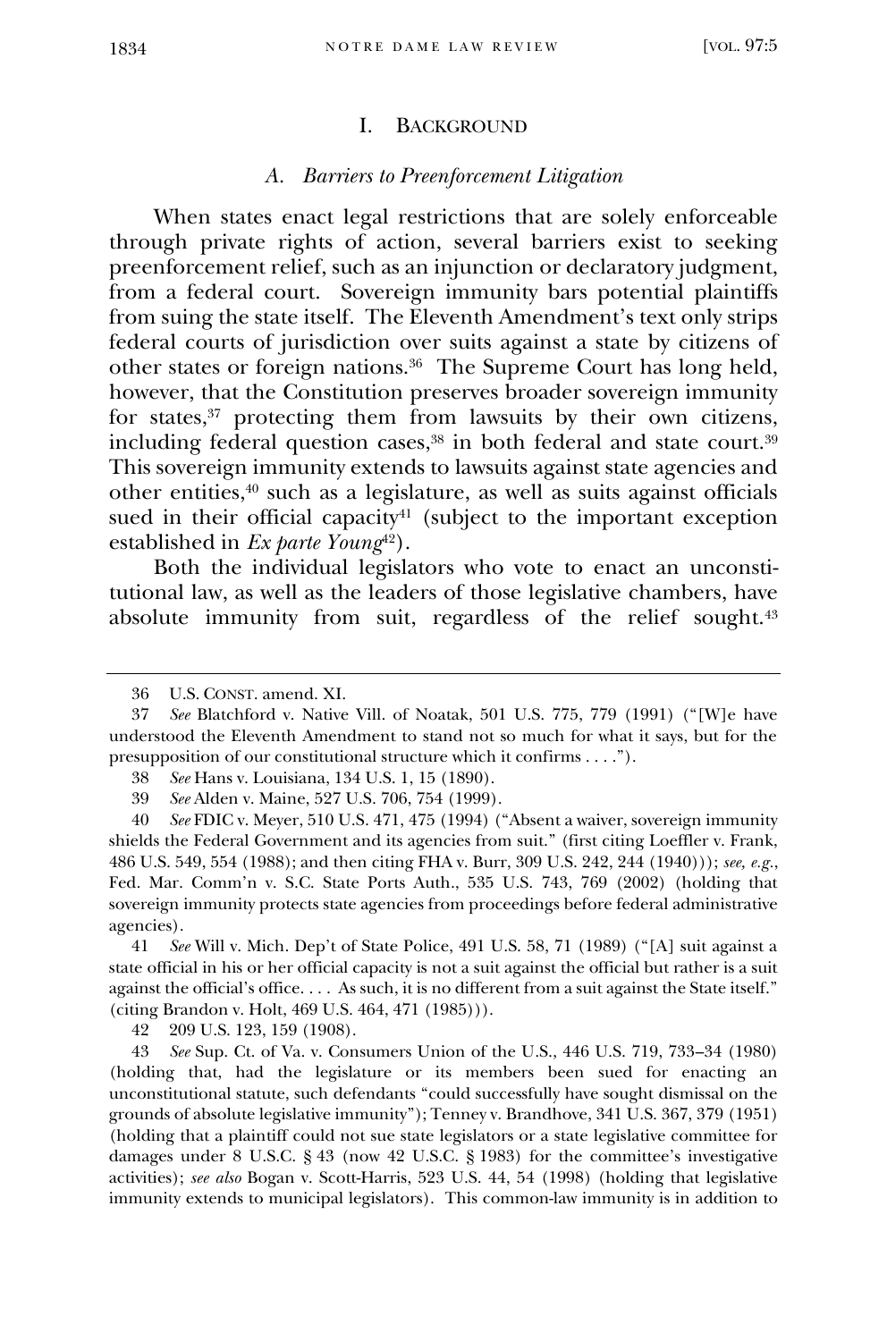## I. Background

### *A. Barriers to Preenforcement Litigation*

When states enact legal restrictions that are solely enforceable through private rights of action, several barriers exist to seeking preenforcement relief, such as an injunction or declaratory judgment, from a federal court. Sovereign immunity bars potential plaintiffs from suing the state itself. The Eleventh Amendment's text only strips federal courts of jurisdiction over suits against a state by citizens of other states or foreign nations.[36] The Supreme Court has long held, however, that the Constitution preserves broader sovereign immunity for states,[37] protecting them from lawsuits by their own citizens, including federal question cases,[38] in both federal and state court.[39] This sovereign immunity extends to lawsuits against state agencies and other entities,[40] such as a legislature, as well as suits against officials sued in their official capacity[41] (subject to the important exception established in *Ex parte Young*[42]).

Both the individual legislators who vote to enact an unconstitutional law, as well as the leaders of those legislative chambers, have absolute immunity from suit, regardless of the relief sought.[43]

---

36 U.S. CONST. amend. XI.

37 *See* Blatchford v. Native Vill. of Noatak, 501 U.S. 775, 779 (1991) ("[W]e have understood the Eleventh Amendment to stand not so much for what it says, but for the presupposition of our constitutional structure which it confirms . . . .").

38 *See* Hans v. Louisiana, 134 U.S. 1, 15 (1890).

39 *See* Alden v. Maine, 527 U.S. 706, 754 (1999).

40 *See* FDIC v. Meyer, 510 U.S. 471, 475 (1994) ("Absent a waiver, sovereign immunity shields the Federal Government and its agencies from suit." (first citing Loeffler v. Frank, 486 U.S. 549, 554 (1988); and then citing FHA v. Burr, 309 U.S. 242, 244 (1940))); *see, e.g.*, Fed. Mar. Comm'n v. S.C. State Ports Auth., 535 U.S. 743, 769 (2002) (holding that sovereign immunity protects state agencies from proceedings before federal administrative agencies).

41 *See* Will v. Mich. Dep't of State Police, 491 U.S. 58, 71 (1989) ("[A] suit against a state official in his or her official capacity is not a suit against the official but rather is a suit against the official's office. . . . As such, it is no different from a suit against the State itself." (citing Brandon v. Holt, 469 U.S. 464, 471 (1985))).

42 209 U.S. 123, 159 (1908).

43 *See* Sup. Ct. of Va. v. Consumers Union of the U.S., 446 U.S. 719, 733–34 (1980) (holding that, had the legislature or its members been sued for enacting an unconstitutional statute, such defendants "could successfully have sought dismissal on the grounds of absolute legislative immunity"); Tenney v. Brandhove, 341 U.S. 367, 379 (1951) (holding that a plaintiff could not sue state legislators or a state legislative committee for damages under 8 U.S.C. § 43 (now 42 U.S.C. § 1983) for the committee's investigative activities); *see also* Bogan v. Scott-Harris, 523 U.S. 44, 54 (1998) (holding that legislative immunity extends to municipal legislators). This common-law immunity is in addition to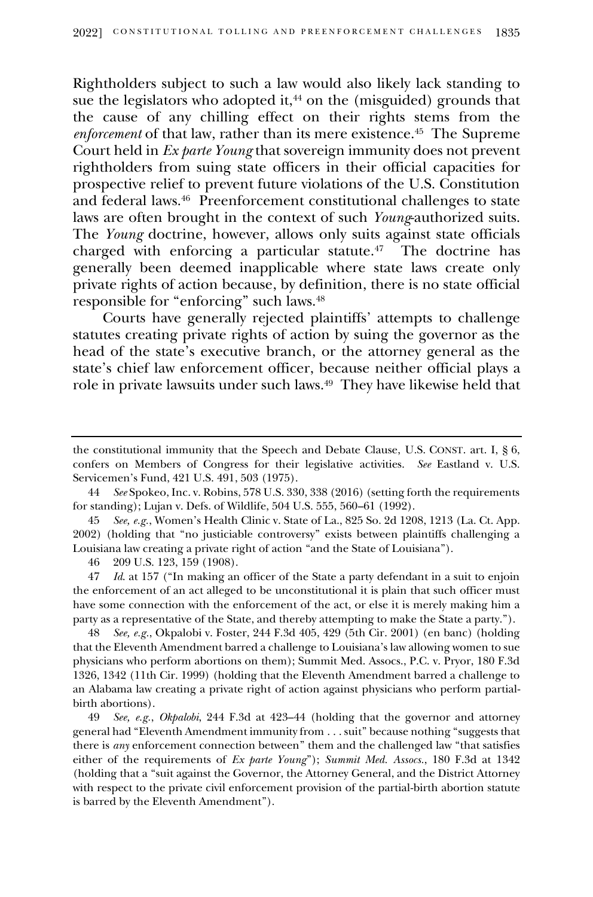Rightholders subject to such a law would also likely lack standing to sue the legislators who adopted it,[44] on the (misguided) grounds that the cause of any chilling effect on their rights stems from the *enforcement* of that law, rather than its mere existence.[45] The Supreme Court held in *Ex parte Young* that sovereign immunity does not prevent rightholders from suing state officers in their official capacities for prospective relief to prevent future violations of the U.S. Constitution and federal laws.[46] Preenforcement constitutional challenges to state laws are often brought in the context of such *Young*-authorized suits. The *Young* doctrine, however, allows only suits against state officials charged with enforcing a particular statute.[47] The doctrine has generally been deemed inapplicable where state laws create only private rights of action because, by definition, there is no state official responsible for "enforcing" such laws.[48]

Courts have generally rejected plaintiffs' attempts to challenge statutes creating private rights of action by suing the governor as the head of the state's executive branch, or the attorney general as the state's chief law enforcement officer, because neither official plays a role in private lawsuits under such laws.[49] They have likewise held that

---

the constitutional immunity that the Speech and Debate Clause, U.S. CONST. art. I, § 6, confers on Members of Congress for their legislative activities. *See* Eastland v. U.S. Servicemen's Fund, 421 U.S. 491, 503 (1975).

44 *See* Spokeo, Inc. v. Robins, 578 U.S. 330, 338 (2016) (setting forth the requirements for standing); Lujan v. Defs. of Wildlife, 504 U.S. 555, 560–61 (1992).

45 *See, e.g.*, Women's Health Clinic v. State of La., 825 So. 2d 1208, 1213 (La. Ct. App. 2002) (holding that "no justiciable controversy" exists between plaintiffs challenging a Louisiana law creating a private right of action "and the State of Louisiana").

46 209 U.S. 123, 159 (1908).

47 *Id.* at 157 ("In making an officer of the State a party defendant in a suit to enjoin the enforcement of an act alleged to be unconstitutional it is plain that such officer must have some connection with the enforcement of the act, or else it is merely making him a party as a representative of the State, and thereby attempting to make the State a party.").

48 *See, e.g.*, Okpalobi v. Foster, 244 F.3d 405, 429 (5th Cir. 2001) (en banc) (holding that the Eleventh Amendment barred a challenge to Louisiana's law allowing women to sue physicians who perform abortions on them); Summit Med. Assocs., P.C. v. Pryor, 180 F.3d 1326, 1342 (11th Cir. 1999) (holding that the Eleventh Amendment barred a challenge to an Alabama law creating a private right of action against physicians who perform partial-birth abortions).

49 *See, e.g.*, *Okpalobi*, 244 F.3d at 423–44 (holding that the governor and attorney general had "Eleventh Amendment immunity from . . . suit" because nothing "suggests that there is *any* enforcement connection between" them and the challenged law "that satisfies either of the requirements of *Ex parte Young*"); *Summit Med. Assocs.*, 180 F.3d at 1342 (holding that a "suit against the Governor, the Attorney General, and the District Attorney with respect to the private civil enforcement provision of the partial-birth abortion statute is barred by the Eleventh Amendment").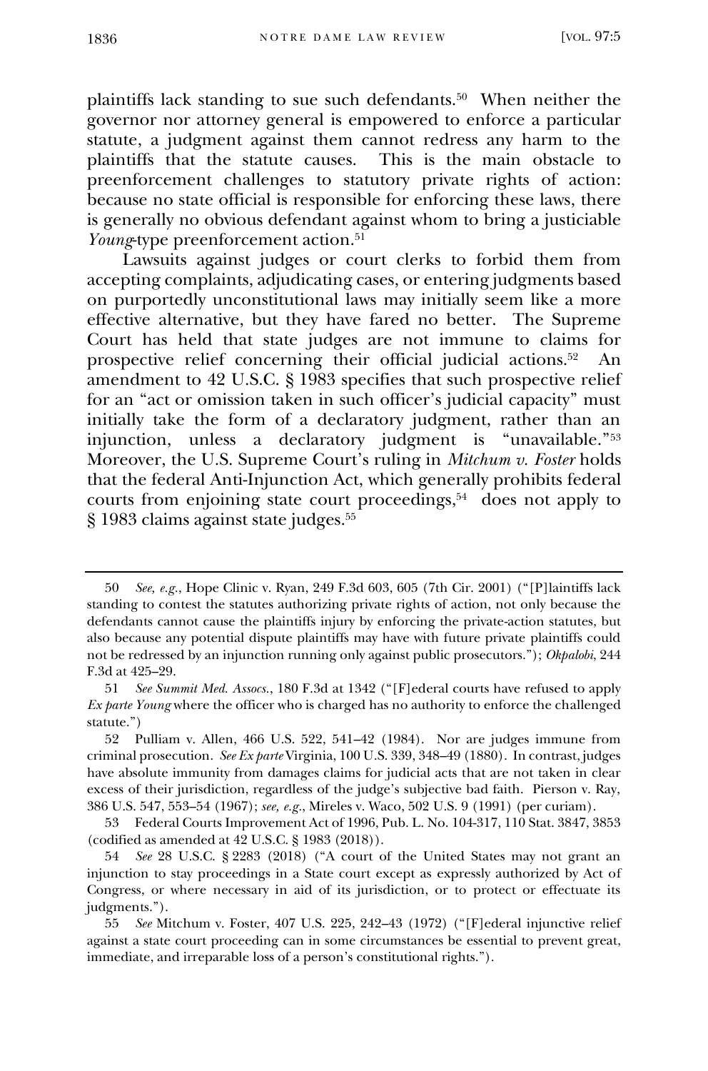plaintiffs lack standing to sue such defendants.[50] When neither the governor nor attorney general is empowered to enforce a particular statute, a judgment against them cannot redress any harm to the plaintiffs that the statute causes. This is the main obstacle to preenforcement challenges to statutory private rights of action: because no state official is responsible for enforcing these laws, there is generally no obvious defendant against whom to bring a justiciable *Young*-type preenforcement action.[51]

Lawsuits against judges or court clerks to forbid them from accepting complaints, adjudicating cases, or entering judgments based on purportedly unconstitutional laws may initially seem like a more effective alternative, but they have fared no better. The Supreme Court has held that state judges are not immune to claims for prospective relief concerning their official judicial actions.[52] An amendment to 42 U.S.C. § 1983 specifies that such prospective relief for an "act or omission taken in such officer's judicial capacity" must initially take the form of a declaratory judgment, rather than an injunction, unless a declaratory judgment is "unavailable."[53] Moreover, the U.S. Supreme Court's ruling in *Mitchum v. Foster* holds that the federal Anti-Injunction Act, which generally prohibits federal courts from enjoining state court proceedings,[54] does not apply to § 1983 claims against state judges.[55]

---

50 *See, e.g.*, Hope Clinic v. Ryan, 249 F.3d 603, 605 (7th Cir. 2001) ("[P]laintiffs lack standing to contest the statutes authorizing private rights of action, not only because the defendants cannot cause the plaintiffs injury by enforcing the private-action statutes, but also because any potential dispute plaintiffs may have with future private plaintiffs could not be redressed by an injunction running only against public prosecutors."); *Okpalobi*, 244 F.3d at 425–29.

51 *See Summit Med. Assocs.*, 180 F.3d at 1342 ("[F]ederal courts have refused to apply *Ex parte Young* where the officer who is charged has no authority to enforce the challenged statute.")

52 Pulliam v. Allen, 466 U.S. 522, 541–42 (1984). Nor are judges immune from criminal prosecution. *See Ex parte* Virginia, 100 U.S. 339, 348–49 (1880). In contrast, judges have absolute immunity from damages claims for judicial acts that are not taken in clear excess of their jurisdiction, regardless of the judge's subjective bad faith. Pierson v. Ray, 386 U.S. 547, 553–54 (1967); *see, e.g.*, Mireles v. Waco, 502 U.S. 9 (1991) (per curiam).

53 Federal Courts Improvement Act of 1996, Pub. L. No. 104-317, 110 Stat. 3847, 3853 (codified as amended at 42 U.S.C. § 1983 (2018)).

54 *See* 28 U.S.C. § 2283 (2018) ("A court of the United States may not grant an injunction to stay proceedings in a State court except as expressly authorized by Act of Congress, or where necessary in aid of its jurisdiction, or to protect or effectuate its judgments.").

55 *See* Mitchum v. Foster, 407 U.S. 225, 242–43 (1972) ("[F]ederal injunctive relief against a state court proceeding can in some circumstances be essential to prevent great, immediate, and irreparable loss of a person's constitutional rights.").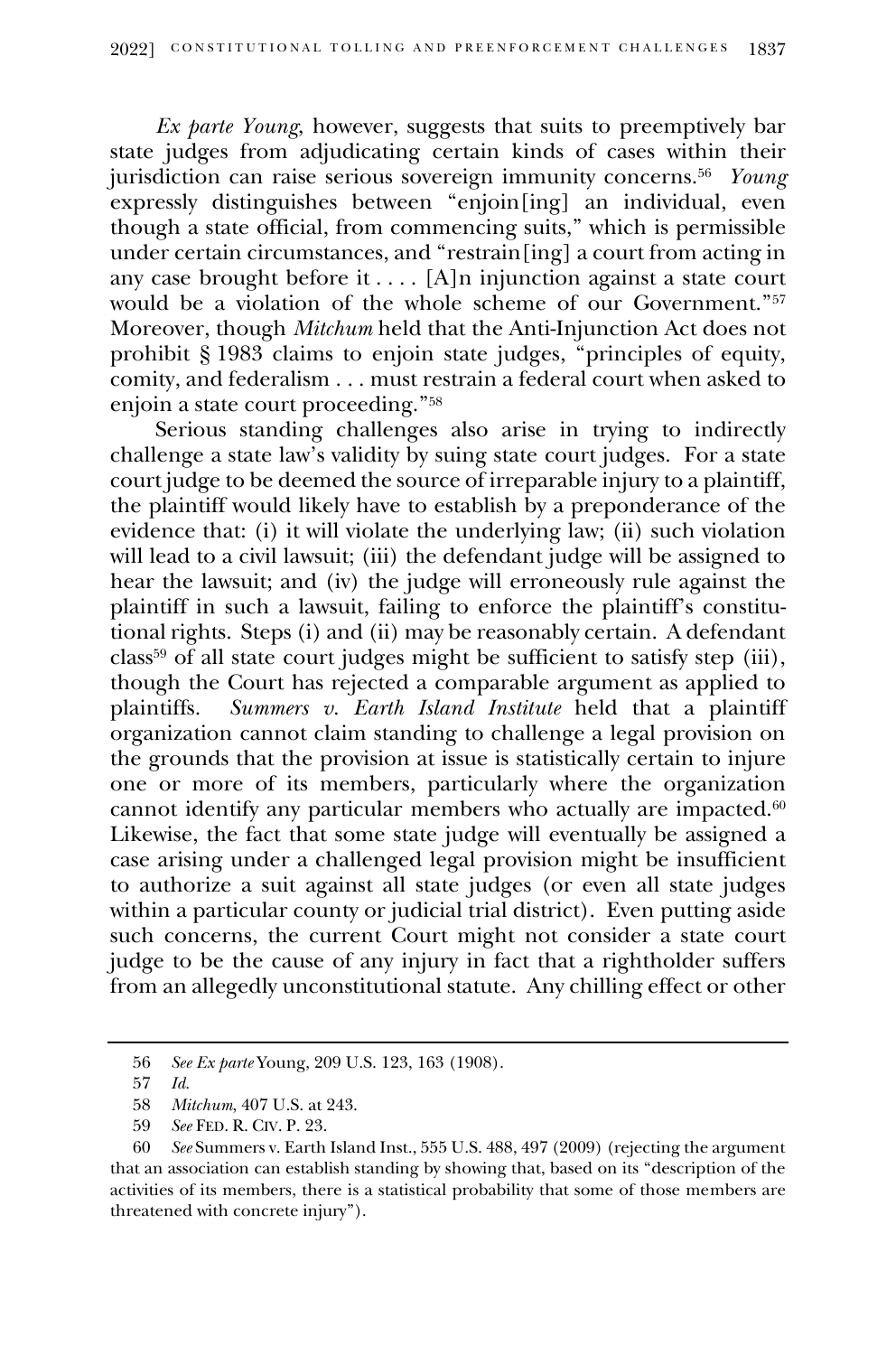*Ex parte Young*, however, suggests that suits to preemptively bar state judges from adjudicating certain kinds of cases within their jurisdiction can raise serious sovereign immunity concerns.[56] *Young* expressly distinguishes between "enjoin[ing] an individual, even though a state official, from commencing suits," which is permissible under certain circumstances, and "restrain[ing] a court from acting in any case brought before it . . . . [A]n injunction against a state court would be a violation of the whole scheme of our Government."[57] Moreover, though *Mitchum* held that the Anti-Injunction Act does not prohibit § 1983 claims to enjoin state judges, "principles of equity, comity, and federalism . . . must restrain a federal court when asked to enjoin a state court proceeding."[58]

Serious standing challenges also arise in trying to indirectly challenge a state law's validity by suing state court judges. For a state court judge to be deemed the source of irreparable injury to a plaintiff, the plaintiff would likely have to establish by a preponderance of the evidence that: (i) it will violate the underlying law; (ii) such violation will lead to a civil lawsuit; (iii) the defendant judge will be assigned to hear the lawsuit; and (iv) the judge will erroneously rule against the plaintiff in such a lawsuit, failing to enforce the plaintiff's constitutional rights. Steps (i) and (ii) may be reasonably certain. A defendant class[59] of all state court judges might be sufficient to satisfy step (iii), though the Court has rejected a comparable argument as applied to plaintiffs. *Summers v. Earth Island Institute* held that a plaintiff organization cannot claim standing to challenge a legal provision on the grounds that the provision at issue is statistically certain to injure one or more of its members, particularly where the organization cannot identify any particular members who actually are impacted.[60] Likewise, the fact that some state judge will eventually be assigned a case arising under a challenged legal provision might be insufficient to authorize a suit against all state judges (or even all state judges within a particular county or judicial trial district). Even putting aside such concerns, the current Court might not consider a state court judge to be the cause of any injury in fact that a rightholder suffers from an allegedly unconstitutional statute. Any chilling effect or other

---

56 *See Ex parte* Young, 209 U.S. 123, 163 (1908).

57 *Id.*

58 *Mitchum*, 407 U.S. at 243.

59 *See* FED. R. CIV. P. 23.

60 *See* Summers v. Earth Island Inst., 555 U.S. 488, 497 (2009) (rejecting the argument that an association can establish standing by showing that, based on its "description of the activities of its members, there is a statistical probability that some of those members are threatened with concrete injury").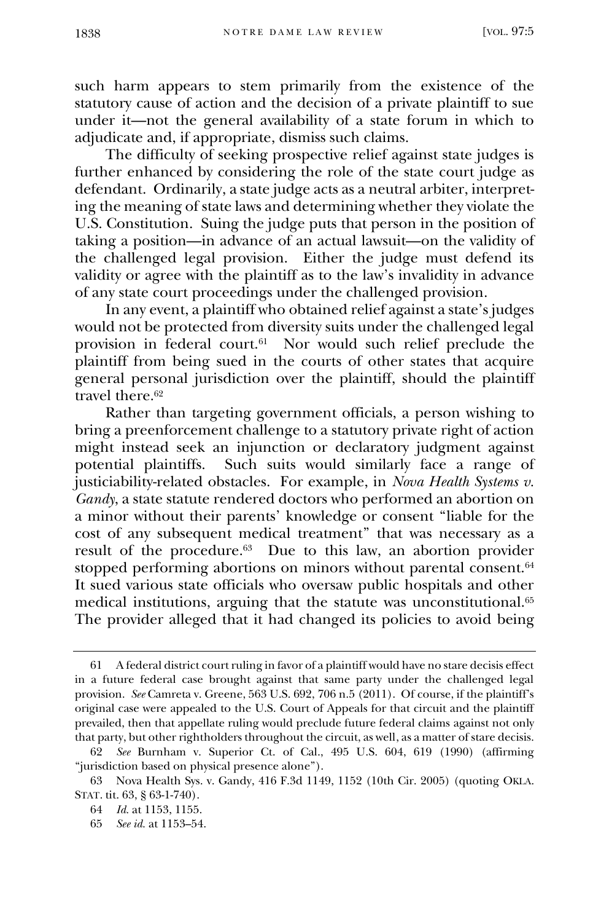such harm appears to stem primarily from the existence of the statutory cause of action and the decision of a private plaintiff to sue under it—not the general availability of a state forum in which to adjudicate and, if appropriate, dismiss such claims.

The difficulty of seeking prospective relief against state judges is further enhanced by considering the role of the state court judge as defendant. Ordinarily, a state judge acts as a neutral arbiter, interpreting the meaning of state laws and determining whether they violate the U.S. Constitution. Suing the judge puts that person in the position of taking a position—in advance of an actual lawsuit—on the validity of the challenged legal provision. Either the judge must defend its validity or agree with the plaintiff as to the law's invalidity in advance of any state court proceedings under the challenged provision.

In any event, a plaintiff who obtained relief against a state's judges would not be protected from diversity suits under the challenged legal provision in federal court.[61] Nor would such relief preclude the plaintiff from being sued in the courts of other states that acquire general personal jurisdiction over the plaintiff, should the plaintiff travel there.[62]

Rather than targeting government officials, a person wishing to bring a preenforcement challenge to a statutory private right of action might instead seek an injunction or declaratory judgment against potential plaintiffs. Such suits would similarly face a range of justiciability-related obstacles. For example, in *Nova Health Systems v. Gandy*, a state statute rendered doctors who performed an abortion on a minor without their parents' knowledge or consent "liable for the cost of any subsequent medical treatment" that was necessary as a result of the procedure.[63] Due to this law, an abortion provider stopped performing abortions on minors without parental consent.[64] It sued various state officials who oversaw public hospitals and other medical institutions, arguing that the statute was unconstitutional.[65] The provider alleged that it had changed its policies to avoid being

---

61 A federal district court ruling in favor of a plaintiff would have no stare decisis effect in a future federal case brought against that same party under the challenged legal provision. *See* Camreta v. Greene, 563 U.S. 692, 706 n.5 (2011). Of course, if the plaintiff's original case were appealed to the U.S. Court of Appeals for that circuit and the plaintiff prevailed, then that appellate ruling would preclude future federal claims against not only that party, but other rightholders throughout the circuit, as well, as a matter of stare decisis.

62 *See* Burnham v. Superior Ct. of Cal., 495 U.S. 604, 619 (1990) (affirming "jurisdiction based on physical presence alone").

63 Nova Health Sys. v. Gandy, 416 F.3d 1149, 1152 (10th Cir. 2005) (quoting OKLA. STAT. tit. 63, § 63-1-740).

64 *Id.* at 1153, 1155.

65 *See id.* at 1153–54.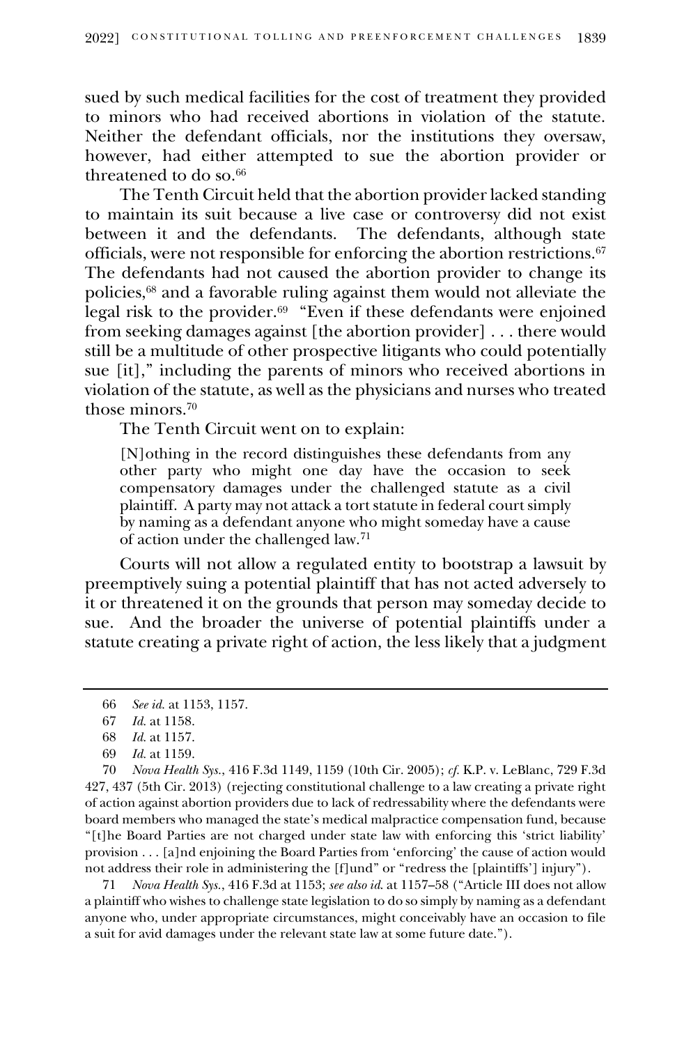sued by such medical facilities for the cost of treatment they provided to minors who had received abortions in violation of the statute. Neither the defendant officials, nor the institutions they oversaw, however, had either attempted to sue the abortion provider or threatened to do so.[66]

The Tenth Circuit held that the abortion provider lacked standing to maintain its suit because a live case or controversy did not exist between it and the defendants. The defendants, although state officials, were not responsible for enforcing the abortion restrictions.[67] The defendants had not caused the abortion provider to change its policies,[68] and a favorable ruling against them would not alleviate the legal risk to the provider.[69] "Even if these defendants were enjoined from seeking damages against [the abortion provider] . . . there would still be a multitude of other prospective litigants who could potentially sue [it]," including the parents of minors who received abortions in violation of the statute, as well as the physicians and nurses who treated those minors.[70]

The Tenth Circuit went on to explain:

> [N]othing in the record distinguishes these defendants from any other party who might one day have the occasion to seek compensatory damages under the challenged statute as a civil plaintiff. A party may not attack a tort statute in federal court simply by naming as a defendant anyone who might someday have a cause of action under the challenged law.[71]

Courts will not allow a regulated entity to bootstrap a lawsuit by preemptively suing a potential plaintiff that has not acted adversely to it or threatened it on the grounds that person may someday decide to sue. And the broader the universe of potential plaintiffs under a statute creating a private right of action, the less likely that a judgment

---

66 *See id.* at 1153, 1157.

67 *Id.* at 1158.

68 *Id.* at 1157.

69 *Id.* at 1159.

70 *Nova Health Sys.*, 416 F.3d 1149, 1159 (10th Cir. 2005); *cf.* K.P. v. LeBlanc, 729 F.3d 427, 437 (5th Cir. 2013) (rejecting constitutional challenge to a law creating a private right of action against abortion providers due to lack of redressability where the defendants were board members who managed the state's medical malpractice compensation fund, because "[t]he Board Parties are not charged under state law with enforcing this 'strict liability' provision . . . [a]nd enjoining the Board Parties from 'enforcing' the cause of action would not address their role in administering the [f]und" or "redress the [plaintiffs'] injury").

71 *Nova Health Sys.*, 416 F.3d at 1153; *see also id.* at 1157–58 ("Article III does not allow a plaintiff who wishes to challenge state legislation to do so simply by naming as a defendant anyone who, under appropriate circumstances, might conceivably have an occasion to file a suit for avid damages under the relevant state law at some future date.").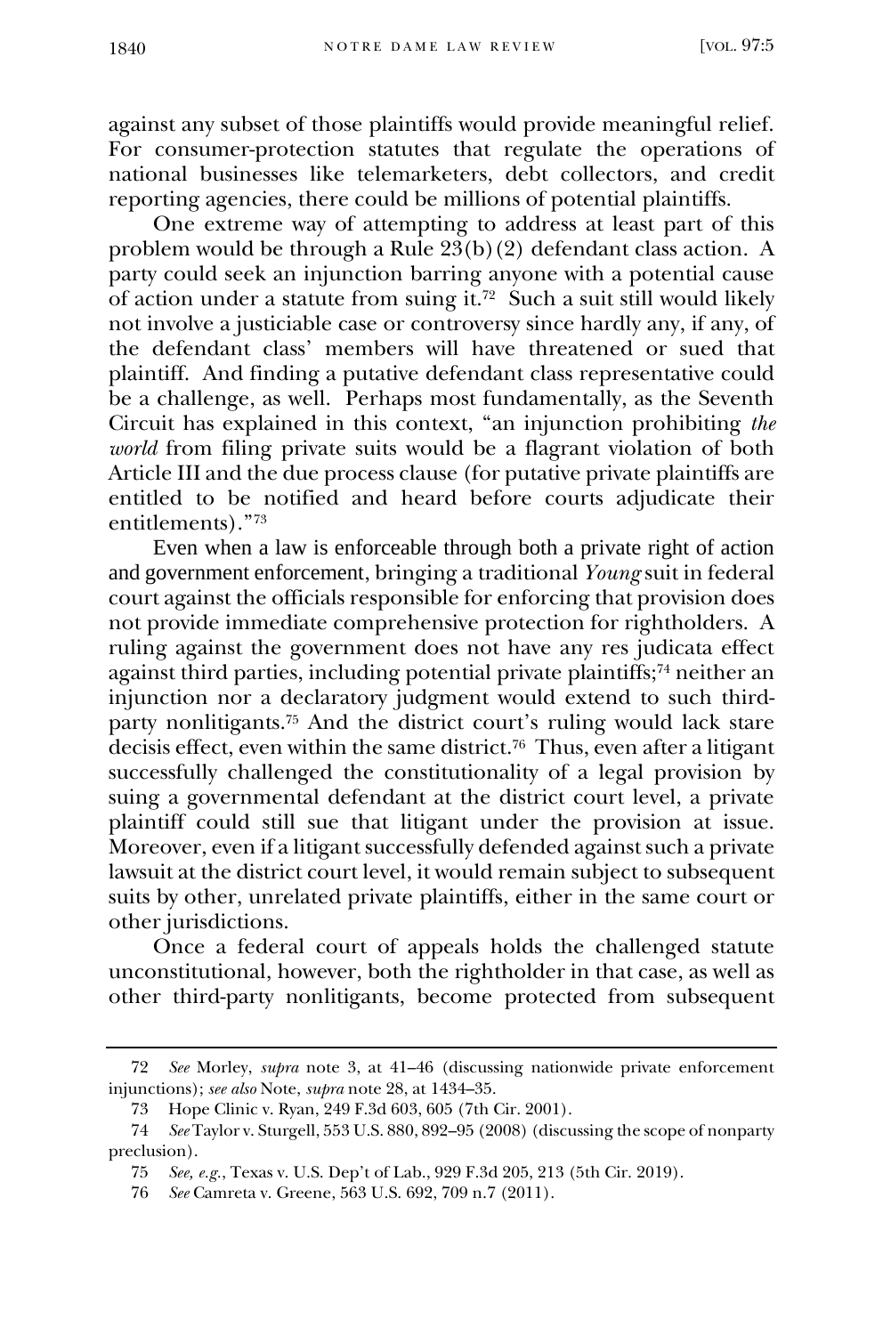against any subset of those plaintiffs would provide meaningful relief. For consumer-protection statutes that regulate the operations of national businesses like telemarketers, debt collectors, and credit reporting agencies, there could be millions of potential plaintiffs.

One extreme way of attempting to address at least part of this problem would be through a Rule 23(b)(2) defendant class action. A party could seek an injunction barring anyone with a potential cause of action under a statute from suing it.[72] Such a suit still would likely not involve a justiciable case or controversy since hardly any, if any, of the defendant class' members will have threatened or sued that plaintiff. And finding a putative defendant class representative could be a challenge, as well. Perhaps most fundamentally, as the Seventh Circuit has explained in this context, "an injunction prohibiting *the world* from filing private suits would be a flagrant violation of both Article III and the due process clause (for putative private plaintiffs are entitled to be notified and heard before courts adjudicate their entitlements)."[73]

Even when a law is enforceable through both a private right of action and government enforcement, bringing a traditional *Young* suit in federal court against the officials responsible for enforcing that provision does not provide immediate comprehensive protection for rightholders. A ruling against the government does not have any res judicata effect against third parties, including potential private plaintiffs;[74] neither an injunction nor a declaratory judgment would extend to such third-party nonlitigants.[75] And the district court's ruling would lack stare decisis effect, even within the same district.[76] Thus, even after a litigant successfully challenged the constitutionality of a legal provision by suing a governmental defendant at the district court level, a private plaintiff could still sue that litigant under the provision at issue. Moreover, even if a litigant successfully defended against such a private lawsuit at the district court level, it would remain subject to subsequent suits by other, unrelated private plaintiffs, either in the same court or other jurisdictions.

Once a federal court of appeals holds the challenged statute unconstitutional, however, both the rightholder in that case, as well as other third-party nonlitigants, become protected from subsequent

---

72 *See* Morley, *supra* note 3, at 41–46 (discussing nationwide private enforcement injunctions); *see also* Note, *supra* note 28, at 1434–35.

73 Hope Clinic v. Ryan, 249 F.3d 603, 605 (7th Cir. 2001).

74 *See* Taylor v. Sturgell, 553 U.S. 880, 892–95 (2008) (discussing the scope of nonparty preclusion).

75 *See, e.g.*, Texas v. U.S. Dep't of Lab., 929 F.3d 205, 213 (5th Cir. 2019).

76 *See* Camreta v. Greene, 563 U.S. 692, 709 n.7 (2011).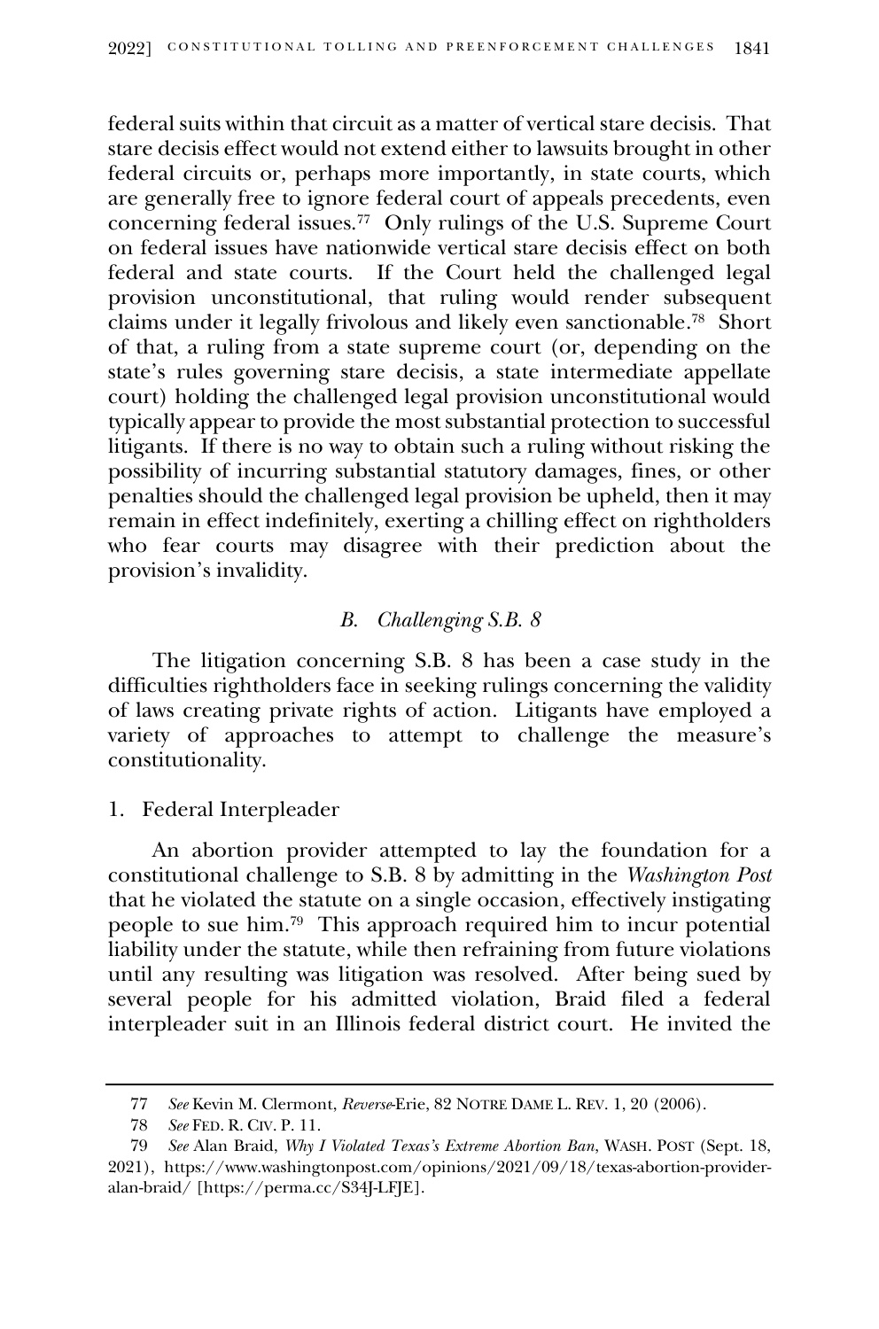federal suits within that circuit as a matter of vertical stare decisis. That stare decisis effect would not extend either to lawsuits brought in other federal circuits or, perhaps more importantly, in state courts, which are generally free to ignore federal court of appeals precedents, even concerning federal issues.[77] Only rulings of the U.S. Supreme Court on federal issues have nationwide vertical stare decisis effect on both federal and state courts. If the Court held the challenged legal provision unconstitutional, that ruling would render subsequent claims under it legally frivolous and likely even sanctionable.[78] Short of that, a ruling from a state supreme court (or, depending on the state's rules governing stare decisis, a state intermediate appellate court) holding the challenged legal provision unconstitutional would typically appear to provide the most substantial protection to successful litigants. If there is no way to obtain such a ruling without risking the possibility of incurring substantial statutory damages, fines, or other penalties should the challenged legal provision be upheld, then it may remain in effect indefinitely, exerting a chilling effect on rightholders who fear courts may disagree with their prediction about the provision's invalidity.

### *B. Challenging S.B. 8*

The litigation concerning S.B. 8 has been a case study in the difficulties rightholders face in seeking rulings concerning the validity of laws creating private rights of action. Litigants have employed a variety of approaches to attempt to challenge the measure's constitutionality.

#### 1. Federal Interpleader

An abortion provider attempted to lay the foundation for a constitutional challenge to S.B. 8 by admitting in the *Washington Post* that he violated the statute on a single occasion, effectively instigating people to sue him.[79] This approach required him to incur potential liability under the statute, while then refraining from future violations until any resulting was litigation was resolved. After being sued by several people for his admitted violation, Braid filed a federal interpleader suit in an Illinois federal district court. He invited the

---

77 *See* Kevin M. Clermont, *Reverse*-Erie, 82 NOTRE DAME L. REV. 1, 20 (2006).

78 *See* FED. R. CIV. P. 11.

79 *See* Alan Braid, *Why I Violated Texas's Extreme Abortion Ban*, WASH. POST (Sept. 18, 2021), https://www.washingtonpost.com/opinions/2021/09/18/texas-abortion-provider-alan-braid/ [https://perma.cc/S34J-LFJE].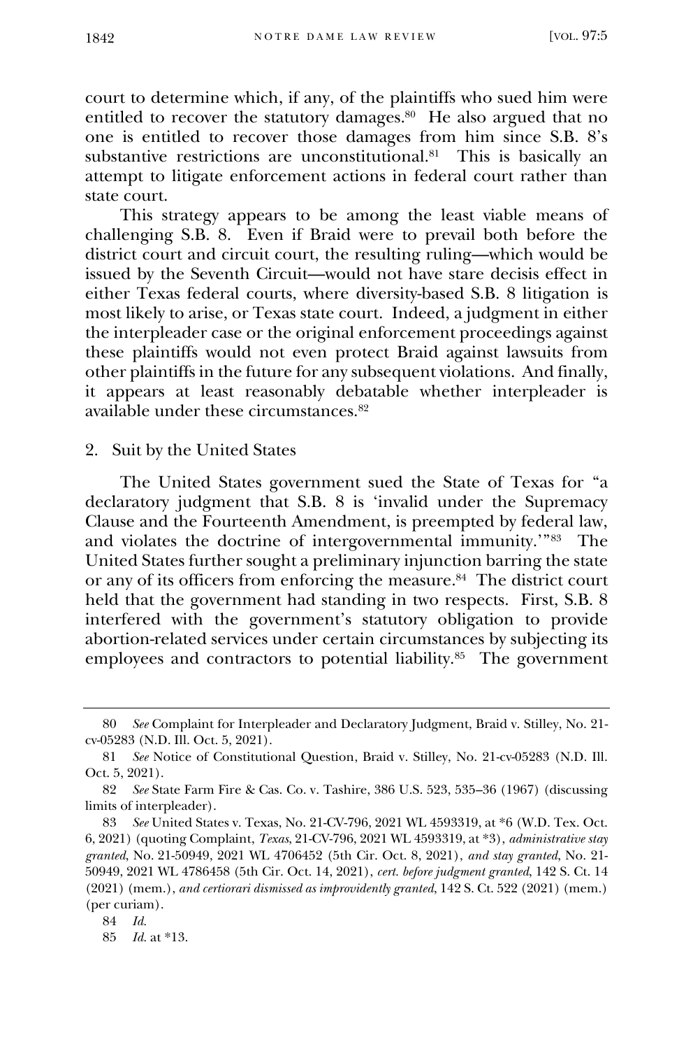court to determine which, if any, of the plaintiffs who sued him were entitled to recover the statutory damages.[80] He also argued that no one is entitled to recover those damages from him since S.B. 8's substantive restrictions are unconstitutional.[81] This is basically an attempt to litigate enforcement actions in federal court rather than state court.

This strategy appears to be among the least viable means of challenging S.B. 8. Even if Braid were to prevail both before the district court and circuit court, the resulting ruling—which would be issued by the Seventh Circuit—would not have stare decisis effect in either Texas federal courts, where diversity-based S.B. 8 litigation is most likely to arise, or Texas state court. Indeed, a judgment in either the interpleader case or the original enforcement proceedings against these plaintiffs would not even protect Braid against lawsuits from other plaintiffs in the future for any subsequent violations. And finally, it appears at least reasonably debatable whether interpleader is available under these circumstances.[82]

2. Suit by the United States

The United States government sued the State of Texas for "a declaratory judgment that S.B. 8 is 'invalid under the Supremacy Clause and the Fourteenth Amendment, is preempted by federal law, and violates the doctrine of intergovernmental immunity.'"[83] The United States further sought a preliminary injunction barring the state or any of its officers from enforcing the measure.[84] The district court held that the government had standing in two respects. First, S.B. 8 interfered with the government's statutory obligation to provide abortion-related services under certain circumstances by subjecting its employees and contractors to potential liability.[85] The government

---

80 *See* Complaint for Interpleader and Declaratory Judgment, Braid v. Stilley, No. 21-cv-05283 (N.D. Ill. Oct. 5, 2021).

81 *See* Notice of Constitutional Question, Braid v. Stilley, No. 21-cv-05283 (N.D. Ill. Oct. 5, 2021).

82 *See* State Farm Fire & Cas. Co. v. Tashire, 386 U.S. 523, 535–36 (1967) (discussing limits of interpleader).

83 *See* United States v. Texas, No. 21-CV-796, 2021 WL 4593319, at *6 (W.D. Tex. Oct. 6, 2021) (quoting Complaint, *Texas*, 21-CV-796, 2021 WL 4593319, at *3), *administrative stay granted*, No. 21-50949, 2021 WL 4706452 (5th Cir. Oct. 8, 2021), *and stay granted*, No. 21-50949, 2021 WL 4786458 (5th Cir. Oct. 14, 2021), *cert. before judgment granted*, 142 S. Ct. 14 (2021) (mem.), *and certiorari dismissed as improvidently granted*, 142 S. Ct. 522 (2021) (mem.) (per curiam).

84 *Id.*

85 *Id.* at *13.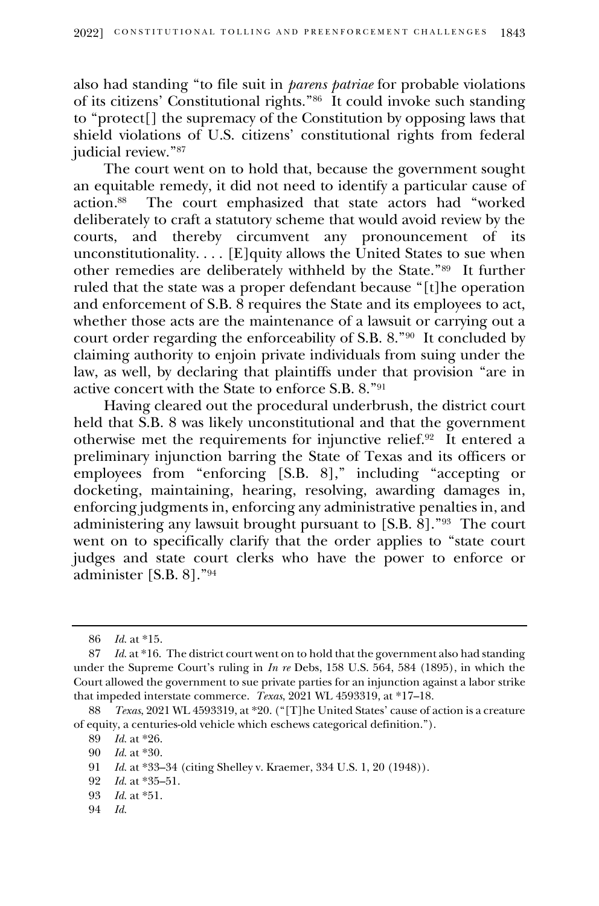also had standing "to file suit in *parens patriae* for probable violations of its citizens' Constitutional rights."[86] It could invoke such standing to "protect[] the supremacy of the Constitution by opposing laws that shield violations of U.S. citizens' constitutional rights from federal judicial review."[87]

The court went on to hold that, because the government sought an equitable remedy, it did not need to identify a particular cause of action.[88] The court emphasized that state actors had "worked deliberately to craft a statutory scheme that would avoid review by the courts, and thereby circumvent any pronouncement of its unconstitutionality. . . . [E]quity allows the United States to sue when other remedies are deliberately withheld by the State."[89] It further ruled that the state was a proper defendant because "[t]he operation and enforcement of S.B. 8 requires the State and its employees to act, whether those acts are the maintenance of a lawsuit or carrying out a court order regarding the enforceability of S.B. 8."[90] It concluded by claiming authority to enjoin private individuals from suing under the law, as well, by declaring that plaintiffs under that provision "are in active concert with the State to enforce S.B. 8."[91]

Having cleared out the procedural underbrush, the district court held that S.B. 8 was likely unconstitutional and that the government otherwise met the requirements for injunctive relief.[92] It entered a preliminary injunction barring the State of Texas and its officers or employees from "enforcing [S.B. 8]," including "accepting or docketing, maintaining, hearing, resolving, awarding damages in, enforcing judgments in, enforcing any administrative penalties in, and administering any lawsuit brought pursuant to [S.B. 8]."[93] The court went on to specifically clarify that the order applies to "state court judges and state court clerks who have the power to enforce or administer [S.B. 8]."[94]

---

86 *Id.* at *15.

87 *Id.* at *16. The district court went on to hold that the government also had standing under the Supreme Court's ruling in *In re* Debs, 158 U.S. 564, 584 (1895), in which the Court allowed the government to sue private parties for an injunction against a labor strike that impeded interstate commerce. *Texas*, 2021 WL 4593319, at *17–18.

88 *Texas*, 2021 WL 4593319, at *20. ("[T]he United States' cause of action is a creature of equity, a centuries-old vehicle which eschews categorical definition.").

89 *Id.* at *26.

90 *Id.* at *30.

91 *Id.* at *33–34 (citing Shelley v. Kraemer, 334 U.S. 1, 20 (1948)).

92 *Id.* at *35–51.

93 *Id.* at *51.

94 *Id.*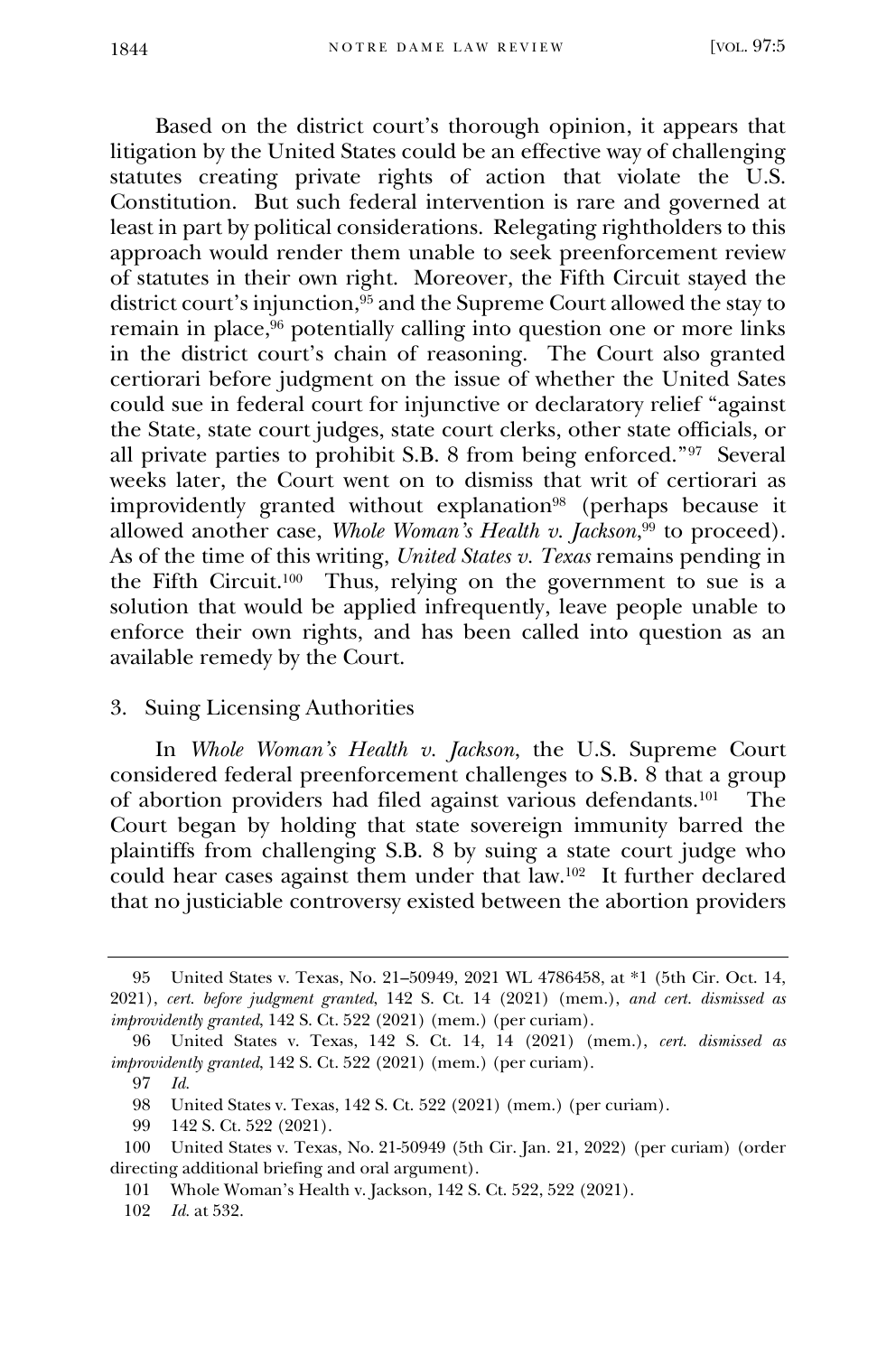Based on the district court's thorough opinion, it appears that litigation by the United States could be an effective way of challenging statutes creating private rights of action that violate the U.S. Constitution. But such federal intervention is rare and governed at least in part by political considerations. Relegating rightholders to this approach would render them unable to seek preenforcement review of statutes in their own right. Moreover, the Fifth Circuit stayed the district court's injunction,[95] and the Supreme Court allowed the stay to remain in place,[96] potentially calling into question one or more links in the district court's chain of reasoning. The Court also granted certiorari before judgment on the issue of whether the United Sates could sue in federal court for injunctive or declaratory relief "against the State, state court judges, state court clerks, other state officials, or all private parties to prohibit S.B. 8 from being enforced."[97] Several weeks later, the Court went on to dismiss that writ of certiorari as improvidently granted without explanation[98] (perhaps because it allowed another case, *Whole Woman's Health v. Jackson*,[99] to proceed). As of the time of this writing, *United States v. Texas* remains pending in the Fifth Circuit.[100] Thus, relying on the government to sue is a solution that would be applied infrequently, leave people unable to enforce their own rights, and has been called into question as an available remedy by the Court.

### 3. Suing Licensing Authorities

In *Whole Woman's Health v. Jackson*, the U.S. Supreme Court considered federal preenforcement challenges to S.B. 8 that a group of abortion providers had filed against various defendants.[101] The Court began by holding that state sovereign immunity barred the plaintiffs from challenging S.B. 8 by suing a state court judge who could hear cases against them under that law.[102] It further declared that no justiciable controversy existed between the abortion providers

---

95 United States v. Texas, No. 21–50949, 2021 WL 4786458, at *1 (5th Cir. Oct. 14, 2021), *cert. before judgment granted*, 142 S. Ct. 14 (2021) (mem.), *and cert. dismissed as improvidently granted*, 142 S. Ct. 522 (2021) (mem.) (per curiam).

96 United States v. Texas, 142 S. Ct. 14, 14 (2021) (mem.), *cert. dismissed as improvidently granted*, 142 S. Ct. 522 (2021) (mem.) (per curiam).

97 *Id.*

98 United States v. Texas, 142 S. Ct. 522 (2021) (mem.) (per curiam).

99 142 S. Ct. 522 (2021).

100 United States v. Texas, No. 21-50949 (5th Cir. Jan. 21, 2022) (per curiam) (order directing additional briefing and oral argument).

101 Whole Woman's Health v. Jackson, 142 S. Ct. 522, 522 (2021).

102 *Id.* at 532.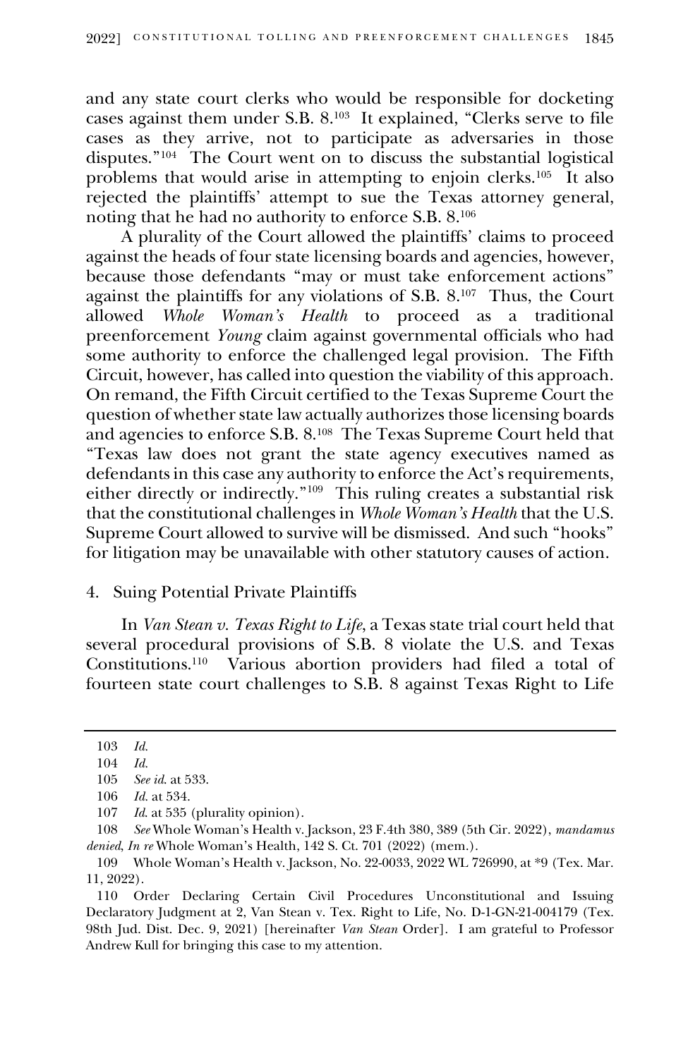and any state court clerks who would be responsible for docketing cases against them under S.B. 8.[103] It explained, "Clerks serve to file cases as they arrive, not to participate as adversaries in those disputes."[104] The Court went on to discuss the substantial logistical problems that would arise in attempting to enjoin clerks.[105] It also rejected the plaintiffs' attempt to sue the Texas attorney general, noting that he had no authority to enforce S.B. 8.[106]

A plurality of the Court allowed the plaintiffs' claims to proceed against the heads of four state licensing boards and agencies, however, because those defendants "may or must take enforcement actions" against the plaintiffs for any violations of S.B. 8.[107] Thus, the Court allowed *Whole Woman's Health* to proceed as a traditional preenforcement *Young* claim against governmental officials who had some authority to enforce the challenged legal provision. The Fifth Circuit, however, has called into question the viability of this approach. On remand, the Fifth Circuit certified to the Texas Supreme Court the question of whether state law actually authorizes those licensing boards and agencies to enforce S.B. 8.[108] The Texas Supreme Court held that "Texas law does not grant the state agency executives named as defendants in this case any authority to enforce the Act's requirements, either directly or indirectly."[109] This ruling creates a substantial risk that the constitutional challenges in *Whole Woman's Health* that the U.S. Supreme Court allowed to survive will be dismissed. And such "hooks" for litigation may be unavailable with other statutory causes of action.

#### 4. Suing Potential Private Plaintiffs

In *Van Stean v. Texas Right to Life*, a Texas state trial court held that several procedural provisions of S.B. 8 violate the U.S. and Texas Constitutions.[110] Various abortion providers had filed a total of fourteen state court challenges to S.B. 8 against Texas Right to Life

---

103 *Id.*

104 *Id.*

105 *See id.* at 533.

106 *Id.* at 534.

107 *Id.* at 535 (plurality opinion).

108 *See* Whole Woman's Health v. Jackson, 23 F.4th 380, 389 (5th Cir. 2022), *mandamus denied*, *In re* Whole Woman's Health, 142 S. Ct. 701 (2022) (mem.).

109 Whole Woman's Health v. Jackson, No. 22-0033, 2022 WL 726990, at *9 (Tex. Mar. 11, 2022).

110 Order Declaring Certain Civil Procedures Unconstitutional and Issuing Declaratory Judgment at 2, Van Stean v. Tex. Right to Life, No. D-1-GN-21-004179 (Tex. 98th Jud. Dist. Dec. 9, 2021) [hereinafter *Van Stean* Order]. I am grateful to Professor Andrew Kull for bringing this case to my attention.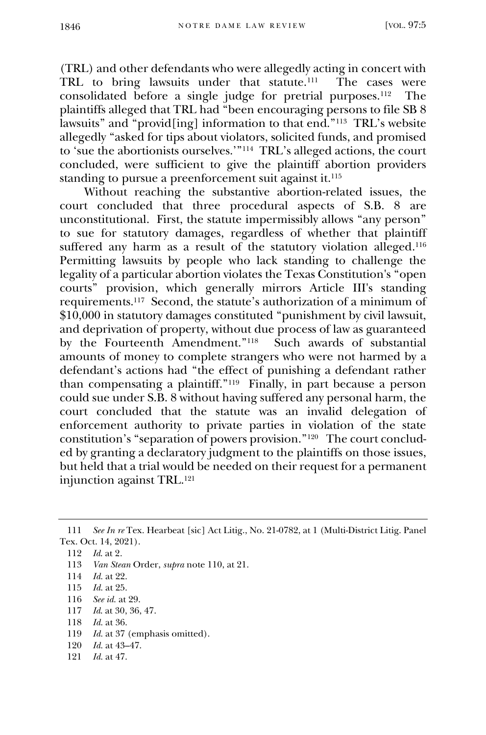(TRL) and other defendants who were allegedly acting in concert with TRL to bring lawsuits under that statute.[111] The cases were consolidated before a single judge for pretrial purposes.[112] The plaintiffs alleged that TRL had "been encouraging persons to file SB 8 lawsuits" and "provid[ing] information to that end."[113] TRL's website allegedly "asked for tips about violators, solicited funds, and promised to 'sue the abortionists ourselves.'"[114] TRL's alleged actions, the court concluded, were sufficient to give the plaintiff abortion providers standing to pursue a preenforcement suit against it.[115]

Without reaching the substantive abortion-related issues, the court concluded that three procedural aspects of S.B. 8 are unconstitutional. First, the statute impermissibly allows "any person" to sue for statutory damages, regardless of whether that plaintiff suffered any harm as a result of the statutory violation alleged.[116] Permitting lawsuits by people who lack standing to challenge the legality of a particular abortion violates the Texas Constitution's "open courts" provision, which generally mirrors Article III's standing requirements.[117] Second, the statute's authorization of a minimum of $10,000 in statutory damages constituted "punishment by civil lawsuit, and deprivation of property, without due process of law as guaranteed by the Fourteenth Amendment."[118] Such awards of substantial amounts of money to complete strangers who were not harmed by a defendant's actions had "the effect of punishing a defendant rather than compensating a plaintiff."[119] Finally, in part because a person could sue under S.B. 8 without having suffered any personal harm, the court concluded that the statute was an invalid delegation of enforcement authority to private parties in violation of the state constitution's "separation of powers provision."[120] The court concluded by granting a declaratory judgment to the plaintiffs on those issues, but held that a trial would be needed on their request for a permanent injunction against TRL.[121]

---

111 *See In re* Tex. Hearbeat [sic] Act Litig., No. 21-0782, at 1 (Multi-District Litig. Panel Tex. Oct. 14, 2021).

112 *Id.* at 2.

113 *Van Stean* Order, *supra* note 110, at 21.

114 *Id.* at 22.

115 *Id.* at 25.

116 *See id.* at 29.

117 *Id.* at 30, 36, 47.

118 *Id.* at 36.

119 *Id.* at 37 (emphasis omitted).

120 *Id.* at 43–47.

121 *Id.* at 47.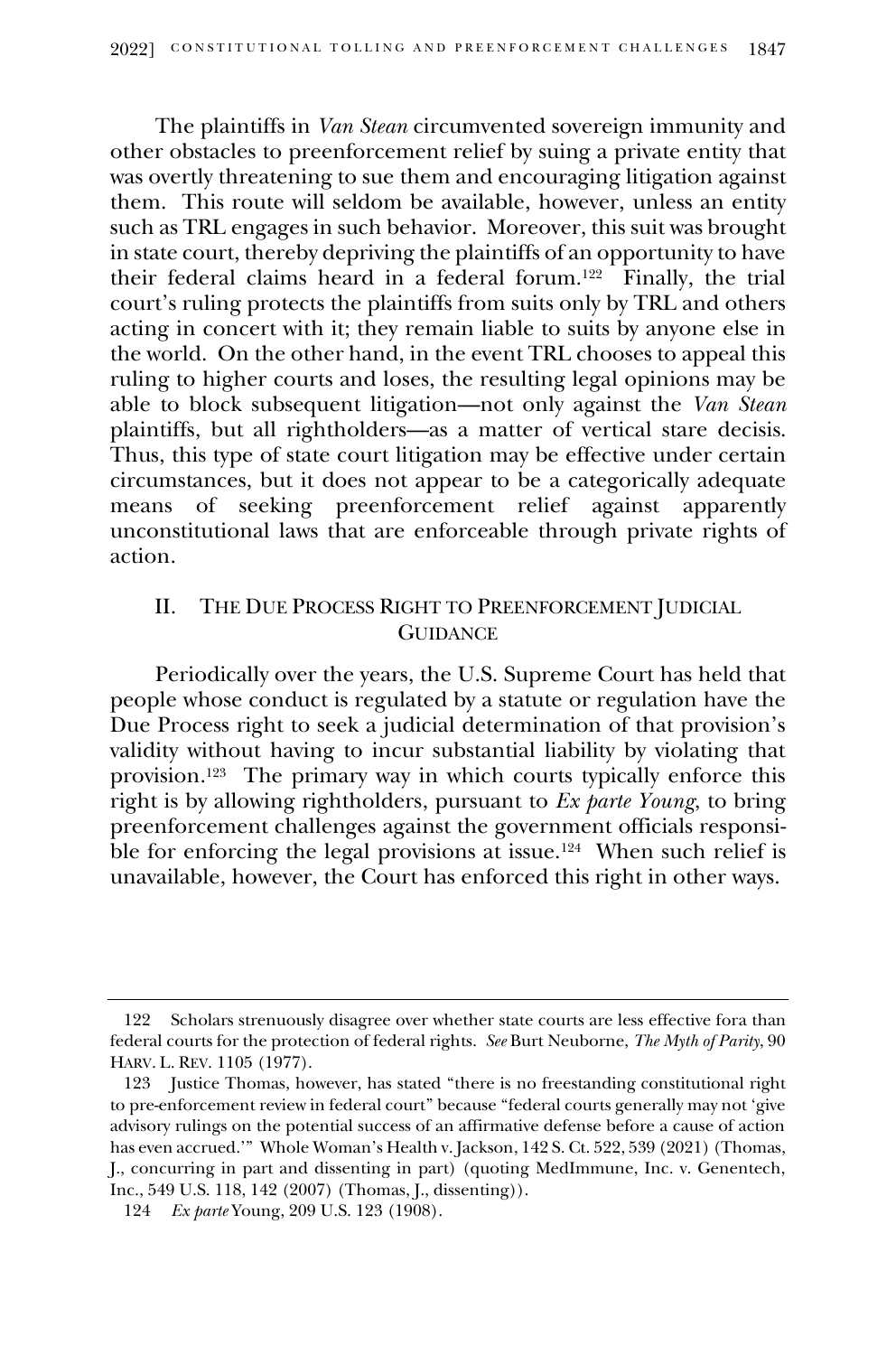The plaintiffs in *Van Stean* circumvented sovereign immunity and other obstacles to preenforcement relief by suing a private entity that was overtly threatening to sue them and encouraging litigation against them. This route will seldom be available, however, unless an entity such as TRL engages in such behavior. Moreover, this suit was brought in state court, thereby depriving the plaintiffs of an opportunity to have their federal claims heard in a federal forum.[122] Finally, the trial court's ruling protects the plaintiffs from suits only by TRL and others acting in concert with it; they remain liable to suits by anyone else in the world. On the other hand, in the event TRL chooses to appeal this ruling to higher courts and loses, the resulting legal opinions may be able to block subsequent litigation—not only against the *Van Stean* plaintiffs, but all rightholders—as a matter of vertical stare decisis. Thus, this type of state court litigation may be effective under certain circumstances, but it does not appear to be a categorically adequate means of seeking preenforcement relief against apparently unconstitutional laws that are enforceable through private rights of action.

## II. The Due Process Right to Preenforcement Judicial Guidance

Periodically over the years, the U.S. Supreme Court has held that people whose conduct is regulated by a statute or regulation have the Due Process right to seek a judicial determination of that provision's validity without having to incur substantial liability by violating that provision.[123] The primary way in which courts typically enforce this right is by allowing rightholders, pursuant to *Ex parte Young*, to bring preenforcement challenges against the government officials responsible for enforcing the legal provisions at issue.[124] When such relief is unavailable, however, the Court has enforced this right in other ways.

---

122 Scholars strenuously disagree over whether state courts are less effective fora than federal courts for the protection of federal rights. *See* Burt Neuborne, *The Myth of Parity*, 90 Harv. L. Rev. 1105 (1977).

123 Justice Thomas, however, has stated "there is no freestanding constitutional right to pre-enforcement review in federal court" because "federal courts generally may not 'give advisory rulings on the potential success of an affirmative defense before a cause of action has even accrued.'" Whole Woman's Health v. Jackson, 142 S. Ct. 522, 539 (2021) (Thomas, J., concurring in part and dissenting in part) (quoting MedImmune, Inc. v. Genentech, Inc., 549 U.S. 118, 142 (2007) (Thomas, J., dissenting)).

124 *Ex parte* Young, 209 U.S. 123 (1908).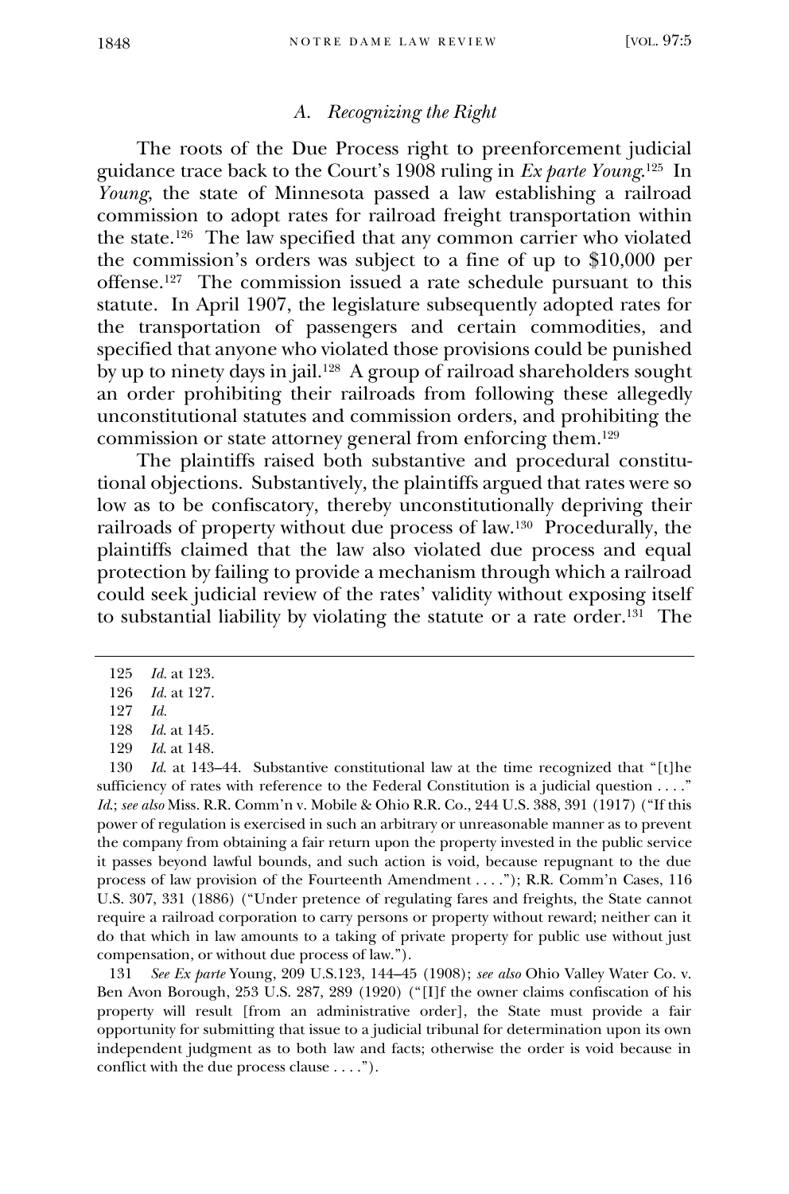### *A. Recognizing the Right*

The roots of the Due Process right to preenforcement judicial guidance trace back to the Court's 1908 ruling in *Ex parte Young*.[125] In *Young*, the state of Minnesota passed a law establishing a railroad commission to adopt rates for railroad freight transportation within the state.[126] The law specified that any common carrier who violated the commission's orders was subject to a fine of up to $10,000 per offense.[127] The commission issued a rate schedule pursuant to this statute. In April 1907, the legislature subsequently adopted rates for the transportation of passengers and certain commodities, and specified that anyone who violated those provisions could be punished by up to ninety days in jail.[128] A group of railroad shareholders sought an order prohibiting their railroads from following these allegedly unconstitutional statutes and commission orders, and prohibiting the commission or state attorney general from enforcing them.[129]

The plaintiffs raised both substantive and procedural constitutional objections. Substantively, the plaintiffs argued that rates were so low as to be confiscatory, thereby unconstitutionally depriving their railroads of property without due process of law.[130] Procedurally, the plaintiffs claimed that the law also violated due process and equal protection by failing to provide a mechanism through which a railroad could seek judicial review of the rates' validity without exposing itself to substantial liability by violating the statute or a rate order.[131] The

---

125 *Id.* at 123.

126 *Id.* at 127.

127 *Id.*

128 *Id.* at 145.

129 *Id.* at 148.

130 *Id.* at 143–44. Substantive constitutional law at the time recognized that "[t]he sufficiency of rates with reference to the Federal Constitution is a judicial question . . . ." *Id.*; *see also* Miss. R.R. Comm'n v. Mobile & Ohio R.R. Co., 244 U.S. 388, 391 (1917) ("If this power of regulation is exercised in such an arbitrary or unreasonable manner as to prevent the company from obtaining a fair return upon the property invested in the public service it passes beyond lawful bounds, and such action is void, because repugnant to the due process of law provision of the Fourteenth Amendment . . . ."); R.R. Comm'n Cases, 116 U.S. 307, 331 (1886) ("Under pretence of regulating fares and freights, the State cannot require a railroad corporation to carry persons or property without reward; neither can it do that which in law amounts to a taking of private property for public use without just compensation, or without due process of law.").

131 *See Ex parte* Young, 209 U.S.123, 144–45 (1908); *see also* Ohio Valley Water Co. v. Ben Avon Borough, 253 U.S. 287, 289 (1920) ("[I]f the owner claims confiscation of his property will result [from an administrative order], the State must provide a fair opportunity for submitting that issue to a judicial tribunal for determination upon its own independent judgment as to both law and facts; otherwise the order is void because in conflict with the due process clause . . . .").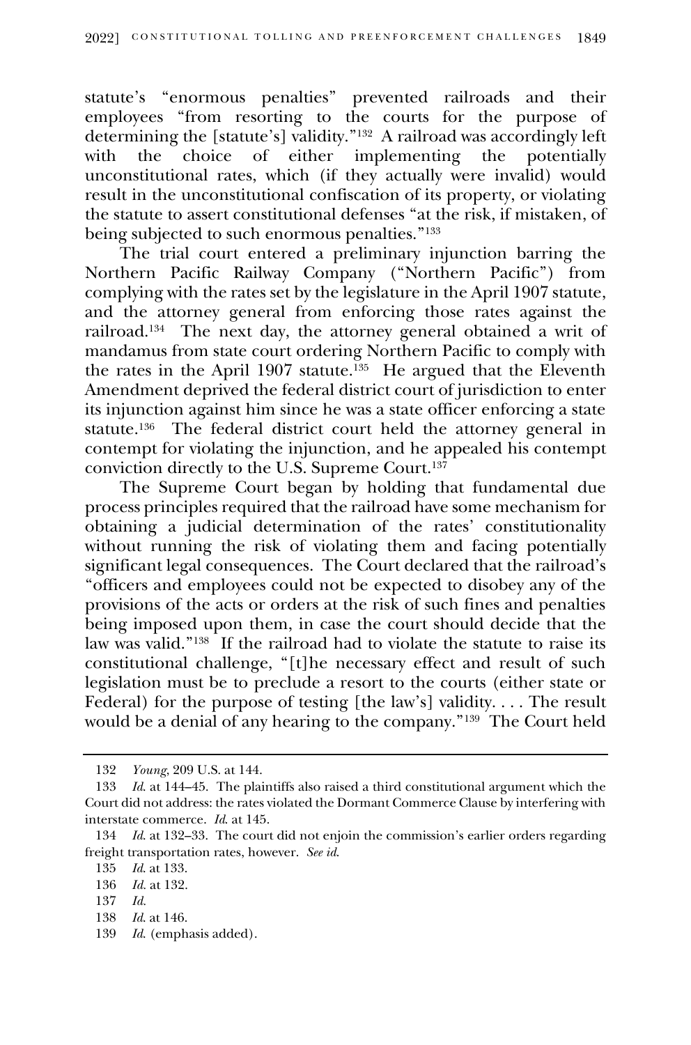statute's "enormous penalties" prevented railroads and their employees "from resorting to the courts for the purpose of determining the [statute's] validity."[132] A railroad was accordingly left with the choice of either implementing the potentially unconstitutional rates, which (if they actually were invalid) would result in the unconstitutional confiscation of its property, or violating the statute to assert constitutional defenses "at the risk, if mistaken, of being subjected to such enormous penalties."[133]

The trial court entered a preliminary injunction barring the Northern Pacific Railway Company ("Northern Pacific") from complying with the rates set by the legislature in the April 1907 statute, and the attorney general from enforcing those rates against the railroad.[134] The next day, the attorney general obtained a writ of mandamus from state court ordering Northern Pacific to comply with the rates in the April 1907 statute.[135] He argued that the Eleventh Amendment deprived the federal district court of jurisdiction to enter its injunction against him since he was a state officer enforcing a state statute.[136] The federal district court held the attorney general in contempt for violating the injunction, and he appealed his contempt conviction directly to the U.S. Supreme Court.[137]

The Supreme Court began by holding that fundamental due process principles required that the railroad have some mechanism for obtaining a judicial determination of the rates' constitutionality without running the risk of violating them and facing potentially significant legal consequences. The Court declared that the railroad's "officers and employees could not be expected to disobey any of the provisions of the acts or orders at the risk of such fines and penalties being imposed upon them, in case the court should decide that the law was valid."[138] If the railroad had to violate the statute to raise its constitutional challenge, "[t]he necessary effect and result of such legislation must be to preclude a resort to the courts (either state or Federal) for the purpose of testing [the law's] validity. . . . The result would be a denial of any hearing to the company."[139] The Court held

---

132 *Young*, 209 U.S. at 144.

133 *Id.* at 144–45. The plaintiffs also raised a third constitutional argument which the Court did not address: the rates violated the Dormant Commerce Clause by interfering with interstate commerce. *Id.* at 145.

134 *Id.* at 132–33. The court did not enjoin the commission's earlier orders regarding freight transportation rates, however. *See id.*

135 *Id.* at 133.

136 *Id.* at 132.

137 *Id.*

138 *Id.* at 146.

139 *Id.* (emphasis added).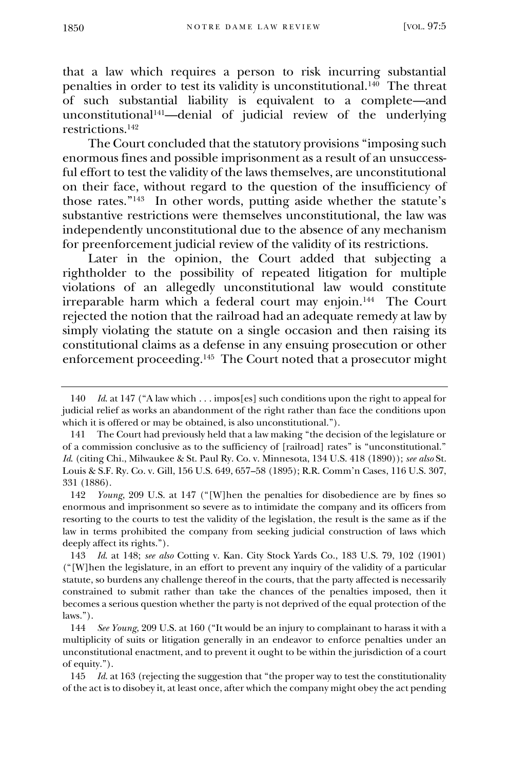that a law which requires a person to risk incurring substantial penalties in order to test its validity is unconstitutional.[140] The threat of such substantial liability is equivalent to a complete—and unconstitutional[141]—denial of judicial review of the underlying restrictions.[142]

The Court concluded that the statutory provisions "imposing such enormous fines and possible imprisonment as a result of an unsuccessful effort to test the validity of the laws themselves, are unconstitutional on their face, without regard to the question of the insufficiency of those rates."[143] In other words, putting aside whether the statute's substantive restrictions were themselves unconstitutional, the law was independently unconstitutional due to the absence of any mechanism for preenforcement judicial review of the validity of its restrictions.

Later in the opinion, the Court added that subjecting a rightholder to the possibility of repeated litigation for multiple violations of an allegedly unconstitutional law would constitute irreparable harm which a federal court may enjoin.[144] The Court rejected the notion that the railroad had an adequate remedy at law by simply violating the statute on a single occasion and then raising its constitutional claims as a defense in any ensuing prosecution or other enforcement proceeding.[145] The Court noted that a prosecutor might

---

140 *Id.* at 147 ("A law which . . . impos[es] such conditions upon the right to appeal for judicial relief as works an abandonment of the right rather than face the conditions upon which it is offered or may be obtained, is also unconstitutional.").

141 The Court had previously held that a law making "the decision of the legislature or of a commission conclusive as to the sufficiency of [railroad] rates" is "unconstitutional." *Id.* (citing Chi., Milwaukee & St. Paul Ry. Co. v. Minnesota, 134 U.S. 418 (1890)); *see also* St. Louis & S.F. Ry. Co. v. Gill, 156 U.S. 649, 657–58 (1895); R.R. Comm'n Cases, 116 U.S. 307, 331 (1886).

142 *Young*, 209 U.S. at 147 ("[W]hen the penalties for disobedience are by fines so enormous and imprisonment so severe as to intimidate the company and its officers from resorting to the courts to test the validity of the legislation, the result is the same as if the law in terms prohibited the company from seeking judicial construction of laws which deeply affect its rights.").

143 *Id.* at 148; *see also* Cotting v. Kan. City Stock Yards Co., 183 U.S. 79, 102 (1901) ("[W]hen the legislature, in an effort to prevent any inquiry of the validity of a particular statute, so burdens any challenge thereof in the courts, that the party affected is necessarily constrained to submit rather than take the chances of the penalties imposed, then it becomes a serious question whether the party is not deprived of the equal protection of the laws.").

144 *See Young*, 209 U.S. at 160 ("It would be an injury to complainant to harass it with a multiplicity of suits or litigation generally in an endeavor to enforce penalties under an unconstitutional enactment, and to prevent it ought to be within the jurisdiction of a court of equity.").

145 *Id.* at 163 (rejecting the suggestion that "the proper way to test the constitutionality of the act is to disobey it, at least once, after which the company might obey the act pending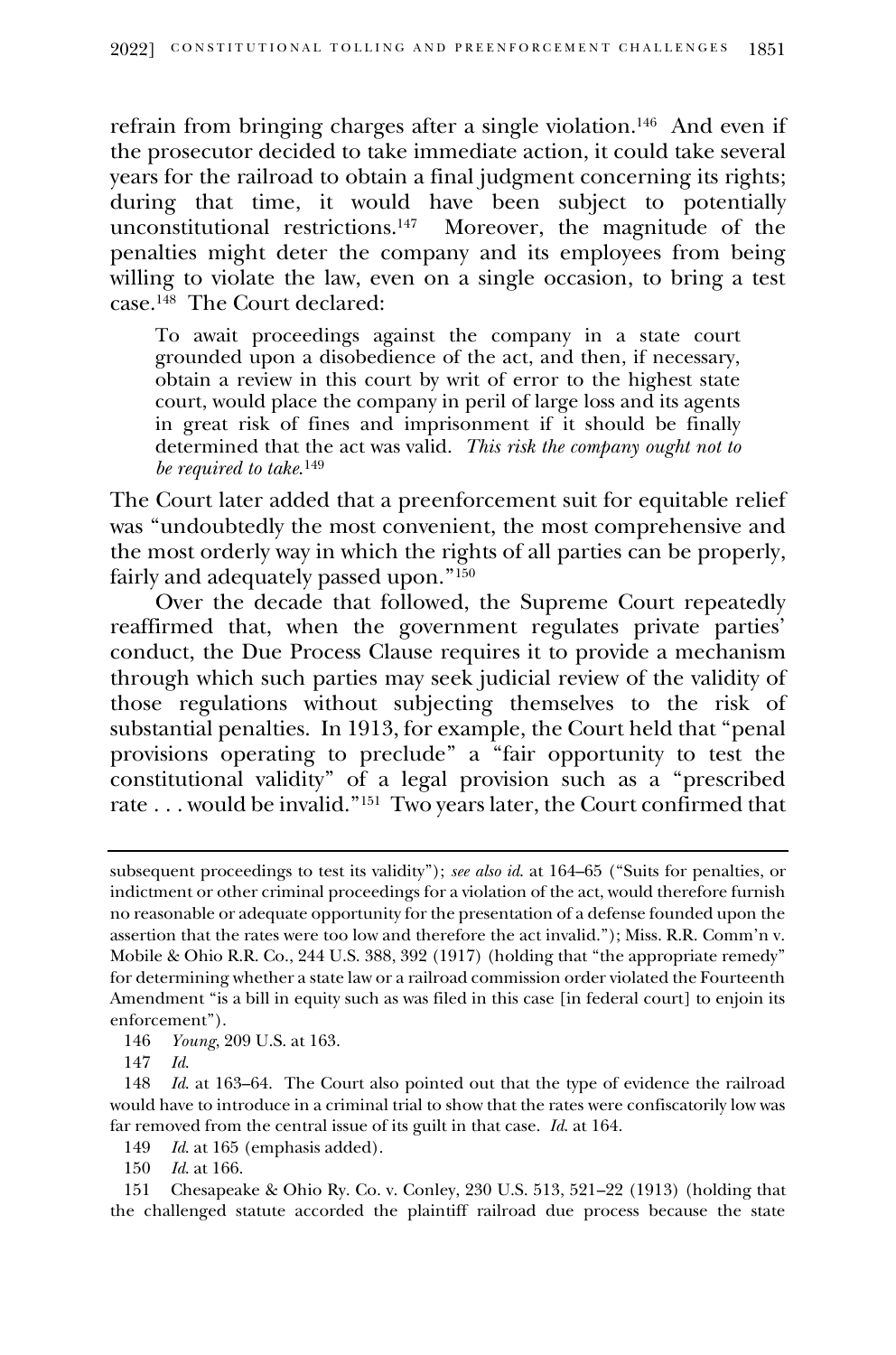refrain from bringing charges after a single violation.[146] And even if the prosecutor decided to take immediate action, it could take several years for the railroad to obtain a final judgment concerning its rights; during that time, it would have been subject to potentially unconstitutional restrictions.[147] Moreover, the magnitude of the penalties might deter the company and its employees from being willing to violate the law, even on a single occasion, to bring a test case.[148] The Court declared:

> To await proceedings against the company in a state court grounded upon a disobedience of the act, and then, if necessary, obtain a review in this court by writ of error to the highest state court, would place the company in peril of large loss and its agents in great risk of fines and imprisonment if it should be finally determined that the act was valid. *This risk the company ought not to be required to take*.[149]

The Court later added that a preenforcement suit for equitable relief was "undoubtedly the most convenient, the most comprehensive and the most orderly way in which the rights of all parties can be properly, fairly and adequately passed upon."[150]

Over the decade that followed, the Supreme Court repeatedly reaffirmed that, when the government regulates private parties' conduct, the Due Process Clause requires it to provide a mechanism through which such parties may seek judicial review of the validity of those regulations without subjecting themselves to the risk of substantial penalties. In 1913, for example, the Court held that "penal provisions operating to preclude" a "fair opportunity to test the constitutional validity" of a legal provision such as a "prescribed rate . . . would be invalid."[151] Two years later, the Court confirmed that

---

subsequent proceedings to test its validity"); *see also id.* at 164–65 ("Suits for penalties, or indictment or other criminal proceedings for a violation of the act, would therefore furnish no reasonable or adequate opportunity for the presentation of a defense founded upon the assertion that the rates were too low and therefore the act invalid."); Miss. R.R. Comm'n v. Mobile & Ohio R.R. Co., 244 U.S. 388, 392 (1917) (holding that "the appropriate remedy" for determining whether a state law or a railroad commission order violated the Fourteenth Amendment "is a bill in equity such as was filed in this case [in federal court] to enjoin its enforcement").

146 *Young*, 209 U.S. at 163.

147 *Id.*

148 *Id.* at 163–64. The Court also pointed out that the type of evidence the railroad would have to introduce in a criminal trial to show that the rates were confiscatorily low was far removed from the central issue of its guilt in that case. *Id.* at 164.

149 *Id.* at 165 (emphasis added).

150 *Id.* at 166.

151 Chesapeake & Ohio Ry. Co. v. Conley, 230 U.S. 513, 521–22 (1913) (holding that the challenged statute accorded the plaintiff railroad due process because the state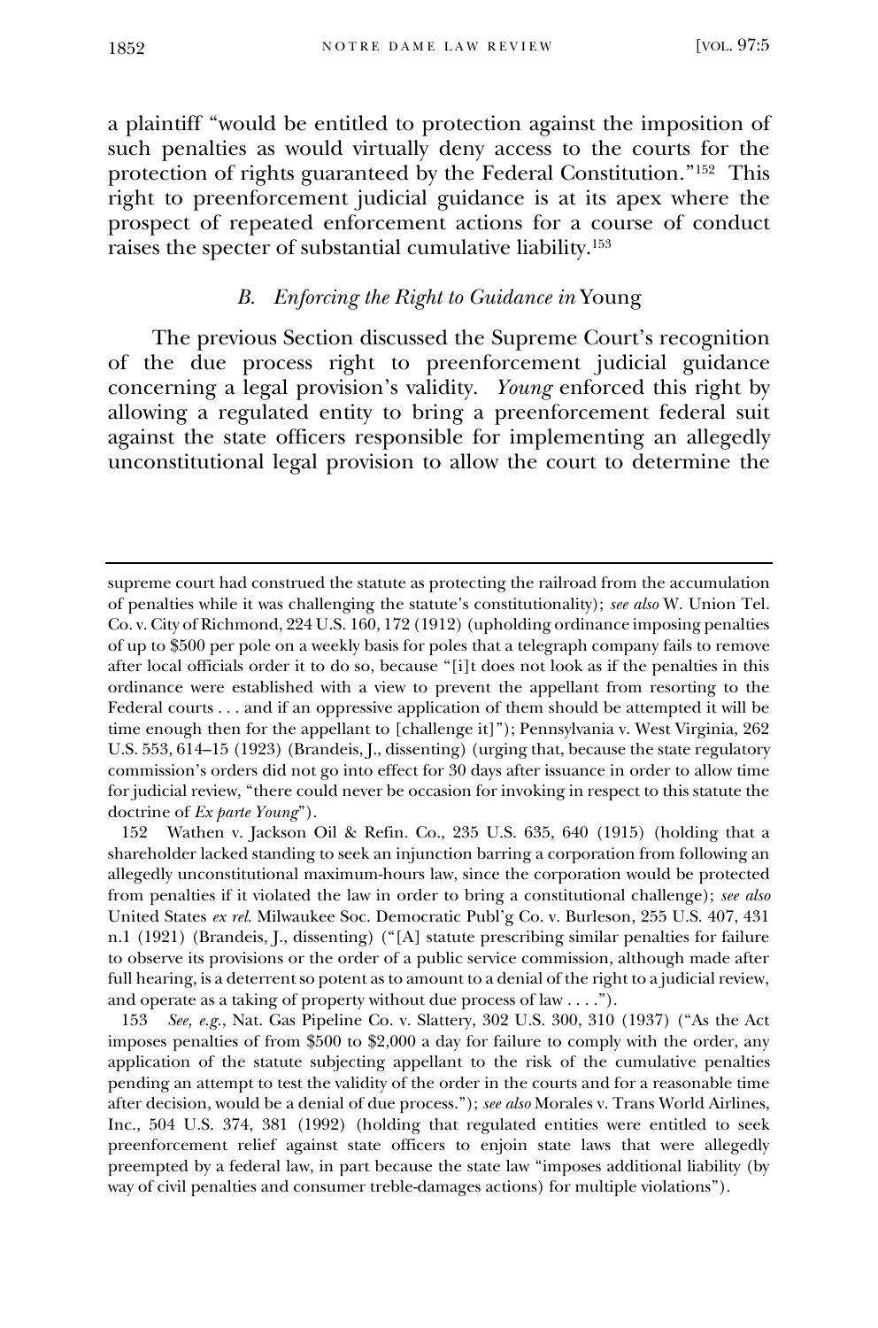a plaintiff "would be entitled to protection against the imposition of such penalties as would virtually deny access to the courts for the protection of rights guaranteed by the Federal Constitution."[152] This right to preenforcement judicial guidance is at its apex where the prospect of repeated enforcement actions for a course of conduct raises the specter of substantial cumulative liability.[153]

### B. Enforcing the Right to Guidance in *Young*

The previous Section discussed the Supreme Court's recognition of the due process right to preenforcement judicial guidance concerning a legal provision's validity. *Young* enforced this right by allowing a regulated entity to bring a preenforcement federal suit against the state officers responsible for implementing an allegedly unconstitutional legal provision to allow the court to determine the

---

supreme court had construed the statute as protecting the railroad from the accumulation of penalties while it was challenging the statute's constitutionality); *see also* W. Union Tel. Co. v. City of Richmond, 224 U.S. 160, 172 (1912) (upholding ordinance imposing penalties of up to $500 per pole on a weekly basis for poles that a telegraph company fails to remove after local officials order it to do so, because "[i]t does not look as if the penalties in this ordinance were established with a view to prevent the appellant from resorting to the Federal courts . . . and if an oppressive application of them should be attempted it will be time enough then for the appellant to [challenge it]"); Pennsylvania v. West Virginia, 262 U.S. 553, 614–15 (1923) (Brandeis, J., dissenting) (urging that, because the state regulatory commission's orders did not go into effect for 30 days after issuance in order to allow time for judicial review, "there could never be occasion for invoking in respect to this statute the doctrine of *Ex parte Young*").

152 Wathen v. Jackson Oil & Refin. Co., 235 U.S. 635, 640 (1915) (holding that a shareholder lacked standing to seek an injunction barring a corporation from following an allegedly unconstitutional maximum-hours law, since the corporation would be protected from penalties if it violated the law in order to bring a constitutional challenge); *see also* United States *ex rel.* Milwaukee Soc. Democratic Publ'g Co. v. Burleson, 255 U.S. 407, 431 n.1 (1921) (Brandeis, J., dissenting) ("[A] statute prescribing similar penalties for failure to observe its provisions or the order of a public service commission, although made after full hearing, is a deterrent so potent as to amount to a denial of the right to a judicial review, and operate as a taking of property without due process of law . . . .").

153 *See, e.g.*, Nat. Gas Pipeline Co. v. Slattery, 302 U.S. 300, 310 (1937) ("As the Act imposes penalties of from $500 to $2,000 a day for failure to comply with the order, any application of the statute subjecting appellant to the risk of the cumulative penalties pending an attempt to test the validity of the order in the courts and for a reasonable time after decision, would be a denial of due process."); *see also* Morales v. Trans World Airlines, Inc., 504 U.S. 374, 381 (1992) (holding that regulated entities were entitled to seek preenforcement relief against state officers to enjoin state laws that were allegedly preempted by a federal law, in part because the state law "imposes additional liability (by way of civil penalties and consumer treble-damages actions) for multiple violations").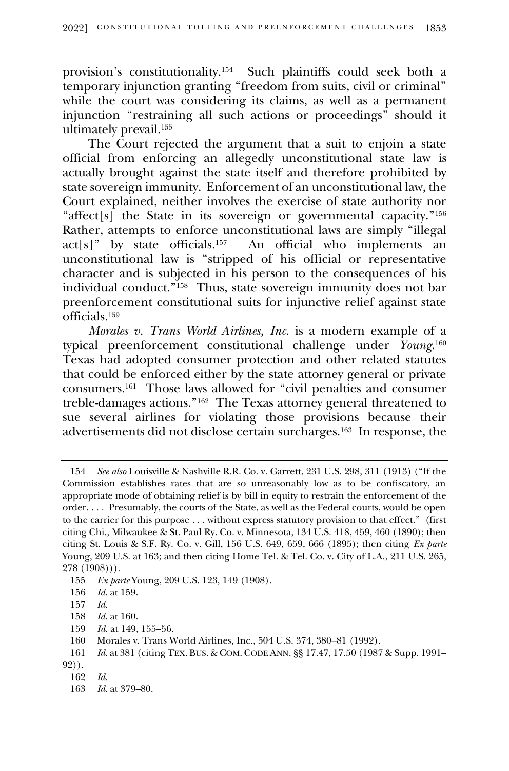provision's constitutionality.[154] Such plaintiffs could seek both a temporary injunction granting "freedom from suits, civil or criminal" while the court was considering its claims, as well as a permanent injunction "restraining all such actions or proceedings" should it ultimately prevail.[155]

The Court rejected the argument that a suit to enjoin a state official from enforcing an allegedly unconstitutional state law is actually brought against the state itself and therefore prohibited by state sovereign immunity. Enforcement of an unconstitutional law, the Court explained, neither involves the exercise of state authority nor "affect[s] the State in its sovereign or governmental capacity."[156] Rather, attempts to enforce unconstitutional laws are simply "illegal act[s]" by state officials.[157] An official who implements an unconstitutional law is "stripped of his official or representative character and is subjected in his person to the consequences of his individual conduct."[158] Thus, state sovereign immunity does not bar preenforcement constitutional suits for injunctive relief against state officials.[159]

*Morales v. Trans World Airlines, Inc.* is a modern example of a typical preenforcement constitutional challenge under *Young*.[160] Texas had adopted consumer protection and other related statutes that could be enforced either by the state attorney general or private consumers.[161] Those laws allowed for "civil penalties and consumer treble-damages actions."[162] The Texas attorney general threatened to sue several airlines for violating those provisions because their advertisements did not disclose certain surcharges.[163] In response, the

---

154 *See also* Louisville & Nashville R.R. Co. v. Garrett, 231 U.S. 298, 311 (1913) ("If the Commission establishes rates that are so unreasonably low as to be confiscatory, an appropriate mode of obtaining relief is by bill in equity to restrain the enforcement of the order. . . . Presumably, the courts of the State, as well as the Federal courts, would be open to the carrier for this purpose . . . without express statutory provision to that effect." (first citing Chi., Milwaukee & St. Paul Ry. Co. v. Minnesota, 134 U.S. 418, 459, 460 (1890); then citing St. Louis & S.F. Ry. Co. v. Gill, 156 U.S. 649, 659, 666 (1895); then citing *Ex parte* Young, 209 U.S. at 163; and then citing Home Tel. & Tel. Co. v. City of L.A., 211 U.S. 265, 278 (1908))).

155 *Ex parte* Young, 209 U.S. 123, 149 (1908).

156 *Id.* at 159.

157 *Id.*

158 *Id.* at 160.

159 *Id.* at 149, 155–56.

160 Morales v. Trans World Airlines, Inc., 504 U.S. 374, 380–81 (1992).

161 *Id.* at 381 (citing TEX. BUS. & COM. CODE ANN. §§ 17.47, 17.50 (1987 & Supp. 1991–92)).

162 *Id.*

163 *Id.* at 379–80.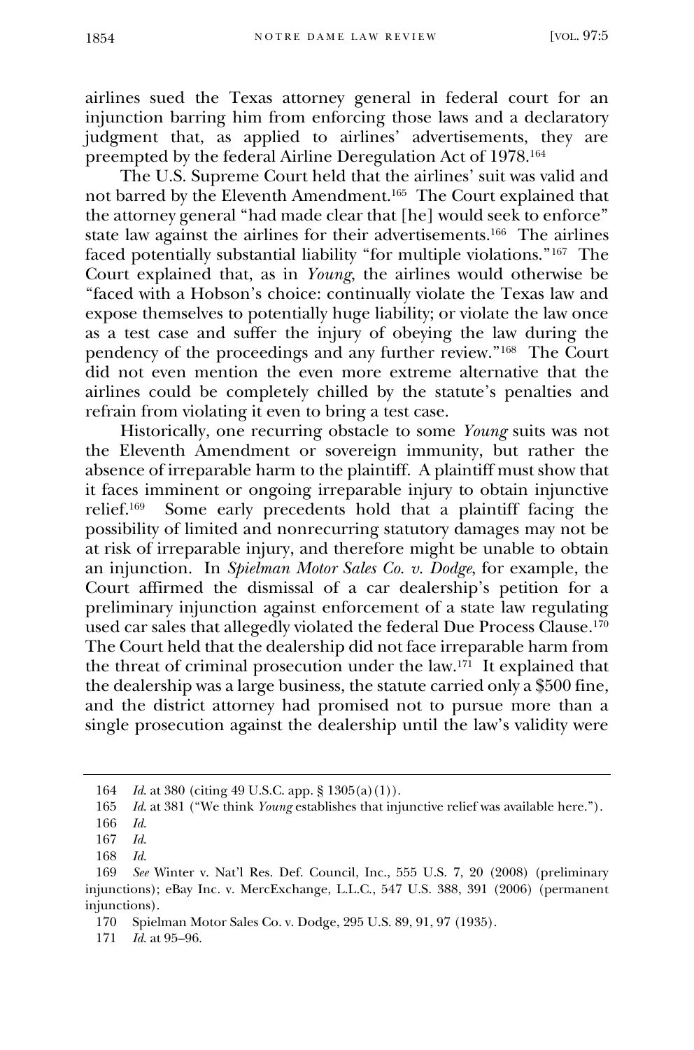airlines sued the Texas attorney general in federal court for an injunction barring him from enforcing those laws and a declaratory judgment that, as applied to airlines' advertisements, they are preempted by the federal Airline Deregulation Act of 1978.[164]

The U.S. Supreme Court held that the airlines' suit was valid and not barred by the Eleventh Amendment.[165] The Court explained that the attorney general "had made clear that [he] would seek to enforce" state law against the airlines for their advertisements.[166] The airlines faced potentially substantial liability "for multiple violations."[167] The Court explained that, as in *Young*, the airlines would otherwise be "faced with a Hobson's choice: continually violate the Texas law and expose themselves to potentially huge liability; or violate the law once as a test case and suffer the injury of obeying the law during the pendency of the proceedings and any further review."[168] The Court did not even mention the even more extreme alternative that the airlines could be completely chilled by the statute's penalties and refrain from violating it even to bring a test case.

Historically, one recurring obstacle to some *Young* suits was not the Eleventh Amendment or sovereign immunity, but rather the absence of irreparable harm to the plaintiff. A plaintiff must show that it faces imminent or ongoing irreparable injury to obtain injunctive relief.[169] Some early precedents hold that a plaintiff facing the possibility of limited and nonrecurring statutory damages may not be at risk of irreparable injury, and therefore might be unable to obtain an injunction. In *Spielman Motor Sales Co. v. Dodge*, for example, the Court affirmed the dismissal of a car dealership's petition for a preliminary injunction against enforcement of a state law regulating used car sales that allegedly violated the federal Due Process Clause.[170] The Court held that the dealership did not face irreparable harm from the threat of criminal prosecution under the law.[171] It explained that the dealership was a large business, the statute carried only a $500 fine, and the district attorney had promised not to pursue more than a single prosecution against the dealership until the law's validity were

---

164 *Id.* at 380 (citing 49 U.S.C. app. § 1305(a)(1)).

165 *Id.* at 381 ("We think *Young* establishes that injunctive relief was available here.").

166 *Id.*

167 *Id.*

168 *Id.*

169 *See* Winter v. Nat'l Res. Def. Council, Inc., 555 U.S. 7, 20 (2008) (preliminary injunctions); eBay Inc. v. MercExchange, L.L.C., 547 U.S. 388, 391 (2006) (permanent injunctions).

170 Spielman Motor Sales Co. v. Dodge, 295 U.S. 89, 91, 97 (1935).

171 *Id.* at 95–96.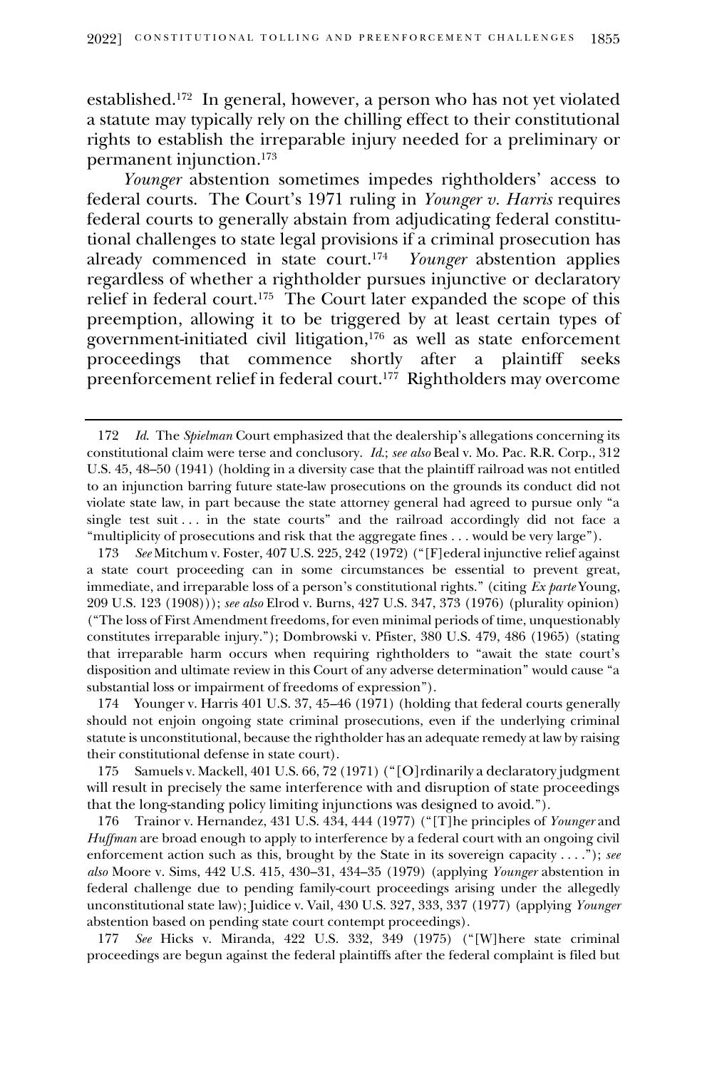established.[172] In general, however, a person who has not yet violated a statute may typically rely on the chilling effect to their constitutional rights to establish the irreparable injury needed for a preliminary or permanent injunction.[173]

*Younger* abstention sometimes impedes rightholders' access to federal courts. The Court's 1971 ruling in *Younger v. Harris* requires federal courts to generally abstain from adjudicating federal constitutional challenges to state legal provisions if a criminal prosecution has already commenced in state court.[174] *Younger* abstention applies regardless of whether a rightholder pursues injunctive or declaratory relief in federal court.[175] The Court later expanded the scope of this preemption, allowing it to be triggered by at least certain types of government-initiated civil litigation,[176] as well as state enforcement proceedings that commence shortly after a plaintiff seeks preenforcement relief in federal court.[177] Rightholders may overcome

---

172 *Id.* The *Spielman* Court emphasized that the dealership's allegations concerning its constitutional claim were terse and conclusory. *Id.*; *see also* Beal v. Mo. Pac. R.R. Corp., 312 U.S. 45, 48–50 (1941) (holding in a diversity case that the plaintiff railroad was not entitled to an injunction barring future state-law prosecutions on the grounds its conduct did not violate state law, in part because the state attorney general had agreed to pursue only "a single test suit . . . in the state courts" and the railroad accordingly did not face a "multiplicity of prosecutions and risk that the aggregate fines . . . would be very large").

173 *See* Mitchum v. Foster, 407 U.S. 225, 242 (1972) ("[F]ederal injunctive relief against a state court proceeding can in some circumstances be essential to prevent great, immediate, and irreparable loss of a person's constitutional rights." (citing *Ex parte* Young, 209 U.S. 123 (1908))); *see also* Elrod v. Burns, 427 U.S. 347, 373 (1976) (plurality opinion) ("The loss of First Amendment freedoms, for even minimal periods of time, unquestionably constitutes irreparable injury."); Dombrowski v. Pfister, 380 U.S. 479, 486 (1965) (stating that irreparable harm occurs when requiring rightholders to "await the state court's disposition and ultimate review in this Court of any adverse determination" would cause "a substantial loss or impairment of freedoms of expression").

174 Younger v. Harris 401 U.S. 37, 45–46 (1971) (holding that federal courts generally should not enjoin ongoing state criminal prosecutions, even if the underlying criminal statute is unconstitutional, because the rightholder has an adequate remedy at law by raising their constitutional defense in state court).

175 Samuels v. Mackell, 401 U.S. 66, 72 (1971) ("[O]rdinarily a declaratory judgment will result in precisely the same interference with and disruption of state proceedings that the long-standing policy limiting injunctions was designed to avoid.").

176 Trainor v. Hernandez, 431 U.S. 434, 444 (1977) ("[T]he principles of *Younger* and *Huffman* are broad enough to apply to interference by a federal court with an ongoing civil enforcement action such as this, brought by the State in its sovereign capacity . . . ."); *see also* Moore v. Sims, 442 U.S. 415, 430–31, 434–35 (1979) (applying *Younger* abstention in federal challenge due to pending family-court proceedings arising under the allegedly unconstitutional state law); Juidice v. Vail, 430 U.S. 327, 333, 337 (1977) (applying *Younger* abstention based on pending state court contempt proceedings).

177 *See* Hicks v. Miranda, 422 U.S. 332, 349 (1975) ("[W]here state criminal proceedings are begun against the federal plaintiffs after the federal complaint is filed but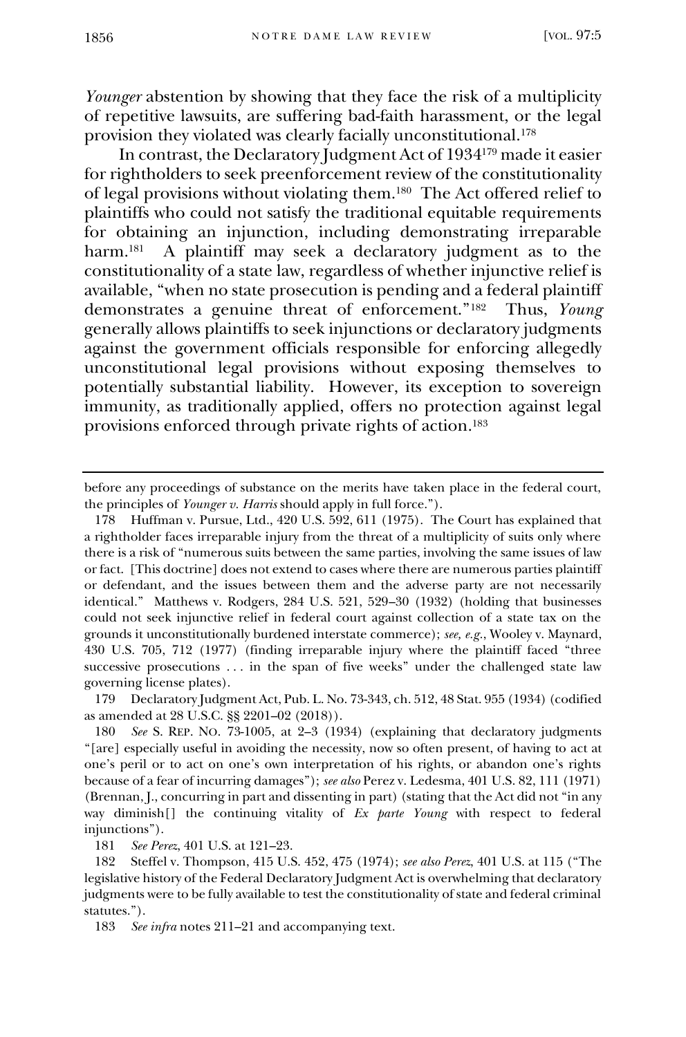*Younger* abstention by showing that they face the risk of a multiplicity of repetitive lawsuits, are suffering bad-faith harassment, or the legal provision they violated was clearly facially unconstitutional.[178]

In contrast, the Declaratory Judgment Act of 1934[179] made it easier for rightholders to seek preenforcement review of the constitutionality of legal provisions without violating them.[180] The Act offered relief to plaintiffs who could not satisfy the traditional equitable requirements for obtaining an injunction, including demonstrating irreparable harm.[181] A plaintiff may seek a declaratory judgment as to the constitutionality of a state law, regardless of whether injunctive relief is available, "when no state prosecution is pending and a federal plaintiff demonstrates a genuine threat of enforcement."[182] Thus, *Young* generally allows plaintiffs to seek injunctions or declaratory judgments against the government officials responsible for enforcing allegedly unconstitutional legal provisions without exposing themselves to potentially substantial liability. However, its exception to sovereign immunity, as traditionally applied, offers no protection against legal provisions enforced through private rights of action.[183]

---

before any proceedings of substance on the merits have taken place in the federal court, the principles of *Younger v. Harris* should apply in full force.").

178 Huffman v. Pursue, Ltd., 420 U.S. 592, 611 (1975). The Court has explained that a rightholder faces irreparable injury from the threat of a multiplicity of suits only where there is a risk of "numerous suits between the same parties, involving the same issues of law or fact. [This doctrine] does not extend to cases where there are numerous parties plaintiff or defendant, and the issues between them and the adverse party are not necessarily identical." Matthews v. Rodgers, 284 U.S. 521, 529–30 (1932) (holding that businesses could not seek injunctive relief in federal court against collection of a state tax on the grounds it unconstitutionally burdened interstate commerce); *see, e.g.*, Wooley v. Maynard, 430 U.S. 705, 712 (1977) (finding irreparable injury where the plaintiff faced "three successive prosecutions . . . in the span of five weeks" under the challenged state law governing license plates).

179 Declaratory Judgment Act, Pub. L. No. 73-343, ch. 512, 48 Stat. 955 (1934) (codified as amended at 28 U.S.C. §§ 2201–02 (2018)).

180 *See* S. REP. NO. 73-1005, at 2–3 (1934) (explaining that declaratory judgments "[are] especially useful in avoiding the necessity, now so often present, of having to act at one's peril or to act on one's own interpretation of his rights, or abandon one's rights because of a fear of incurring damages"); *see also* Perez v. Ledesma, 401 U.S. 82, 111 (1971) (Brennan, J., concurring in part and dissenting in part) (stating that the Act did not "in any way diminish[] the continuing vitality of *Ex parte Young* with respect to federal injunctions").

181 *See Perez*, 401 U.S. at 121–23.

182 Steffel v. Thompson, 415 U.S. 452, 475 (1974); *see also Perez*, 401 U.S. at 115 ("The legislative history of the Federal Declaratory Judgment Act is overwhelming that declaratory judgments were to be fully available to test the constitutionality of state and federal criminal statutes.").

183 *See infra* notes 211–21 and accompanying text.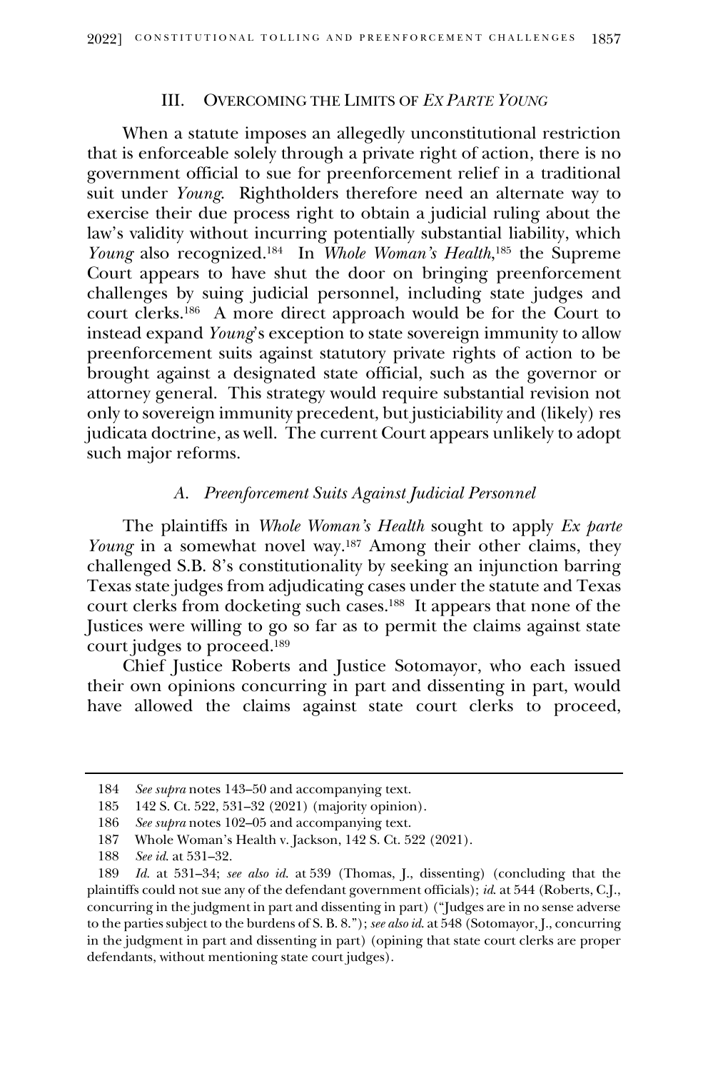## III. Overcoming the Limits of *Ex Parte Young*

When a statute imposes an allegedly unconstitutional restriction that is enforceable solely through a private right of action, there is no government official to sue for preenforcement relief in a traditional suit under *Young*. Rightholders therefore need an alternate way to exercise their due process right to obtain a judicial ruling about the law's validity without incurring potentially substantial liability, which *Young* also recognized.[184] In *Whole Woman's Health*,[185] the Supreme Court appears to have shut the door on bringing preenforcement challenges by suing judicial personnel, including state judges and court clerks.[186] A more direct approach would be for the Court to instead expand *Young*'s exception to state sovereign immunity to allow preenforcement suits against statutory private rights of action to be brought against a designated state official, such as the governor or attorney general. This strategy would require substantial revision not only to sovereign immunity precedent, but justiciability and (likely) res judicata doctrine, as well. The current Court appears unlikely to adopt such major reforms.

### *A. Preenforcement Suits Against Judicial Personnel*

The plaintiffs in *Whole Woman's Health* sought to apply *Ex parte Young* in a somewhat novel way.[187] Among their other claims, they challenged S.B. 8's constitutionality by seeking an injunction barring Texas state judges from adjudicating cases under the statute and Texas court clerks from docketing such cases.[188] It appears that none of the Justices were willing to go so far as to permit the claims against state court judges to proceed.[189]

Chief Justice Roberts and Justice Sotomayor, who each issued their own opinions concurring in part and dissenting in part, would have allowed the claims against state court clerks to proceed,

---

184 *See supra* notes 143–50 and accompanying text.

185 142 S. Ct. 522, 531–32 (2021) (majority opinion).

186 *See supra* notes 102–05 and accompanying text.

187 Whole Woman's Health v. Jackson, 142 S. Ct. 522 (2021).

188 *See id.* at 531–32.

189 *Id.* at 531–34; *see also id.* at 539 (Thomas, J., dissenting) (concluding that the plaintiffs could not sue any of the defendant government officials); *id.* at 544 (Roberts, C.J., concurring in the judgment in part and dissenting in part) ("Judges are in no sense adverse to the parties subject to the burdens of S. B. 8."); *see also id.* at 548 (Sotomayor, J., concurring in the judgment in part and dissenting in part) (opining that state court clerks are proper defendants, without mentioning state court judges).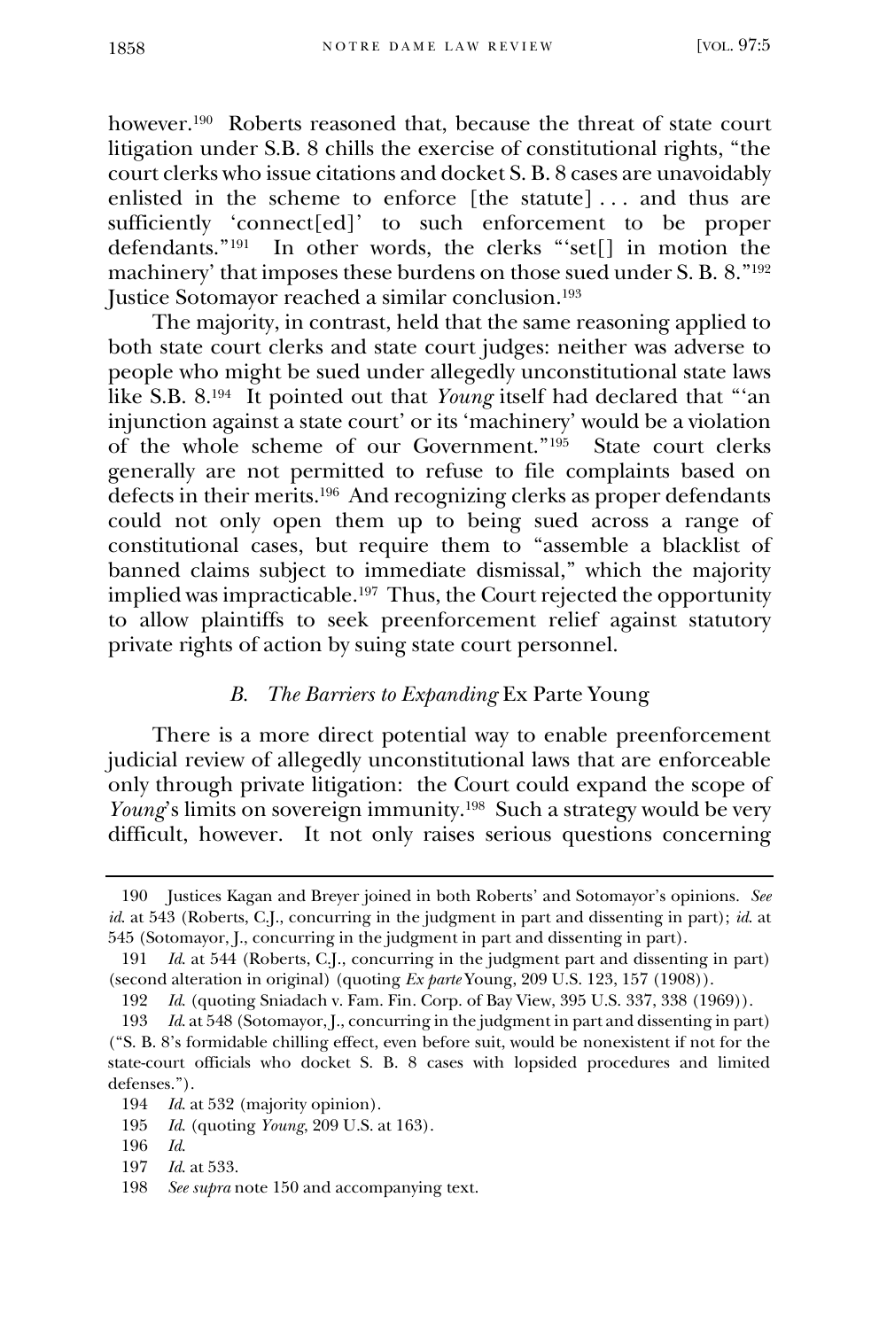however.[190] Roberts reasoned that, because the threat of state court litigation under S.B. 8 chills the exercise of constitutional rights, "the court clerks who issue citations and docket S. B. 8 cases are unavoidably enlisted in the scheme to enforce [the statute] . . . and thus are sufficiently 'connect[ed]' to such enforcement to be proper defendants."[191] In other words, the clerks "'set[] in motion the machinery' that imposes these burdens on those sued under S. B. 8."[192] Justice Sotomayor reached a similar conclusion.[193]

The majority, in contrast, held that the same reasoning applied to both state court clerks and state court judges: neither was adverse to people who might be sued under allegedly unconstitutional state laws like S.B. 8.[194] It pointed out that *Young* itself had declared that "'an injunction against a state court' or its 'machinery' would be a violation of the whole scheme of our Government."[195] State court clerks generally are not permitted to refuse to file complaints based on defects in their merits.[196] And recognizing clerks as proper defendants could not only open them up to being sued across a range of constitutional cases, but require them to "assemble a blacklist of banned claims subject to immediate dismissal," which the majority implied was impracticable.[197] Thus, the Court rejected the opportunity to allow plaintiffs to seek preenforcement relief against statutory private rights of action by suing state court personnel.

### *B. The Barriers to Expanding* Ex Parte Young

There is a more direct potential way to enable preenforcement judicial review of allegedly unconstitutional laws that are enforceable only through private litigation: the Court could expand the scope of *Young*'s limits on sovereign immunity.[198] Such a strategy would be very difficult, however. It not only raises serious questions concerning

---

190 Justices Kagan and Breyer joined in both Roberts' and Sotomayor's opinions. *See id.* at 543 (Roberts, C.J., concurring in the judgment in part and dissenting in part); *id.* at 545 (Sotomayor, J., concurring in the judgment in part and dissenting in part).

191 *Id.* at 544 (Roberts, C.J., concurring in the judgment part and dissenting in part) (second alteration in original) (quoting *Ex parte* Young, 209 U.S. 123, 157 (1908)).

192 *Id.* (quoting Sniadach v. Fam. Fin. Corp. of Bay View, 395 U.S. 337, 338 (1969)).

193 *Id.* at 548 (Sotomayor, J., concurring in the judgment in part and dissenting in part) ("S. B. 8's formidable chilling effect, even before suit, would be nonexistent if not for the state-court officials who docket S. B. 8 cases with lopsided procedures and limited defenses.").

194 *Id.* at 532 (majority opinion).

195 *Id.* (quoting *Young*, 209 U.S. at 163).

196 *Id.*

197 *Id.* at 533.

198 *See supra* note 150 and accompanying text.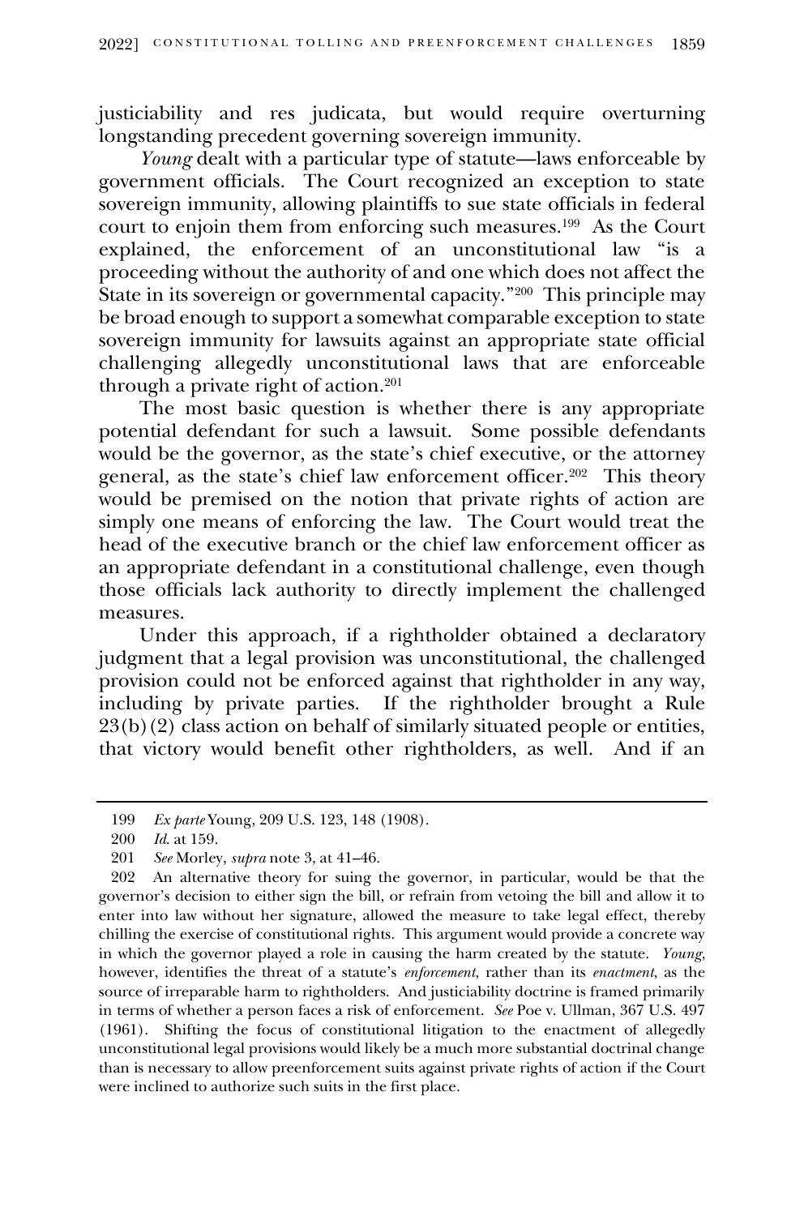justiciability and res judicata, but would require overturning longstanding precedent governing sovereign immunity.

*Young* dealt with a particular type of statute—laws enforceable by government officials. The Court recognized an exception to state sovereign immunity, allowing plaintiffs to sue state officials in federal court to enjoin them from enforcing such measures.[199] As the Court explained, the enforcement of an unconstitutional law "is a proceeding without the authority of and one which does not affect the State in its sovereign or governmental capacity."[200] This principle may be broad enough to support a somewhat comparable exception to state sovereign immunity for lawsuits against an appropriate state official challenging allegedly unconstitutional laws that are enforceable through a private right of action.[201]

The most basic question is whether there is any appropriate potential defendant for such a lawsuit. Some possible defendants would be the governor, as the state's chief executive, or the attorney general, as the state's chief law enforcement officer.[202] This theory would be premised on the notion that private rights of action are simply one means of enforcing the law. The Court would treat the head of the executive branch or the chief law enforcement officer as an appropriate defendant in a constitutional challenge, even though those officials lack authority to directly implement the challenged measures.

Under this approach, if a rightholder obtained a declaratory judgment that a legal provision was unconstitutional, the challenged provision could not be enforced against that rightholder in any way, including by private parties. If the rightholder brought a Rule 23(b)(2) class action on behalf of similarly situated people or entities, that victory would benefit other rightholders, as well. And if an

---

199 *Ex parte* Young, 209 U.S. 123, 148 (1908).

200 *Id.* at 159.

201 *See* Morley, *supra* note 3, at 41–46.

202 An alternative theory for suing the governor, in particular, would be that the governor's decision to either sign the bill, or refrain from vetoing the bill and allow it to enter into law without her signature, allowed the measure to take legal effect, thereby chilling the exercise of constitutional rights. This argument would provide a concrete way in which the governor played a role in causing the harm created by the statute. *Young*, however, identifies the threat of a statute's *enforcement*, rather than its *enactment*, as the source of irreparable harm to rightholders. And justiciability doctrine is framed primarily in terms of whether a person faces a risk of enforcement. *See* Poe v. Ullman, 367 U.S. 497 (1961). Shifting the focus of constitutional litigation to the enactment of allegedly unconstitutional legal provisions would likely be a much more substantial doctrinal change than is necessary to allow preenforcement suits against private rights of action if the Court were inclined to authorize such suits in the first place.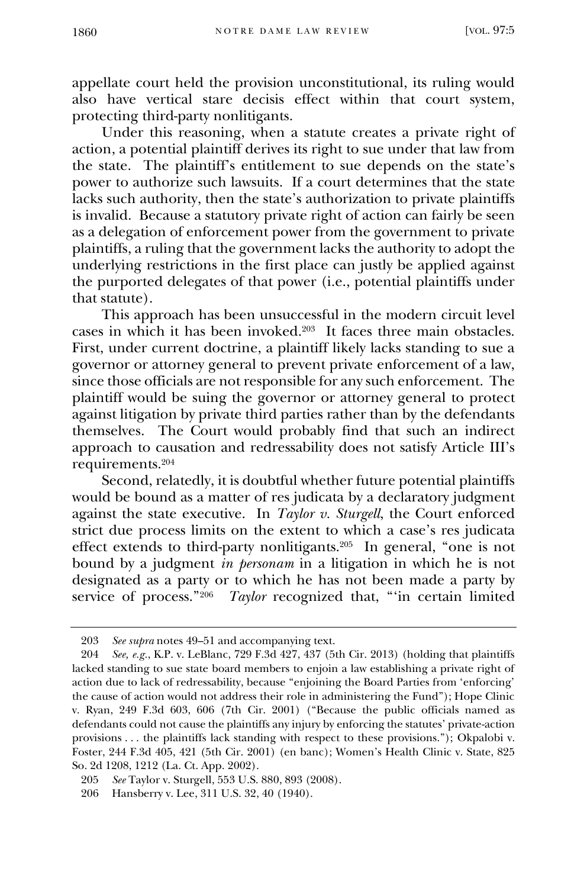appellate court held the provision unconstitutional, its ruling would also have vertical stare decisis effect within that court system, protecting third-party nonlitigants.

Under this reasoning, when a statute creates a private right of action, a potential plaintiff derives its right to sue under that law from the state. The plaintiff's entitlement to sue depends on the state's power to authorize such lawsuits. If a court determines that the state lacks such authority, then the state's authorization to private plaintiffs is invalid. Because a statutory private right of action can fairly be seen as a delegation of enforcement power from the government to private plaintiffs, a ruling that the government lacks the authority to adopt the underlying restrictions in the first place can justly be applied against the purported delegates of that power (i.e., potential plaintiffs under that statute).

This approach has been unsuccessful in the modern circuit level cases in which it has been invoked.[203] It faces three main obstacles. First, under current doctrine, a plaintiff likely lacks standing to sue a governor or attorney general to prevent private enforcement of a law, since those officials are not responsible for any such enforcement. The plaintiff would be suing the governor or attorney general to protect against litigation by private third parties rather than by the defendants themselves. The Court would probably find that such an indirect approach to causation and redressability does not satisfy Article III's requirements.[204]

Second, relatedly, it is doubtful whether future potential plaintiffs would be bound as a matter of res judicata by a declaratory judgment against the state executive. In *Taylor v. Sturgell*, the Court enforced strict due process limits on the extent to which a case's res judicata effect extends to third-party nonlitigants.[205] In general, "one is not bound by a judgment *in personam* in a litigation in which he is not designated as a party or to which he has not been made a party by service of process."[206] *Taylor* recognized that, "'in certain limited

---

203 *See supra* notes 49–51 and accompanying text.

204 *See, e.g.*, K.P. v. LeBlanc, 729 F.3d 427, 437 (5th Cir. 2013) (holding that plaintiffs lacked standing to sue state board members to enjoin a law establishing a private right of action due to lack of redressability, because "enjoining the Board Parties from 'enforcing' the cause of action would not address their role in administering the Fund"); Hope Clinic v. Ryan, 249 F.3d 603, 606 (7th Cir. 2001) ("Because the public officials named as defendants could not cause the plaintiffs any injury by enforcing the statutes' private-action provisions . . . the plaintiffs lack standing with respect to these provisions."); Okpalobi v. Foster, 244 F.3d 405, 421 (5th Cir. 2001) (en banc); Women's Health Clinic v. State, 825 So. 2d 1208, 1212 (La. Ct. App. 2002).

205 *See* Taylor v. Sturgell, 553 U.S. 880, 893 (2008).

206 Hansberry v. Lee, 311 U.S. 32, 40 (1940).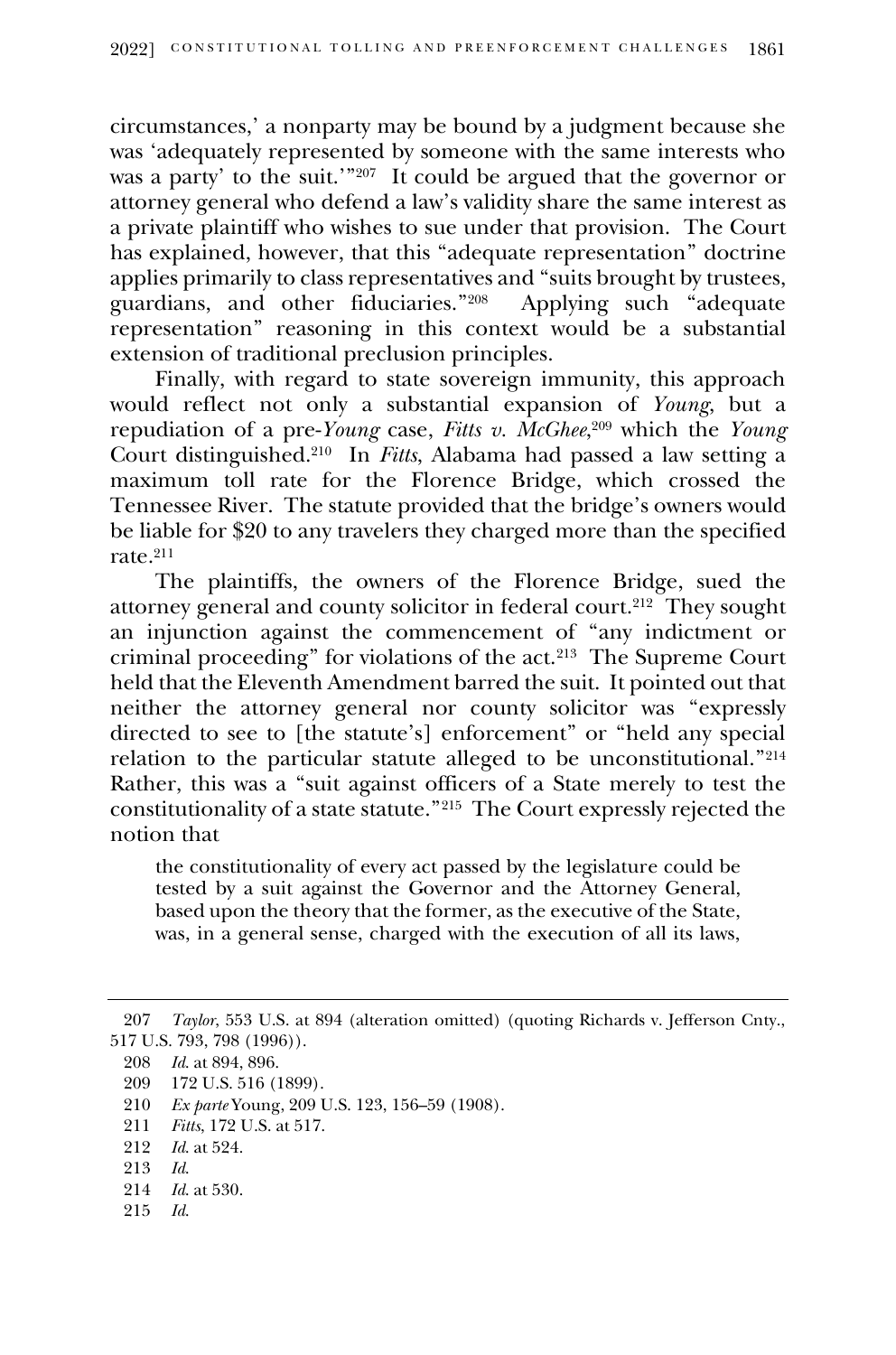circumstances,' a nonparty may be bound by a judgment because she was 'adequately represented by someone with the same interests who was a party' to the suit.'"[207] It could be argued that the governor or attorney general who defend a law's validity share the same interest as a private plaintiff who wishes to sue under that provision. The Court has explained, however, that this "adequate representation" doctrine applies primarily to class representatives and "suits brought by trustees, guardians, and other fiduciaries."[208] Applying such "adequate representation" reasoning in this context would be a substantial extension of traditional preclusion principles.

Finally, with regard to state sovereign immunity, this approach would reflect not only a substantial expansion of *Young*, but a repudiation of a pre-*Young* case, *Fitts v. McGhee*,[209] which the *Young* Court distinguished.[210] In *Fitts*, Alabama had passed a law setting a maximum toll rate for the Florence Bridge, which crossed the Tennessee River. The statute provided that the bridge's owners would be liable for $20 to any travelers they charged more than the specified rate.[211]

The plaintiffs, the owners of the Florence Bridge, sued the attorney general and county solicitor in federal court.[212] They sought an injunction against the commencement of "any indictment or criminal proceeding" for violations of the act.[213] The Supreme Court held that the Eleventh Amendment barred the suit. It pointed out that neither the attorney general nor county solicitor was "expressly directed to see to [the statute's] enforcement" or "held any special relation to the particular statute alleged to be unconstitutional."[214] Rather, this was a "suit against officers of a State merely to test the constitutionality of a state statute."[215] The Court expressly rejected the notion that

> the constitutionality of every act passed by the legislature could be tested by a suit against the Governor and the Attorney General, based upon the theory that the former, as the executive of the State, was, in a general sense, charged with the execution of all its laws,

---

207 *Taylor*, 553 U.S. at 894 (alteration omitted) (quoting Richards v. Jefferson Cnty., 517 U.S. 793, 798 (1996)).

208 *Id.* at 894, 896.

209 172 U.S. 516 (1899).

210 *Ex parte* Young, 209 U.S. 123, 156–59 (1908).

211 *Fitts*, 172 U.S. at 517.

212 *Id.* at 524.

213 *Id.*

214 *Id.* at 530.

215 *Id.*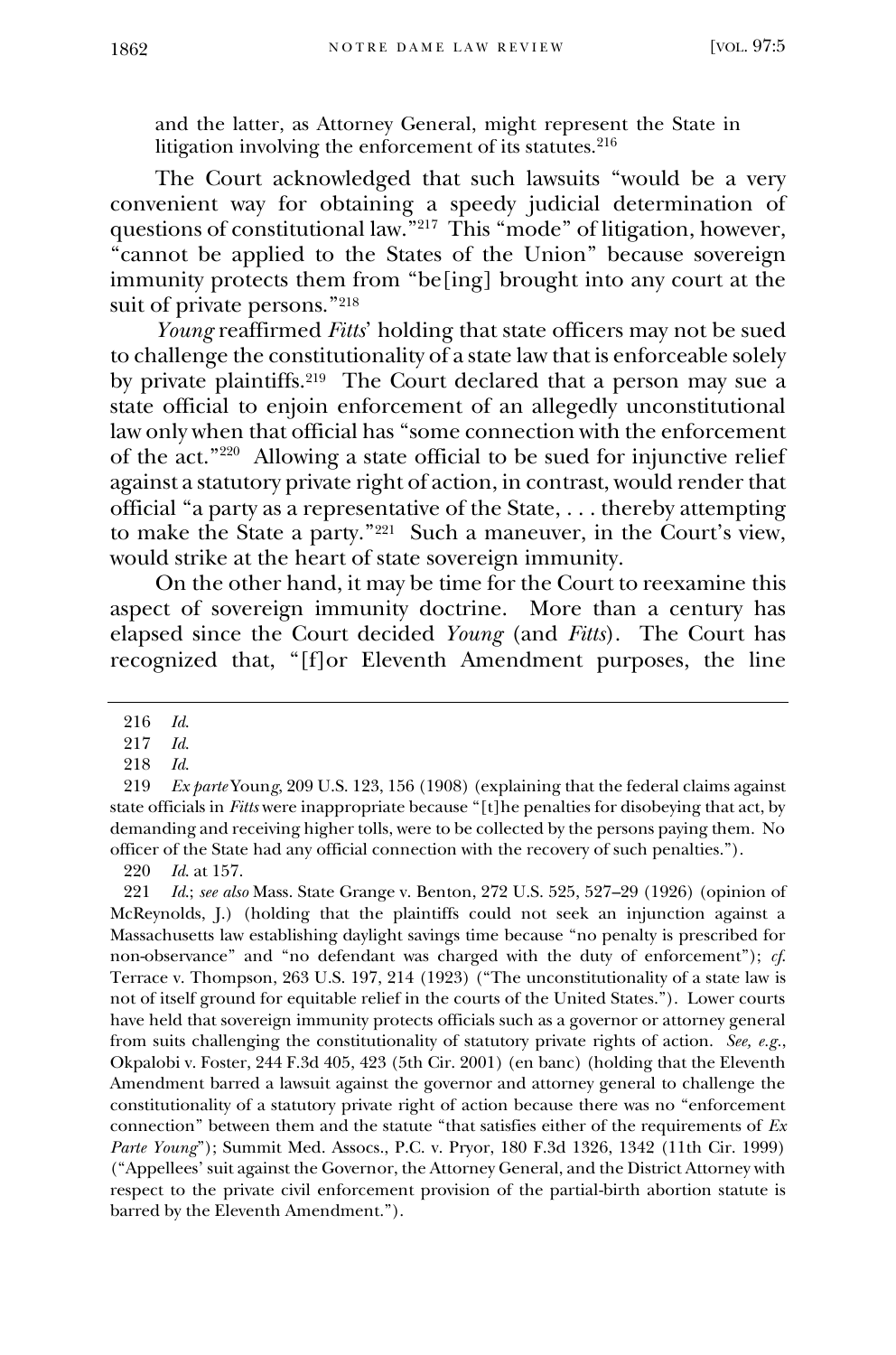and the latter, as Attorney General, might represent the State in litigation involving the enforcement of its statutes.[216]

The Court acknowledged that such lawsuits "would be a very convenient way for obtaining a speedy judicial determination of questions of constitutional law."[217] This "mode" of litigation, however, "cannot be applied to the States of the Union" because sovereign immunity protects them from "be[ing] brought into any court at the suit of private persons."[218]

*Young* reaffirmed *Fitts*' holding that state officers may not be sued to challenge the constitutionality of a state law that is enforceable solely by private plaintiffs.[219] The Court declared that a person may sue a state official to enjoin enforcement of an allegedly unconstitutional law only when that official has "some connection with the enforcement of the act."[220] Allowing a state official to be sued for injunctive relief against a statutory private right of action, in contrast, would render that official "a party as a representative of the State, . . . thereby attempting to make the State a party."[221] Such a maneuver, in the Court's view, would strike at the heart of state sovereign immunity.

On the other hand, it may be time for the Court to reexamine this aspect of sovereign immunity doctrine. More than a century has elapsed since the Court decided *Young* (and *Fitts*). The Court has recognized that, "[f]or Eleventh Amendment purposes, the line

---

216 *Id.*

217 *Id.*

218 *Id.*

219 *Ex parte* Young, 209 U.S. 123, 156 (1908) (explaining that the federal claims against state officials in *Fitts* were inappropriate because "[t]he penalties for disobeying that act, by demanding and receiving higher tolls, were to be collected by the persons paying them. No officer of the State had any official connection with the recovery of such penalties.").

220 *Id.* at 157.

221 *Id.*; *see also* Mass. State Grange v. Benton, 272 U.S. 525, 527–29 (1926) (opinion of McReynolds, J.) (holding that the plaintiffs could not seek an injunction against a Massachusetts law establishing daylight savings time because "no penalty is prescribed for non-observance" and "no defendant was charged with the duty of enforcement"); *cf.* Terrace v. Thompson, 263 U.S. 197, 214 (1923) ("The unconstitutionality of a state law is not of itself ground for equitable relief in the courts of the United States."). Lower courts have held that sovereign immunity protects officials such as a governor or attorney general from suits challenging the constitutionality of statutory private rights of action. *See, e.g.*, Okpalobi v. Foster, 244 F.3d 405, 423 (5th Cir. 2001) (en banc) (holding that the Eleventh Amendment barred a lawsuit against the governor and attorney general to challenge the constitutionality of a statutory private right of action because there was no "enforcement connection" between them and the statute "that satisfies either of the requirements of *Ex Parte Young*"); Summit Med. Assocs., P.C. v. Pryor, 180 F.3d 1326, 1342 (11th Cir. 1999) ("Appellees' suit against the Governor, the Attorney General, and the District Attorney with respect to the private civil enforcement provision of the partial-birth abortion statute is barred by the Eleventh Amendment.").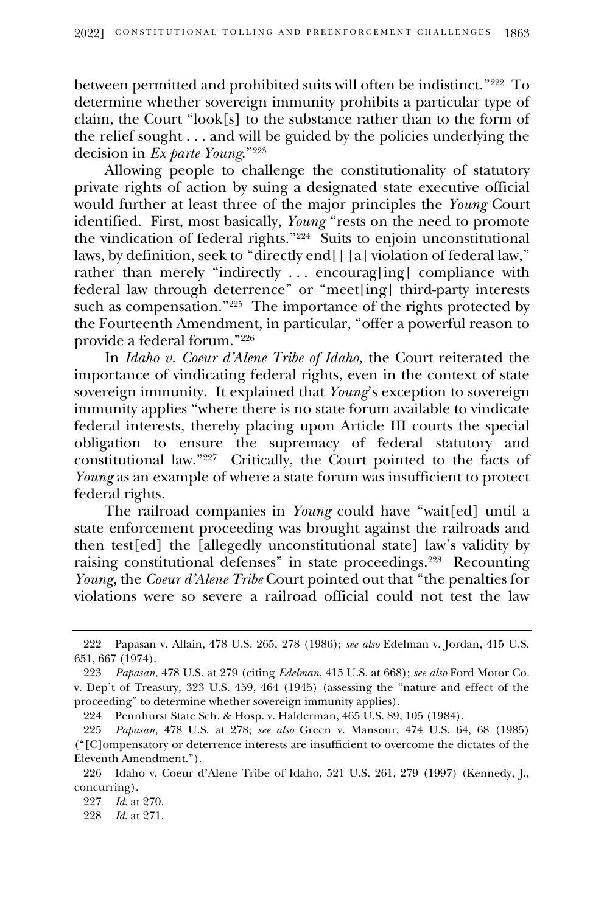between permitted and prohibited suits will often be indistinct."[222] To determine whether sovereign immunity prohibits a particular type of claim, the Court "look[s] to the substance rather than to the form of the relief sought . . . and will be guided by the policies underlying the decision in *Ex parte Young*."[223]

Allowing people to challenge the constitutionality of statutory private rights of action by suing a designated state executive official would further at least three of the major principles the *Young* Court identified. First, most basically, *Young* "rests on the need to promote the vindication of federal rights."[224] Suits to enjoin unconstitutional laws, by definition, seek to "directly end[] [a] violation of federal law," rather than merely "indirectly . . . encourag[ing] compliance with federal law through deterrence" or "meet[ing] third-party interests such as compensation."[225] The importance of the rights protected by the Fourteenth Amendment, in particular, "offer a powerful reason to provide a federal forum."[226]

In *Idaho v. Coeur d'Alene Tribe of Idaho*, the Court reiterated the importance of vindicating federal rights, even in the context of state sovereign immunity. It explained that *Young*'s exception to sovereign immunity applies "where there is no state forum available to vindicate federal interests, thereby placing upon Article III courts the special obligation to ensure the supremacy of federal statutory and constitutional law."[227] Critically, the Court pointed to the facts of *Young* as an example of where a state forum was insufficient to protect federal rights.

The railroad companies in *Young* could have "wait[ed] until a state enforcement proceeding was brought against the railroads and then test[ed] the [allegedly unconstitutional state] law's validity by raising constitutional defenses" in state proceedings.[228] Recounting *Young*, the *Coeur d'Alene Tribe* Court pointed out that "the penalties for violations were so severe a railroad official could not test the law

---

222 Papasan v. Allain, 478 U.S. 265, 278 (1986); *see also* Edelman v. Jordan, 415 U.S. 651, 667 (1974).

223 *Papasan*, 478 U.S. at 279 (citing *Edelman*, 415 U.S. at 668); *see also* Ford Motor Co. v. Dep't of Treasury, 323 U.S. 459, 464 (1945) (assessing the "nature and effect of the proceeding" to determine whether sovereign immunity applies).

224 Pennhurst State Sch. & Hosp. v. Halderman, 465 U.S. 89, 105 (1984).

225 *Papasan*, 478 U.S. at 278; *see also* Green v. Mansour, 474 U.S. 64, 68 (1985) ("[C]ompensatory or deterrence interests are insufficient to overcome the dictates of the Eleventh Amendment.").

226 Idaho v. Coeur d'Alene Tribe of Idaho, 521 U.S. 261, 279 (1997) (Kennedy, J., concurring).

227 *Id.* at 270.

228 *Id.* at 271.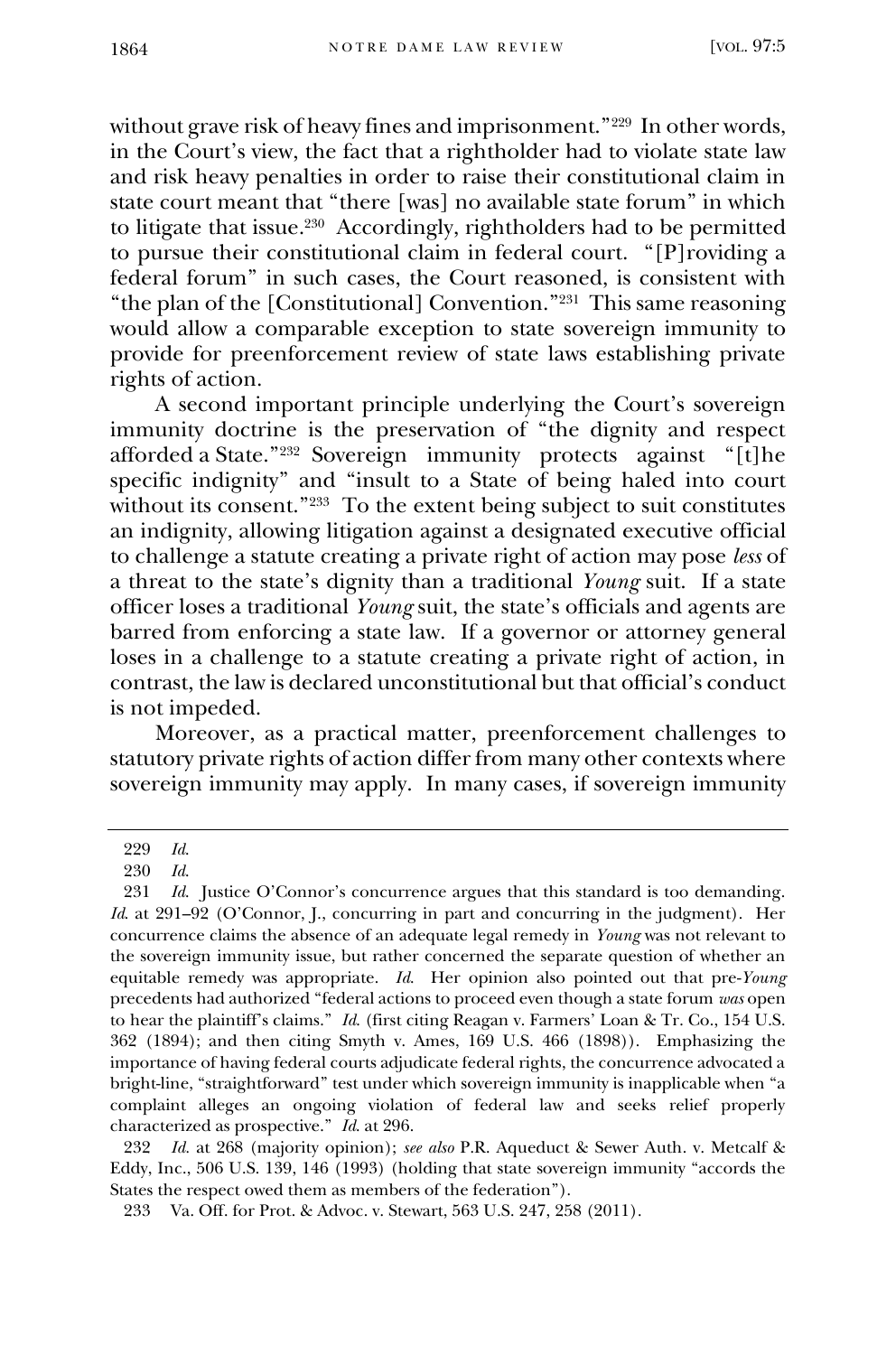without grave risk of heavy fines and imprisonment."[229] In other words, in the Court's view, the fact that a rightholder had to violate state law and risk heavy penalties in order to raise their constitutional claim in state court meant that "there [was] no available state forum" in which to litigate that issue.[230] Accordingly, rightholders had to be permitted to pursue their constitutional claim in federal court. "[P]roviding a federal forum" in such cases, the Court reasoned, is consistent with "the plan of the [Constitutional] Convention."[231] This same reasoning would allow a comparable exception to state sovereign immunity to provide for preenforcement review of state laws establishing private rights of action.

A second important principle underlying the Court's sovereign immunity doctrine is the preservation of "the dignity and respect afforded a State."[232] Sovereign immunity protects against "[t]he specific indignity" and "insult to a State of being haled into court without its consent."[233] To the extent being subject to suit constitutes an indignity, allowing litigation against a designated executive official to challenge a statute creating a private right of action may pose *less* of a threat to the state's dignity than a traditional *Young* suit. If a state officer loses a traditional *Young* suit, the state's officials and agents are barred from enforcing a state law. If a governor or attorney general loses in a challenge to a statute creating a private right of action, in contrast, the law is declared unconstitutional but that official's conduct is not impeded.

Moreover, as a practical matter, preenforcement challenges to statutory private rights of action differ from many other contexts where sovereign immunity may apply. In many cases, if sovereign immunity

---

229 *Id.*

230 *Id.*

231 *Id.* Justice O'Connor's concurrence argues that this standard is too demanding. *Id.* at 291–92 (O'Connor, J., concurring in part and concurring in the judgment). Her concurrence claims the absence of an adequate legal remedy in *Young* was not relevant to the sovereign immunity issue, but rather concerned the separate question of whether an equitable remedy was appropriate. *Id.* Her opinion also pointed out that pre-*Young* precedents had authorized "federal actions to proceed even though a state forum *was* open to hear the plaintiff's claims." *Id.* (first citing Reagan v. Farmers' Loan & Tr. Co., 154 U.S. 362 (1894); and then citing Smyth v. Ames, 169 U.S. 466 (1898)). Emphasizing the importance of having federal courts adjudicate federal rights, the concurrence advocated a bright-line, "straightforward" test under which sovereign immunity is inapplicable when "a complaint alleges an ongoing violation of federal law and seeks relief properly characterized as prospective." *Id.* at 296.

232 *Id.* at 268 (majority opinion); *see also* P.R. Aqueduct & Sewer Auth. v. Metcalf & Eddy, Inc., 506 U.S. 139, 146 (1993) (holding that state sovereign immunity "accords the States the respect owed them as members of the federation").

233 Va. Off. for Prot. & Advoc. v. Stewart, 563 U.S. 247, 258 (2011).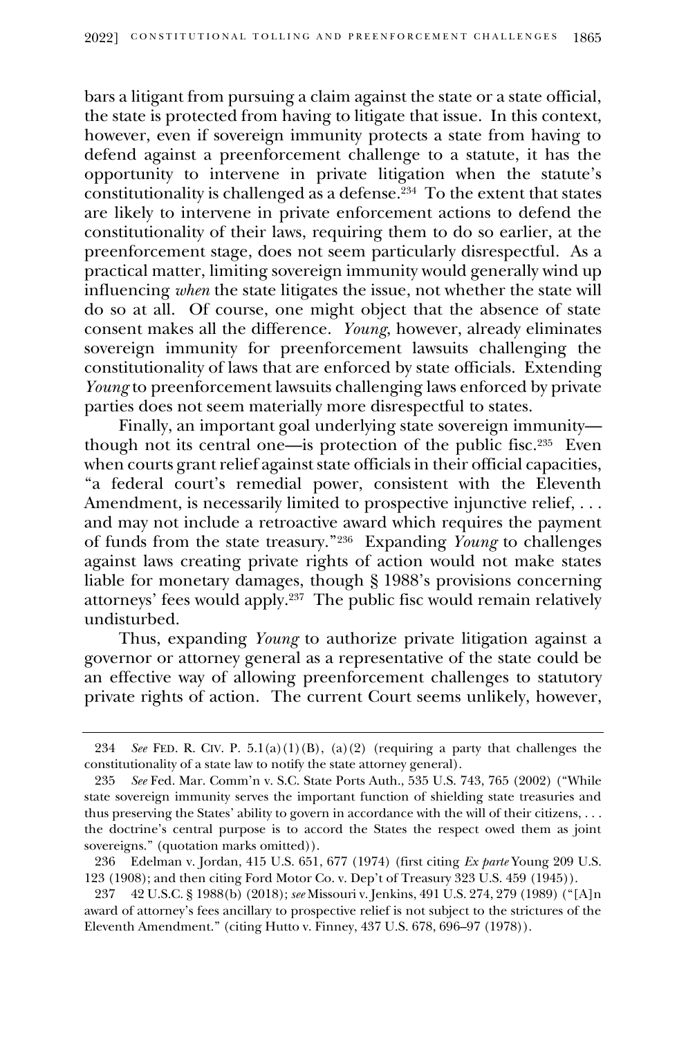bars a litigant from pursuing a claim against the state or a state official, the state is protected from having to litigate that issue. In this context, however, even if sovereign immunity protects a state from having to defend against a preenforcement challenge to a statute, it has the opportunity to intervene in private litigation when the statute's constitutionality is challenged as a defense.[234] To the extent that states are likely to intervene in private enforcement actions to defend the constitutionality of their laws, requiring them to do so earlier, at the preenforcement stage, does not seem particularly disrespectful. As a practical matter, limiting sovereign immunity would generally wind up influencing *when* the state litigates the issue, not whether the state will do so at all. Of course, one might object that the absence of state consent makes all the difference. *Young*, however, already eliminates sovereign immunity for preenforcement lawsuits challenging the constitutionality of laws that are enforced by state officials. Extending *Young* to preenforcement lawsuits challenging laws enforced by private parties does not seem materially more disrespectful to states.

Finally, an important goal underlying state sovereign immunity—though not its central one—is protection of the public fisc.[235] Even when courts grant relief against state officials in their official capacities, "a federal court's remedial power, consistent with the Eleventh Amendment, is necessarily limited to prospective injunctive relief, . . . and may not include a retroactive award which requires the payment of funds from the state treasury."[236] Expanding *Young* to challenges against laws creating private rights of action would not make states liable for monetary damages, though § 1988's provisions concerning attorneys' fees would apply.[237] The public fisc would remain relatively undisturbed.

Thus, expanding *Young* to authorize private litigation against a governor or attorney general as a representative of the state could be an effective way of allowing preenforcement challenges to statutory private rights of action. The current Court seems unlikely, however,

---

234 *See* FED. R. CIV. P. 5.1(a)(1)(B), (a)(2) (requiring a party that challenges the constitutionality of a state law to notify the state attorney general).

235 *See* Fed. Mar. Comm'n v. S.C. State Ports Auth., 535 U.S. 743, 765 (2002) ("While state sovereign immunity serves the important function of shielding state treasuries and thus preserving the States' ability to govern in accordance with the will of their citizens, . . . the doctrine's central purpose is to accord the States the respect owed them as joint sovereigns." (quotation marks omitted)).

236 Edelman v. Jordan, 415 U.S. 651, 677 (1974) (first citing *Ex parte* Young 209 U.S. 123 (1908); and then citing Ford Motor Co. v. Dep't of Treasury 323 U.S. 459 (1945)).

237 42 U.S.C. § 1988(b) (2018); *see* Missouri v. Jenkins, 491 U.S. 274, 279 (1989) ("[A]n award of attorney's fees ancillary to prospective relief is not subject to the strictures of the Eleventh Amendment." (citing Hutto v. Finney, 437 U.S. 678, 696–97 (1978)).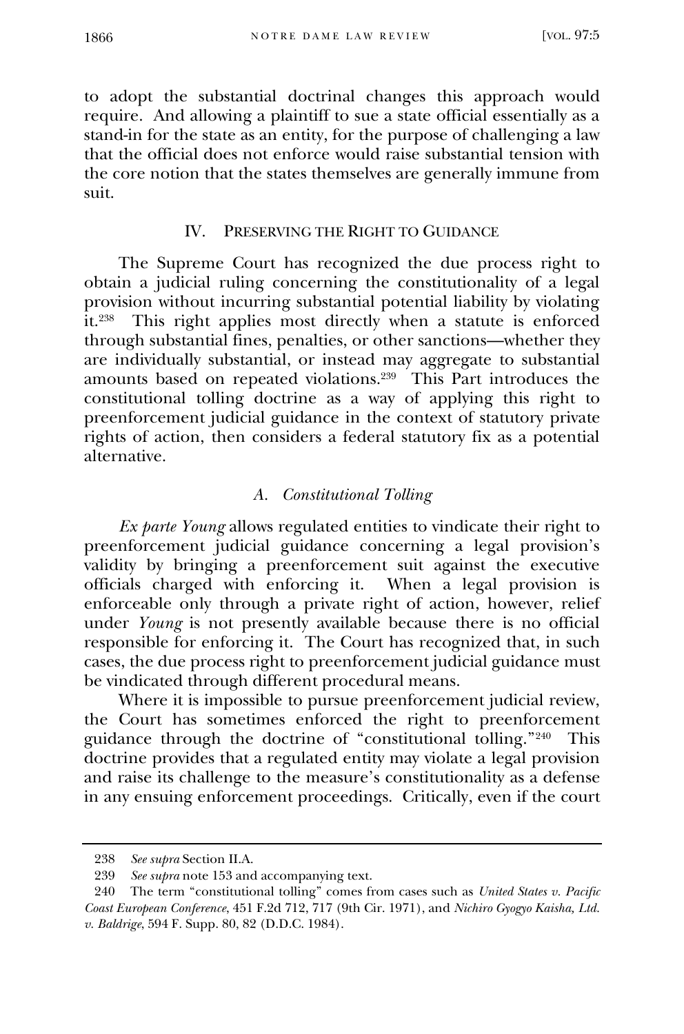to adopt the substantial doctrinal changes this approach would require. And allowing a plaintiff to sue a state official essentially as a stand-in for the state as an entity, for the purpose of challenging a law that the official does not enforce would raise substantial tension with the core notion that the states themselves are generally immune from suit.

## IV. Preserving the Right to Guidance

The Supreme Court has recognized the due process right to obtain a judicial ruling concerning the constitutionality of a legal provision without incurring substantial potential liability by violating it.[238] This right applies most directly when a statute is enforced through substantial fines, penalties, or other sanctions—whether they are individually substantial, or instead may aggregate to substantial amounts based on repeated violations.[239] This Part introduces the constitutional tolling doctrine as a way of applying this right to preenforcement judicial guidance in the context of statutory private rights of action, then considers a federal statutory fix as a potential alternative.

### A. Constitutional Tolling

*Ex parte Young* allows regulated entities to vindicate their right to preenforcement judicial guidance concerning a legal provision's validity by bringing a preenforcement suit against the executive officials charged with enforcing it. When a legal provision is enforceable only through a private right of action, however, relief under *Young* is not presently available because there is no official responsible for enforcing it. The Court has recognized that, in such cases, the due process right to preenforcement judicial guidance must be vindicated through different procedural means.

Where it is impossible to pursue preenforcement judicial review, the Court has sometimes enforced the right to preenforcement guidance through the doctrine of "constitutional tolling."[240] This doctrine provides that a regulated entity may violate a legal provision and raise its challenge to the measure's constitutionality as a defense in any ensuing enforcement proceedings. Critically, even if the court

---

238 *See supra* Section II.A.

239 *See supra* note 153 and accompanying text.

240 The term "constitutional tolling" comes from cases such as *United States v. Pacific Coast European Conference*, 451 F.2d 712, 717 (9th Cir. 1971), and *Nichiro Gyogyo Kaisha, Ltd. v. Baldrige*, 594 F. Supp. 80, 82 (D.D.C. 1984).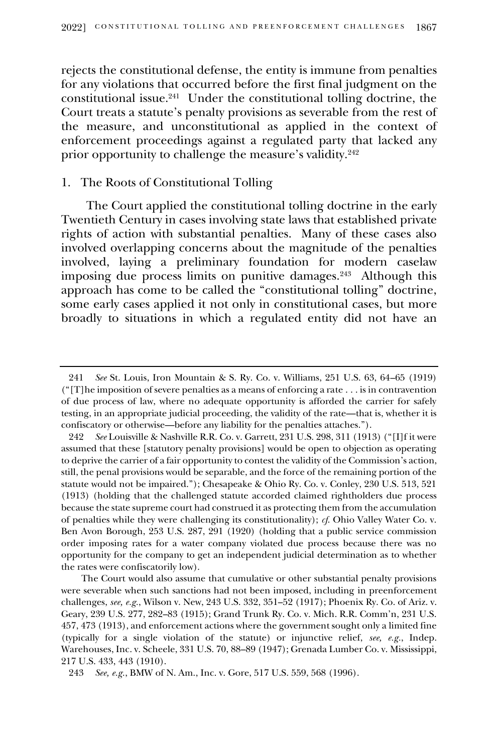rejects the constitutional defense, the entity is immune from penalties for any violations that occurred before the first final judgment on the constitutional issue.[241] Under the constitutional tolling doctrine, the Court treats a statute's penalty provisions as severable from the rest of the measure, and unconstitutional as applied in the context of enforcement proceedings against a regulated party that lacked any prior opportunity to challenge the measure's validity.[242]

### 1. The Roots of Constitutional Tolling

The Court applied the constitutional tolling doctrine in the early Twentieth Century in cases involving state laws that established private rights of action with substantial penalties. Many of these cases also involved overlapping concerns about the magnitude of the penalties involved, laying a preliminary foundation for modern caselaw imposing due process limits on punitive damages.[243] Although this approach has come to be called the "constitutional tolling" doctrine, some early cases applied it not only in constitutional cases, but more broadly to situations in which a regulated entity did not have an

---

241 *See* St. Louis, Iron Mountain & S. Ry. Co. v. Williams, 251 U.S. 63, 64–65 (1919) ("[T]he imposition of severe penalties as a means of enforcing a rate . . . is in contravention of due process of law, where no adequate opportunity is afforded the carrier for safely testing, in an appropriate judicial proceeding, the validity of the rate—that is, whether it is confiscatory or otherwise—before any liability for the penalties attaches.").

242 *See* Louisville & Nashville R.R. Co. v. Garrett, 231 U.S. 298, 311 (1913) ("[I]f it were assumed that these [statutory penalty provisions] would be open to objection as operating to deprive the carrier of a fair opportunity to contest the validity of the Commission's action, still, the penal provisions would be separable, and the force of the remaining portion of the statute would not be impaired."); Chesapeake & Ohio Ry. Co. v. Conley, 230 U.S. 513, 521 (1913) (holding that the challenged statute accorded claimed rightholders due process because the state supreme court had construed it as protecting them from the accumulation of penalties while they were challenging its constitutionality); *cf.* Ohio Valley Water Co. v. Ben Avon Borough, 253 U.S. 287, 291 (1920) (holding that a public service commission order imposing rates for a water company violated due process because there was no opportunity for the company to get an independent judicial determination as to whether the rates were confiscatorily low).

The Court would also assume that cumulative or other substantial penalty provisions were severable when such sanctions had not been imposed, including in preenforcement challenges, *see, e.g.*, Wilson v. New, 243 U.S. 332, 351–52 (1917); Phoenix Ry. Co. of Ariz. v. Geary, 239 U.S. 277, 282–83 (1915); Grand Trunk Ry. Co. v. Mich. R.R. Comm'n, 231 U.S. 457, 473 (1913), and enforcement actions where the government sought only a limited fine (typically for a single violation of the statute) or injunctive relief, *see, e.g.*, Indep. Warehouses, Inc. v. Scheele, 331 U.S. 70, 88–89 (1947); Grenada Lumber Co. v. Mississippi, 217 U.S. 433, 443 (1910).

243 *See, e.g.*, BMW of N. Am., Inc. v. Gore, 517 U.S. 559, 568 (1996).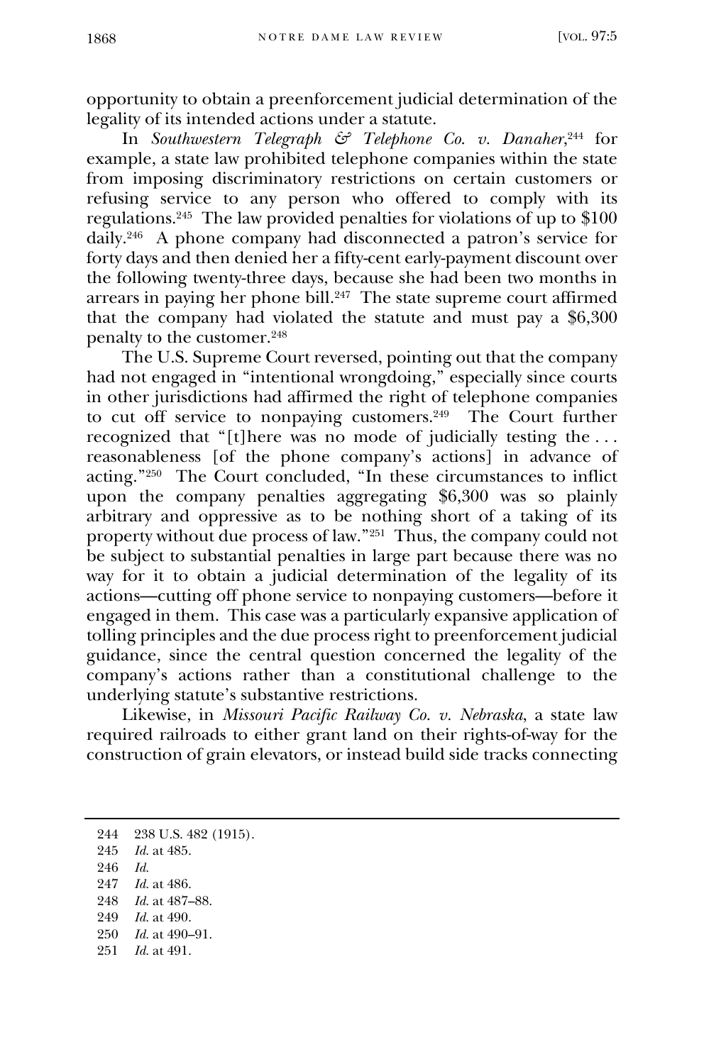opportunity to obtain a preenforcement judicial determination of the legality of its intended actions under a statute.

In *Southwestern Telegraph & Telephone Co. v. Danaher*,[244] for example, a state law prohibited telephone companies within the state from imposing discriminatory restrictions on certain customers or refusing service to any person who offered to comply with its regulations.[245] The law provided penalties for violations of up to $100 daily.[246] A phone company had disconnected a patron's service for forty days and then denied her a fifty-cent early-payment discount over the following twenty-three days, because she had been two months in arrears in paying her phone bill.[247] The state supreme court affirmed that the company had violated the statute and must pay a $6,300 penalty to the customer.[248]

The U.S. Supreme Court reversed, pointing out that the company had not engaged in "intentional wrongdoing," especially since courts in other jurisdictions had affirmed the right of telephone companies to cut off service to nonpaying customers.[249] The Court further recognized that "[t]here was no mode of judicially testing the . . . reasonableness [of the phone company's actions] in advance of acting."[250] The Court concluded, "In these circumstances to inflict upon the company penalties aggregating $6,300 was so plainly arbitrary and oppressive as to be nothing short of a taking of its property without due process of law."[251] Thus, the company could not be subject to substantial penalties in large part because there was no way for it to obtain a judicial determination of the legality of its actions—cutting off phone service to nonpaying customers—before it engaged in them. This case was a particularly expansive application of tolling principles and the due process right to preenforcement judicial guidance, since the central question concerned the legality of the company's actions rather than a constitutional challenge to the underlying statute's substantive restrictions.

Likewise, in *Missouri Pacific Railway Co. v. Nebraska*, a state law required railroads to either grant land on their rights-of-way for the construction of grain elevators, or instead build side tracks connecting

---

244 238 U.S. 482 (1915).

245 *Id.* at 485.

246 *Id.*

247 *Id.* at 486.

248 *Id.* at 487–88.

249 *Id.* at 490.

250 *Id.* at 490–91.

251 *Id.* at 491.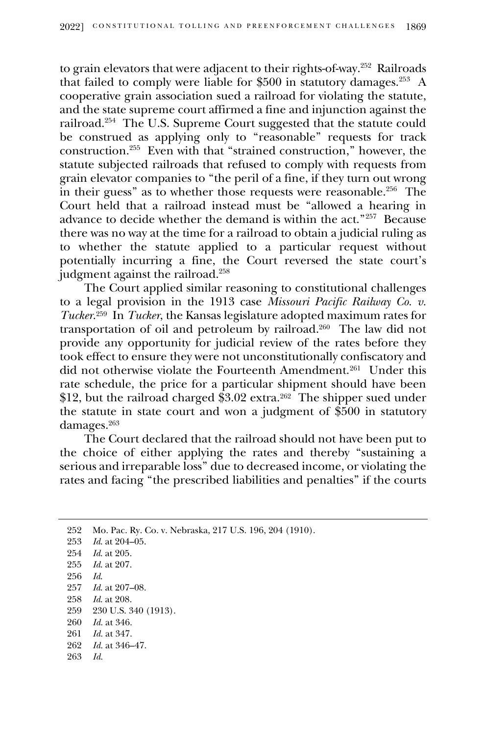to grain elevators that were adjacent to their rights-of-way.[252] Railroads that failed to comply were liable for $500 in statutory damages.[253] A cooperative grain association sued a railroad for violating the statute, and the state supreme court affirmed a fine and injunction against the railroad.[254] The U.S. Supreme Court suggested that the statute could be construed as applying only to "reasonable" requests for track construction.[255] Even with that "strained construction," however, the statute subjected railroads that refused to comply with requests from grain elevator companies to "the peril of a fine, if they turn out wrong in their guess" as to whether those requests were reasonable.[256] The Court held that a railroad instead must be "allowed a hearing in advance to decide whether the demand is within the act."[257] Because there was no way at the time for a railroad to obtain a judicial ruling as to whether the statute applied to a particular request without potentially incurring a fine, the Court reversed the state court's judgment against the railroad.[258]

The Court applied similar reasoning to constitutional challenges to a legal provision in the 1913 case *Missouri Pacific Railway Co. v. Tucker*.[259] In *Tucker*, the Kansas legislature adopted maximum rates for transportation of oil and petroleum by railroad.[260] The law did not provide any opportunity for judicial review of the rates before they took effect to ensure they were not unconstitutionally confiscatory and did not otherwise violate the Fourteenth Amendment.[261] Under this rate schedule, the price for a particular shipment should have been $12, but the railroad charged $3.02 extra.[262] The shipper sued under the statute in state court and won a judgment of $500 in statutory damages.[263]

The Court declared that the railroad should not have been put to the choice of either applying the rates and thereby "sustaining a serious and irreparable loss" due to decreased income, or violating the rates and facing "the prescribed liabilities and penalties" if the courts

---

252 Mo. Pac. Ry. Co. v. Nebraska, 217 U.S. 196, 204 (1910).

253 *Id.* at 204–05.

254 *Id.* at 205.

255 *Id.* at 207.

256 *Id.*

257 *Id.* at 207–08.

258 *Id.* at 208.

259 230 U.S. 340 (1913).

260 *Id.* at 346.

261 *Id.* at 347.

262 *Id.* at 346–47.

263 *Id.*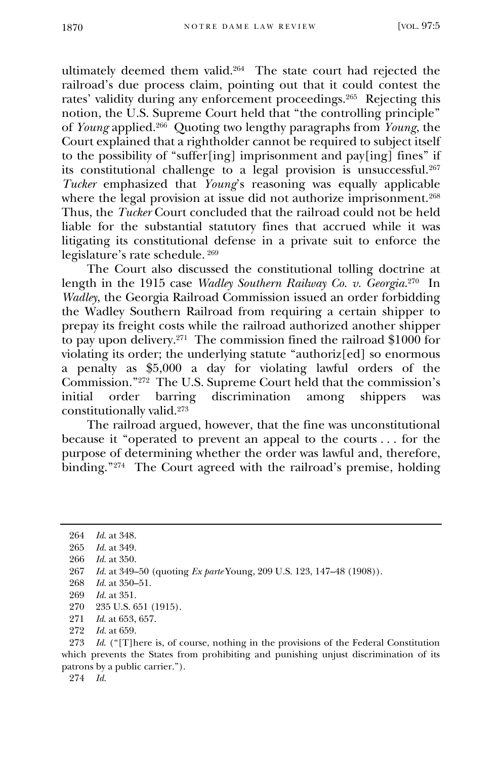ultimately deemed them valid.[264] The state court had rejected the railroad's due process claim, pointing out that it could contest the rates' validity during any enforcement proceedings.[265] Rejecting this notion, the U.S. Supreme Court held that "the controlling principle" of *Young* applied.[266] Quoting two lengthy paragraphs from *Young*, the Court explained that a rightholder cannot be required to subject itself to the possibility of "suffer[ing] imprisonment and pay[ing] fines" if its constitutional challenge to a legal provision is unsuccessful.[267] *Tucker* emphasized that *Young*'s reasoning was equally applicable where the legal provision at issue did not authorize imprisonment.[268] Thus, the *Tucker* Court concluded that the railroad could not be held liable for the substantial statutory fines that accrued while it was litigating its constitutional defense in a private suit to enforce the legislature's rate schedule.[269]

The Court also discussed the constitutional tolling doctrine at length in the 1915 case *Wadley Southern Railway Co. v. Georgia*.[270] In *Wadley*, the Georgia Railroad Commission issued an order forbidding the Wadley Southern Railroad from requiring a certain shipper to prepay its freight costs while the railroad authorized another shipper to pay upon delivery.[271] The commission fined the railroad $1000 for violating its order; the underlying statute "authoriz[ed] so enormous a penalty as $5,000 a day for violating lawful orders of the Commission."[272] The U.S. Supreme Court held that the commission's initial order barring discrimination among shippers was constitutionally valid.[273]

The railroad argued, however, that the fine was unconstitutional because it "operated to prevent an appeal to the courts . . . for the purpose of determining whether the order was lawful and, therefore, binding."[274] The Court agreed with the railroad's premise, holding

---

264 *Id.* at 348.

265 *Id.* at 349.

266 *Id.* at 350.

267 *Id.* at 349–50 (quoting *Ex parte* Young, 209 U.S. 123, 147–48 (1908)).

268 *Id.* at 350–51.

269 *Id.* at 351.

270 235 U.S. 651 (1915).

271 *Id.* at 653, 657.

272 *Id.* at 659.

273 *Id.* ("[T]here is, of course, nothing in the provisions of the Federal Constitution which prevents the States from prohibiting and punishing unjust discrimination of its patrons by a public carrier.").

274 *Id.*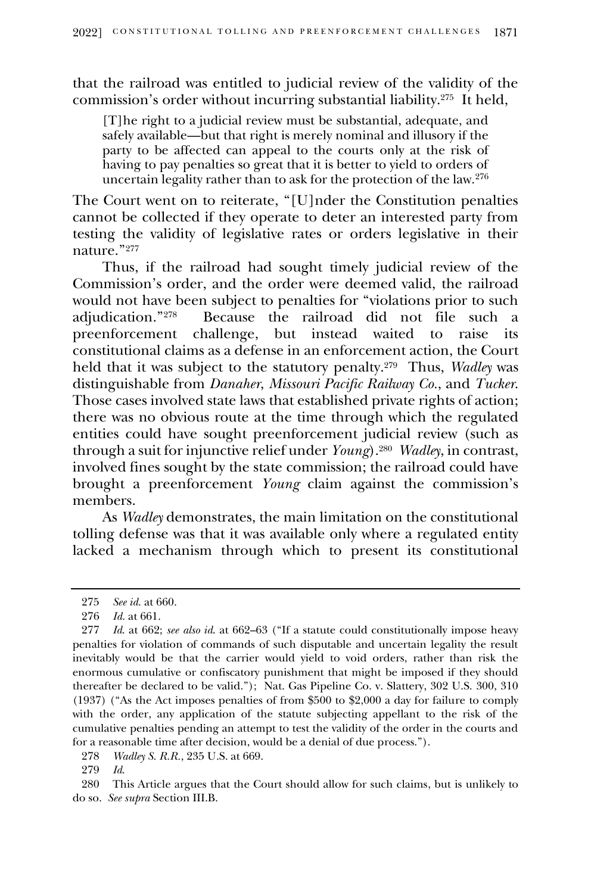that the railroad was entitled to judicial review of the validity of the commission's order without incurring substantial liability.[275] It held,

> [T]he right to a judicial review must be substantial, adequate, and safely available—but that right is merely nominal and illusory if the party to be affected can appeal to the courts only at the risk of having to pay penalties so great that it is better to yield to orders of uncertain legality rather than to ask for the protection of the law.[276]

The Court went on to reiterate, "[U]nder the Constitution penalties cannot be collected if they operate to deter an interested party from testing the validity of legislative rates or orders legislative in their nature."[277]

Thus, if the railroad had sought timely judicial review of the Commission's order, and the order were deemed valid, the railroad would not have been subject to penalties for "violations prior to such adjudication."[278] Because the railroad did not file such a preenforcement challenge, but instead waited to raise its constitutional claims as a defense in an enforcement action, the Court held that it was subject to the statutory penalty.[279] Thus, *Wadley* was distinguishable from *Danaher*, *Missouri Pacific Railway Co.*, and *Tucker*. Those cases involved state laws that established private rights of action; there was no obvious route at the time through which the regulated entities could have sought preenforcement judicial review (such as through a suit for injunctive relief under *Young*).[280] *Wadley*, in contrast, involved fines sought by the state commission; the railroad could have brought a preenforcement *Young* claim against the commission's members.

As *Wadley* demonstrates, the main limitation on the constitutional tolling defense was that it was available only where a regulated entity lacked a mechanism through which to present its constitutional

---

275 *See id.* at 660.

276 *Id.* at 661.

277 *Id.* at 662; *see also id.* at 662–63 ("If a statute could constitutionally impose heavy penalties for violation of commands of such disputable and uncertain legality the result inevitably would be that the carrier would yield to void orders, rather than risk the enormous cumulative or confiscatory punishment that might be imposed if they should thereafter be declared to be valid."); Nat. Gas Pipeline Co. v. Slattery, 302 U.S. 300, 310 (1937) ("As the Act imposes penalties of from $500 to $2,000 a day for failure to comply with the order, any application of the statute subjecting appellant to the risk of the cumulative penalties pending an attempt to test the validity of the order in the courts and for a reasonable time after decision, would be a denial of due process.").

278 *Wadley S. R.R.*, 235 U.S. at 669.

279 *Id.*

280 This Article argues that the Court should allow for such claims, but is unlikely to do so. *See supra* Section III.B.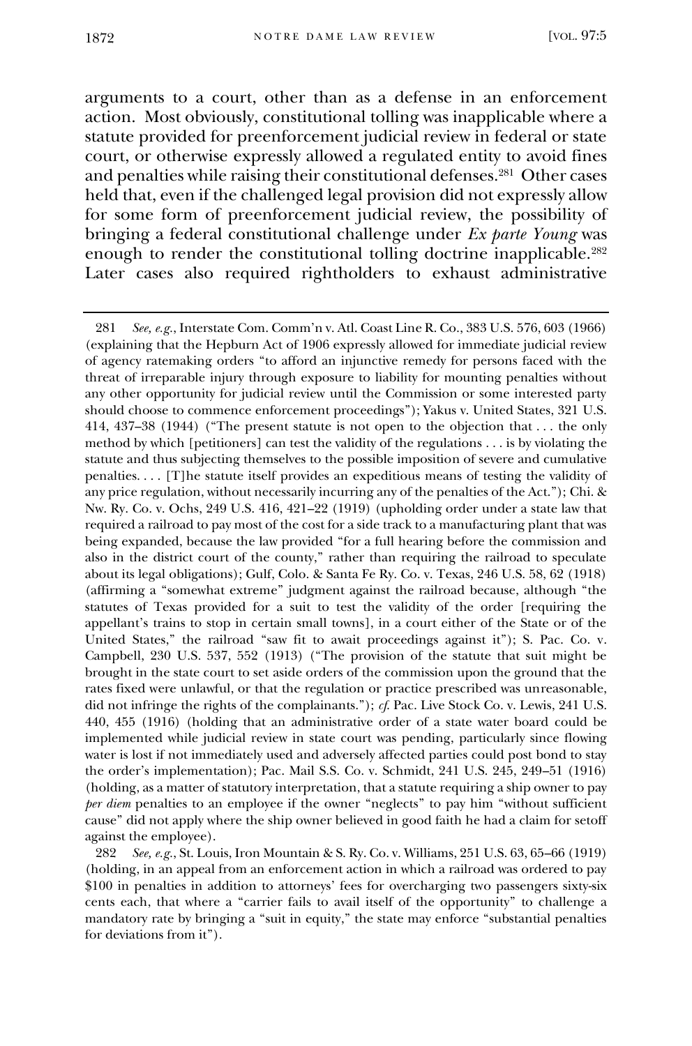arguments to a court, other than as a defense in an enforcement action. Most obviously, constitutional tolling was inapplicable where a statute provided for preenforcement judicial review in federal or state court, or otherwise expressly allowed a regulated entity to avoid fines and penalties while raising their constitutional defenses.[281] Other cases held that, even if the challenged legal provision did not expressly allow for some form of preenforcement judicial review, the possibility of bringing a federal constitutional challenge under *Ex parte Young* was enough to render the constitutional tolling doctrine inapplicable.[282] Later cases also required rightholders to exhaust administrative

---

281 *See, e.g.*, Interstate Com. Comm'n v. Atl. Coast Line R. Co., 383 U.S. 576, 603 (1966) (explaining that the Hepburn Act of 1906 expressly allowed for immediate judicial review of agency ratemaking orders "to afford an injunctive remedy for persons faced with the threat of irreparable injury through exposure to liability for mounting penalties without any other opportunity for judicial review until the Commission or some interested party should choose to commence enforcement proceedings"); Yakus v. United States, 321 U.S. 414, 437–38 (1944) ("The present statute is not open to the objection that . . . the only method by which [petitioners] can test the validity of the regulations . . . is by violating the statute and thus subjecting themselves to the possible imposition of severe and cumulative penalties. . . . [T]he statute itself provides an expeditious means of testing the validity of any price regulation, without necessarily incurring any of the penalties of the Act."); Chi. & Nw. Ry. Co. v. Ochs, 249 U.S. 416, 421–22 (1919) (upholding order under a state law that required a railroad to pay most of the cost for a side track to a manufacturing plant that was being expanded, because the law provided "for a full hearing before the commission and also in the district court of the county," rather than requiring the railroad to speculate about its legal obligations); Gulf, Colo. & Santa Fe Ry. Co. v. Texas, 246 U.S. 58, 62 (1918) (affirming a "somewhat extreme" judgment against the railroad because, although "the statutes of Texas provided for a suit to test the validity of the order [requiring the appellant's trains to stop in certain small towns], in a court either of the State or of the United States," the railroad "saw fit to await proceedings against it"); S. Pac. Co. v. Campbell, 230 U.S. 537, 552 (1913) ("The provision of the statute that suit might be brought in the state court to set aside orders of the commission upon the ground that the rates fixed were unlawful, or that the regulation or practice prescribed was unreasonable, did not infringe the rights of the complainants."); *cf.* Pac. Live Stock Co. v. Lewis, 241 U.S. 440, 455 (1916) (holding that an administrative order of a state water board could be implemented while judicial review in state court was pending, particularly since flowing water is lost if not immediately used and adversely affected parties could post bond to stay the order's implementation); Pac. Mail S.S. Co. v. Schmidt, 241 U.S. 245, 249–51 (1916) (holding, as a matter of statutory interpretation, that a statute requiring a ship owner to pay *per diem* penalties to an employee if the owner "neglects" to pay him "without sufficient cause" did not apply where the ship owner believed in good faith he had a claim for setoff against the employee).

282 *See, e.g.*, St. Louis, Iron Mountain & S. Ry. Co. v. Williams, 251 U.S. 63, 65–66 (1919) (holding, in an appeal from an enforcement action in which a railroad was ordered to pay $100 in penalties in addition to attorneys' fees for overcharging two passengers sixty-six cents each, that where a "carrier fails to avail itself of the opportunity" to challenge a mandatory rate by bringing a "suit in equity," the state may enforce "substantial penalties for deviations from it").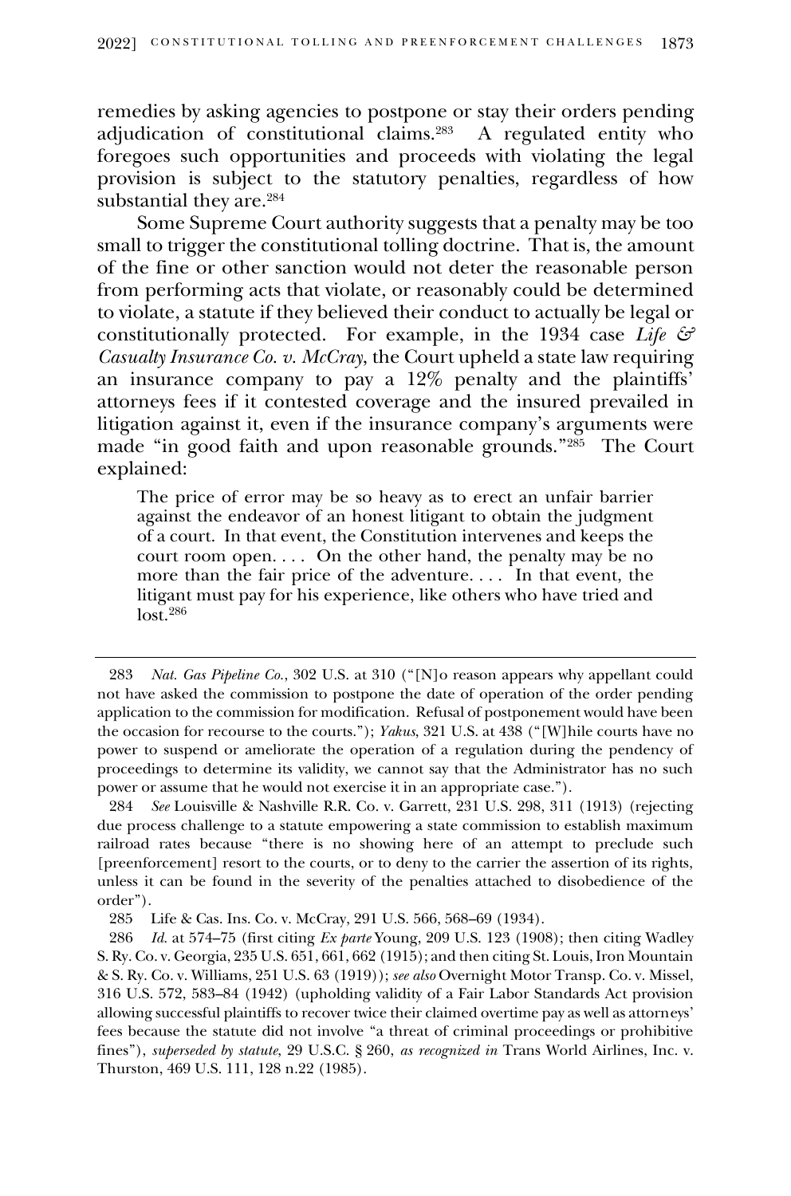remedies by asking agencies to postpone or stay their orders pending adjudication of constitutional claims.[283] A regulated entity who foregoes such opportunities and proceeds with violating the legal provision is subject to the statutory penalties, regardless of how substantial they are.[284]

Some Supreme Court authority suggests that a penalty may be too small to trigger the constitutional tolling doctrine. That is, the amount of the fine or other sanction would not deter the reasonable person from performing acts that violate, or reasonably could be determined to violate, a statute if they believed their conduct to actually be legal or constitutionally protected. For example, in the 1934 case *Life & Casualty Insurance Co. v. McCray*, the Court upheld a state law requiring an insurance company to pay a 12% penalty and the plaintiffs' attorneys fees if it contested coverage and the insured prevailed in litigation against it, even if the insurance company's arguments were made "in good faith and upon reasonable grounds."[285] The Court explained:

> The price of error may be so heavy as to erect an unfair barrier against the endeavor of an honest litigant to obtain the judgment of a court. In that event, the Constitution intervenes and keeps the court room open. . . . On the other hand, the penalty may be no more than the fair price of the adventure. . . . In that event, the litigant must pay for his experience, like others who have tried and lost.[286]

---

283 *Nat. Gas Pipeline Co.*, 302 U.S. at 310 ("[N]o reason appears why appellant could not have asked the commission to postpone the date of operation of the order pending application to the commission for modification. Refusal of postponement would have been the occasion for recourse to the courts."); *Yakus*, 321 U.S. at 438 ("[W]hile courts have no power to suspend or ameliorate the operation of a regulation during the pendency of proceedings to determine its validity, we cannot say that the Administrator has no such power or assume that he would not exercise it in an appropriate case.").

284 *See* Louisville & Nashville R.R. Co. v. Garrett, 231 U.S. 298, 311 (1913) (rejecting due process challenge to a statute empowering a state commission to establish maximum railroad rates because "there is no showing here of an attempt to preclude such [preenforcement] resort to the courts, or to deny to the carrier the assertion of its rights, unless it can be found in the severity of the penalties attached to disobedience of the order").

285 Life & Cas. Ins. Co. v. McCray, 291 U.S. 566, 568–69 (1934).

286 *Id.* at 574–75 (first citing *Ex parte* Young, 209 U.S. 123 (1908); then citing Wadley S. Ry. Co. v. Georgia, 235 U.S. 651, 661, 662 (1915); and then citing St. Louis, Iron Mountain & S. Ry. Co. v. Williams, 251 U.S. 63 (1919)); *see also* Overnight Motor Transp. Co. v. Missel, 316 U.S. 572, 583–84 (1942) (upholding validity of a Fair Labor Standards Act provision allowing successful plaintiffs to recover twice their claimed overtime pay as well as attorneys' fees because the statute did not involve "a threat of criminal proceedings or prohibitive fines"), *superseded by statute*, 29 U.S.C. § 260, *as recognized in* Trans World Airlines, Inc. v. Thurston, 469 U.S. 111, 128 n.22 (1985).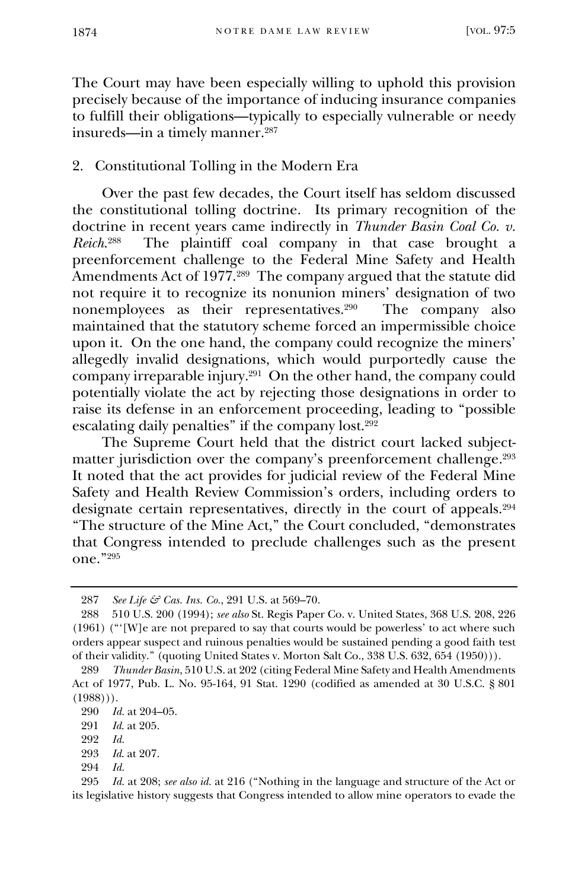The Court may have been especially willing to uphold this provision precisely because of the importance of inducing insurance companies to fulfill their obligations—typically to especially vulnerable or needy insureds—in a timely manner.[287]

### 2. Constitutional Tolling in the Modern Era

Over the past few decades, the Court itself has seldom discussed the constitutional tolling doctrine. Its primary recognition of the doctrine in recent years came indirectly in *Thunder Basin Coal Co. v. Reich*.[288] The plaintiff coal company in that case brought a preenforcement challenge to the Federal Mine Safety and Health Amendments Act of 1977.[289] The company argued that the statute did not require it to recognize its nonunion miners' designation of two nonemployees as their representatives.[290] The company also maintained that the statutory scheme forced an impermissible choice upon it. On the one hand, the company could recognize the miners' allegedly invalid designations, which would purportedly cause the company irreparable injury.[291] On the other hand, the company could potentially violate the act by rejecting those designations in order to raise its defense in an enforcement proceeding, leading to "possible escalating daily penalties" if the company lost.[292]

The Supreme Court held that the district court lacked subject-matter jurisdiction over the company's preenforcement challenge.[293] It noted that the act provides for judicial review of the Federal Mine Safety and Health Review Commission's orders, including orders to designate certain representatives, directly in the court of appeals.[294] "The structure of the Mine Act," the Court concluded, "demonstrates that Congress intended to preclude challenges such as the present one."[295]

---

287 *See Life & Cas. Ins. Co.*, 291 U.S. at 569–70.

288 510 U.S. 200 (1994); *see also* St. Regis Paper Co. v. United States, 368 U.S. 208, 226 (1961) ("'[W]e are not prepared to say that courts would be powerless' to act where such orders appear suspect and ruinous penalties would be sustained pending a good faith test of their validity." (quoting United States v. Morton Salt Co., 338 U.S. 632, 654 (1950))).

289 *Thunder Basin*, 510 U.S. at 202 (citing Federal Mine Safety and Health Amendments Act of 1977, Pub. L. No. 95-164, 91 Stat. 1290 (codified as amended at 30 U.S.C. § 801 (1988))).

290 *Id.* at 204–05.

291 *Id.* at 205.

292 *Id.*

293 *Id.* at 207.

294 *Id.*

295 *Id.* at 208; *see also id.* at 216 ("Nothing in the language and structure of the Act or its legislative history suggests that Congress intended to allow mine operators to evade the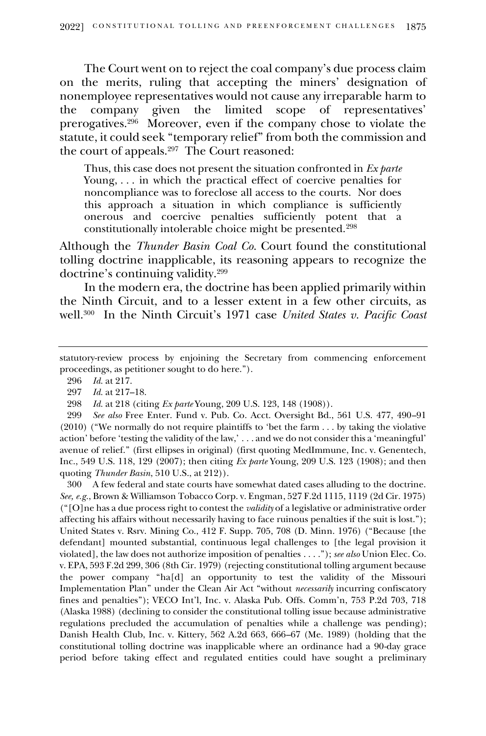The Court went on to reject the coal company's due process claim on the merits, ruling that accepting the miners' designation of nonemployee representatives would not cause any irreparable harm to the company given the limited scope of representatives' prerogatives.[296] Moreover, even if the company chose to violate the statute, it could seek "temporary relief" from both the commission and the court of appeals.[297] The Court reasoned:

> Thus, this case does not present the situation confronted in *Ex parte* Young, . . . in which the practical effect of coercive penalties for noncompliance was to foreclose all access to the courts. Nor does this approach a situation in which compliance is sufficiently onerous and coercive penalties sufficiently potent that a constitutionally intolerable choice might be presented.[298]

Although the *Thunder Basin Coal Co.* Court found the constitutional tolling doctrine inapplicable, its reasoning appears to recognize the doctrine's continuing validity.[299]

In the modern era, the doctrine has been applied primarily within the Ninth Circuit, and to a lesser extent in a few other circuits, as well.[300] In the Ninth Circuit's 1971 case *United States v. Pacific Coast*

---

statutory-review process by enjoining the Secretary from commencing enforcement proceedings, as petitioner sought to do here.").

296 *Id.* at 217.

297 *Id.* at 217–18.

298 *Id.* at 218 (citing *Ex parte* Young, 209 U.S. 123, 148 (1908)).

299 *See also* Free Enter. Fund v. Pub. Co. Acct. Oversight Bd., 561 U.S. 477, 490–91 (2010) ("We normally do not require plaintiffs to 'bet the farm . . . by taking the violative action' before 'testing the validity of the law,' . . . and we do not consider this a 'meaningful' avenue of relief." (first ellipses in original) (first quoting MedImmune, Inc. v. Genentech, Inc., 549 U.S. 118, 129 (2007); then citing *Ex parte* Young, 209 U.S. 123 (1908); and then quoting *Thunder Basin*, 510 U.S., at 212)).

300 A few federal and state courts have somewhat dated cases alluding to the doctrine. *See, e.g.*, Brown & Williamson Tobacco Corp. v. Engman, 527 F.2d 1115, 1119 (2d Cir. 1975) ("[O]ne has a due process right to contest the *validity* of a legislative or administrative order affecting his affairs without necessarily having to face ruinous penalties if the suit is lost."); United States v. Rsrv. Mining Co., 412 F. Supp. 705, 708 (D. Minn. 1976) ("Because [the defendant] mounted substantial, continuous legal challenges to [the legal provision it violated], the law does not authorize imposition of penalties . . . ."); *see also* Union Elec. Co. v. EPA, 593 F.2d 299, 306 (8th Cir. 1979) (rejecting constitutional tolling argument because the power company "ha[d] an opportunity to test the validity of the Missouri Implementation Plan" under the Clean Air Act "without *necessarily* incurring confiscatory fines and penalties"); VECO Int'l, Inc. v. Alaska Pub. Offs. Comm'n, 753 P.2d 703, 718 (Alaska 1988) (declining to consider the constitutional tolling issue because administrative regulations precluded the accumulation of penalties while a challenge was pending); Danish Health Club, Inc. v. Kittery, 562 A.2d 663, 666–67 (Me. 1989) (holding that the constitutional tolling doctrine was inapplicable where an ordinance had a 90-day grace period before taking effect and regulated entities could have sought a preliminary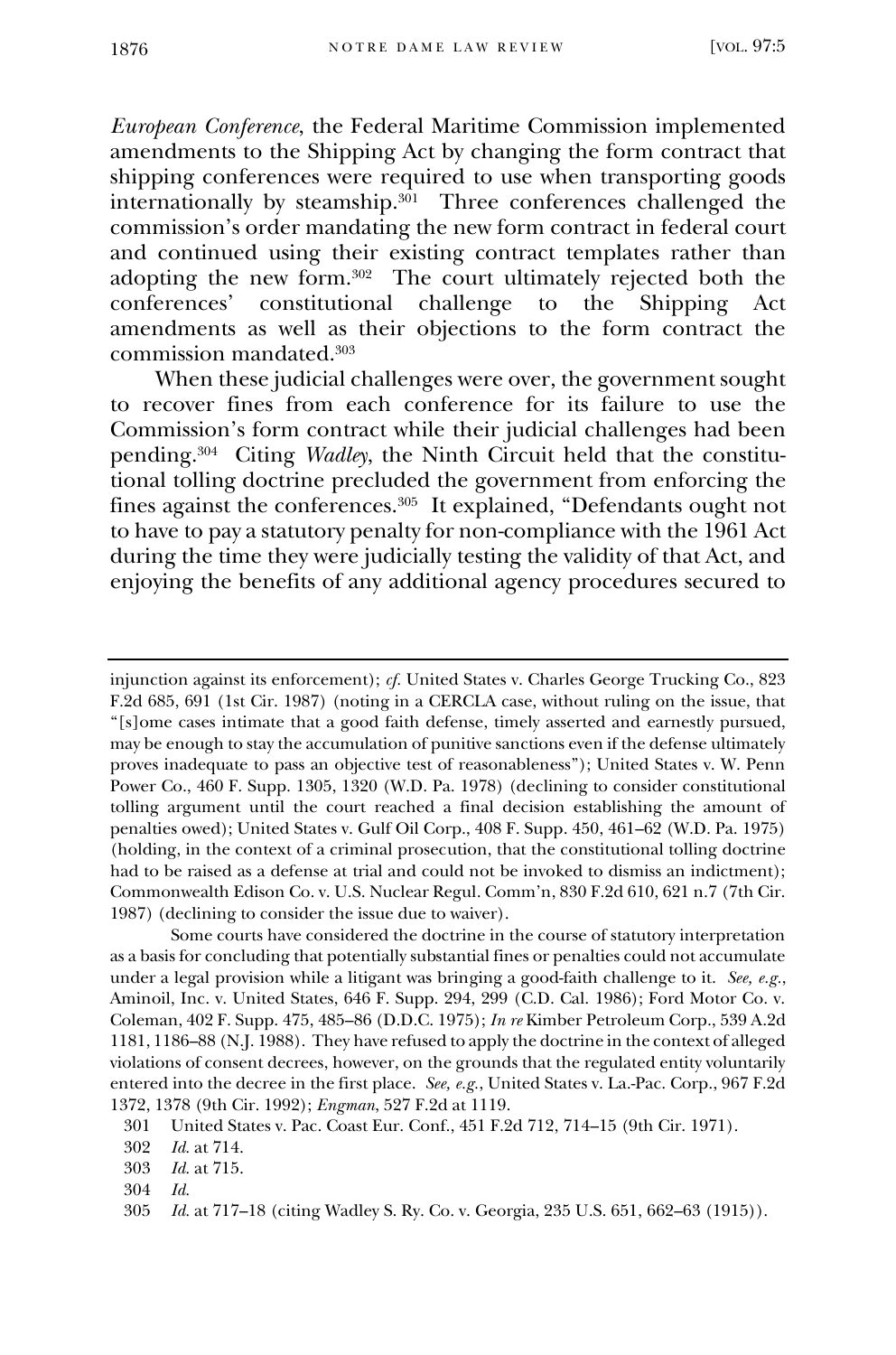*European Conference*, the Federal Maritime Commission implemented amendments to the Shipping Act by changing the form contract that shipping conferences were required to use when transporting goods internationally by steamship.[301] Three conferences challenged the commission's order mandating the new form contract in federal court and continued using their existing contract templates rather than adopting the new form.[302] The court ultimately rejected both the conferences' constitutional challenge to the Shipping Act amendments as well as their objections to the form contract the commission mandated.[303]

When these judicial challenges were over, the government sought to recover fines from each conference for its failure to use the Commission's form contract while their judicial challenges had been pending.[304] Citing *Wadley*, the Ninth Circuit held that the constitutional tolling doctrine precluded the government from enforcing the fines against the conferences.[305] It explained, "Defendants ought not to have to pay a statutory penalty for non-compliance with the 1961 Act during the time they were judicially testing the validity of that Act, and enjoying the benefits of any additional agency procedures secured to

---

injunction against its enforcement); *cf.* United States v. Charles George Trucking Co., 823 F.2d 685, 691 (1st Cir. 1987) (noting in a CERCLA case, without ruling on the issue, that "[s]ome cases intimate that a good faith defense, timely asserted and earnestly pursued, may be enough to stay the accumulation of punitive sanctions even if the defense ultimately proves inadequate to pass an objective test of reasonableness"); United States v. W. Penn Power Co., 460 F. Supp. 1305, 1320 (W.D. Pa. 1978) (declining to consider constitutional tolling argument until the court reached a final decision establishing the amount of penalties owed); United States v. Gulf Oil Corp., 408 F. Supp. 450, 461–62 (W.D. Pa. 1975) (holding, in the context of a criminal prosecution, that the constitutional tolling doctrine had to be raised as a defense at trial and could not be invoked to dismiss an indictment); Commonwealth Edison Co. v. U.S. Nuclear Regul. Comm'n, 830 F.2d 610, 621 n.7 (7th Cir. 1987) (declining to consider the issue due to waiver).

Some courts have considered the doctrine in the course of statutory interpretation as a basis for concluding that potentially substantial fines or penalties could not accumulate under a legal provision while a litigant was bringing a good-faith challenge to it. *See, e.g.*, Aminoil, Inc. v. United States, 646 F. Supp. 294, 299 (C.D. Cal. 1986); Ford Motor Co. v. Coleman, 402 F. Supp. 475, 485–86 (D.D.C. 1975); *In re* Kimber Petroleum Corp., 539 A.2d 1181, 1186–88 (N.J. 1988). They have refused to apply the doctrine in the context of alleged violations of consent decrees, however, on the grounds that the regulated entity voluntarily entered into the decree in the first place. *See, e.g.*, United States v. La.-Pac. Corp., 967 F.2d 1372, 1378 (9th Cir. 1992); *Engman*, 527 F.2d at 1119.

301 United States v. Pac. Coast Eur. Conf., 451 F.2d 712, 714–15 (9th Cir. 1971).

302 *Id.* at 714.

303 *Id.* at 715.

304 *Id.*

305 *Id.* at 717–18 (citing Wadley S. Ry. Co. v. Georgia, 235 U.S. 651, 662–63 (1915)).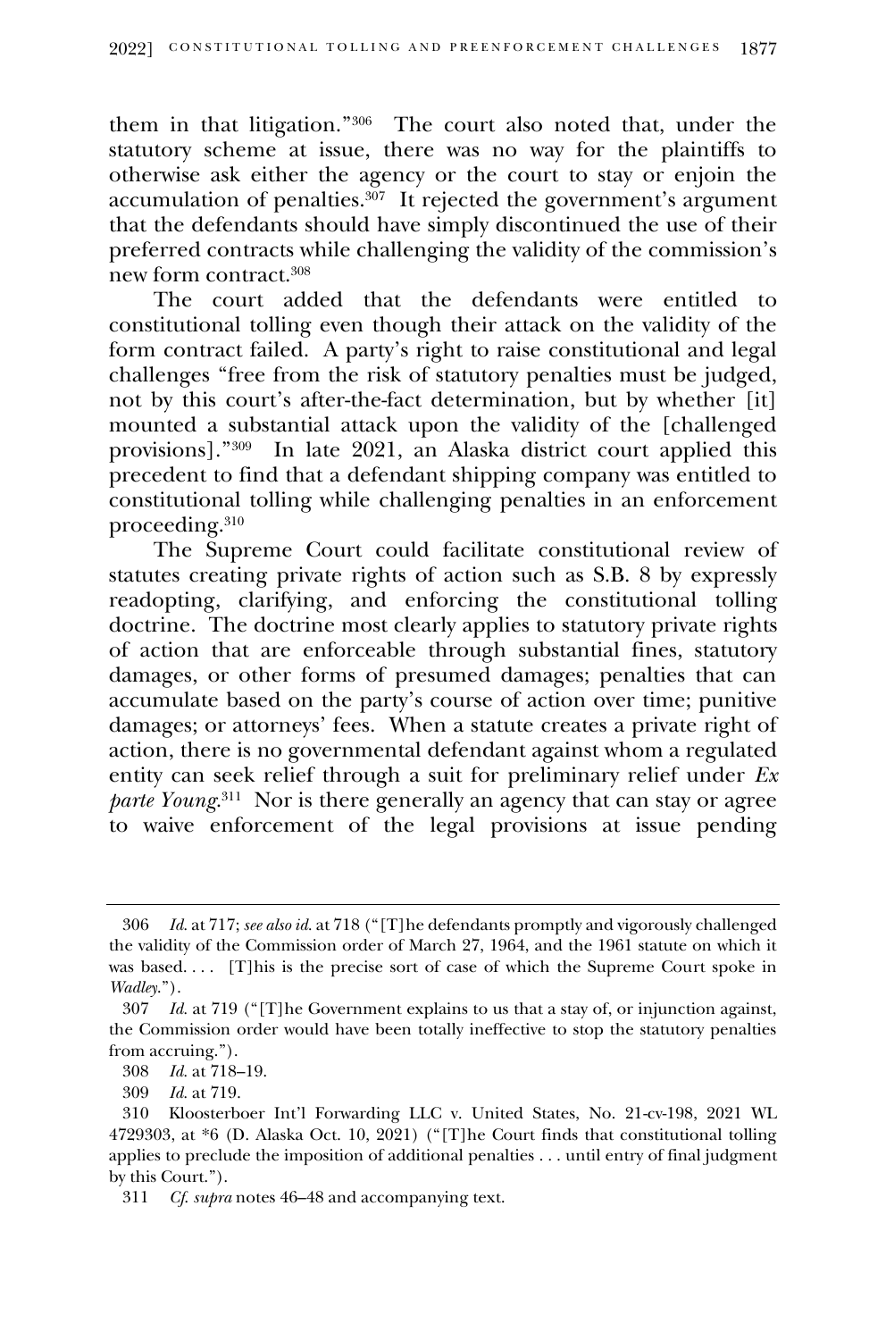them in that litigation."[306] The court also noted that, under the statutory scheme at issue, there was no way for the plaintiffs to otherwise ask either the agency or the court to stay or enjoin the accumulation of penalties.[307] It rejected the government's argument that the defendants should have simply discontinued the use of their preferred contracts while challenging the validity of the commission's new form contract.[308]

The court added that the defendants were entitled to constitutional tolling even though their attack on the validity of the form contract failed. A party's right to raise constitutional and legal challenges "free from the risk of statutory penalties must be judged, not by this court's after-the-fact determination, but by whether [it] mounted a substantial attack upon the validity of the [challenged provisions]."[309] In late 2021, an Alaska district court applied this precedent to find that a defendant shipping company was entitled to constitutional tolling while challenging penalties in an enforcement proceeding.[310]

The Supreme Court could facilitate constitutional review of statutes creating private rights of action such as S.B. 8 by expressly readopting, clarifying, and enforcing the constitutional tolling doctrine. The doctrine most clearly applies to statutory private rights of action that are enforceable through substantial fines, statutory damages, or other forms of presumed damages; penalties that can accumulate based on the party's course of action over time; punitive damages; or attorneys' fees. When a statute creates a private right of action, there is no governmental defendant against whom a regulated entity can seek relief through a suit for preliminary relief under *Ex parte Young*.[311] Nor is there generally an agency that can stay or agree to waive enforcement of the legal provisions at issue pending

---

306 *Id.* at 717; *see also id.* at 718 ("[T]he defendants promptly and vigorously challenged the validity of the Commission order of March 27, 1964, and the 1961 statute on which it was based. . . . [T]his is the precise sort of case of which the Supreme Court spoke in *Wadley*.").

307 *Id.* at 719 ("[T]he Government explains to us that a stay of, or injunction against, the Commission order would have been totally ineffective to stop the statutory penalties from accruing.").

308 *Id.* at 718–19.

309 *Id.* at 719.

310 Kloosterboer Int'l Forwarding LLC v. United States, No. 21-cv-198, 2021 WL 4729303, at *6 (D. Alaska Oct. 10, 2021) ("[T]he Court finds that constitutional tolling applies to preclude the imposition of additional penalties . . . until entry of final judgment by this Court.").

311 *Cf. supra* notes 46–48 and accompanying text.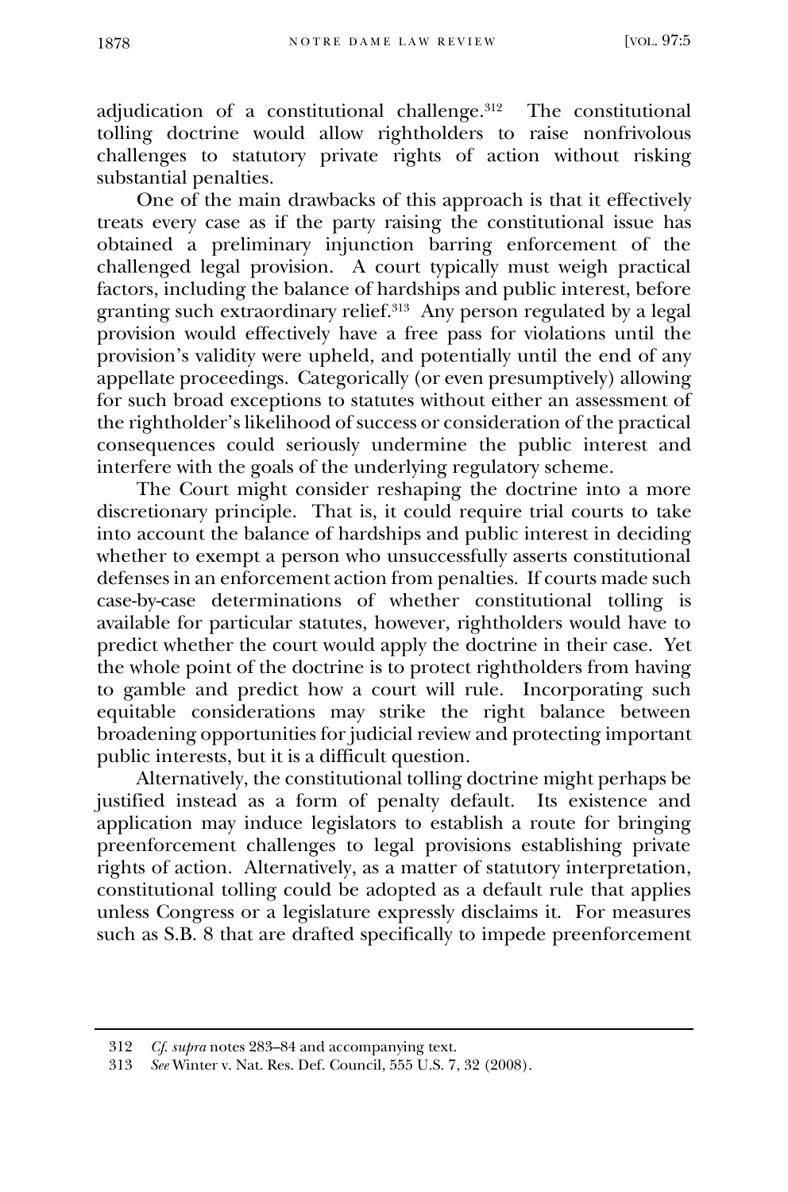adjudication of a constitutional challenge.[312] The constitutional tolling doctrine would allow rightholders to raise nonfrivolous challenges to statutory private rights of action without risking substantial penalties.

One of the main drawbacks of this approach is that it effectively treats every case as if the party raising the constitutional issue has obtained a preliminary injunction barring enforcement of the challenged legal provision. A court typically must weigh practical factors, including the balance of hardships and public interest, before granting such extraordinary relief.[313] Any person regulated by a legal provision would effectively have a free pass for violations until the provision's validity were upheld, and potentially until the end of any appellate proceedings. Categorically (or even presumptively) allowing for such broad exceptions to statutes without either an assessment of the rightholder's likelihood of success or consideration of the practical consequences could seriously undermine the public interest and interfere with the goals of the underlying regulatory scheme.

The Court might consider reshaping the doctrine into a more discretionary principle. That is, it could require trial courts to take into account the balance of hardships and public interest in deciding whether to exempt a person who unsuccessfully asserts constitutional defenses in an enforcement action from penalties. If courts made such case-by-case determinations of whether constitutional tolling is available for particular statutes, however, rightholders would have to predict whether the court would apply the doctrine in their case. Yet the whole point of the doctrine is to protect rightholders from having to gamble and predict how a court will rule. Incorporating such equitable considerations may strike the right balance between broadening opportunities for judicial review and protecting important public interests, but it is a difficult question.

Alternatively, the constitutional tolling doctrine might perhaps be justified instead as a form of penalty default. Its existence and application may induce legislators to establish a route for bringing preenforcement challenges to legal provisions establishing private rights of action. Alternatively, as a matter of statutory interpretation, constitutional tolling could be adopted as a default rule that applies unless Congress or a legislature expressly disclaims it. For measures such as S.B. 8 that are drafted specifically to impede preenforcement

---

312 *Cf. supra* notes 283–84 and accompanying text.

313 *See* Winter v. Nat. Res. Def. Council, 555 U.S. 7, 32 (2008).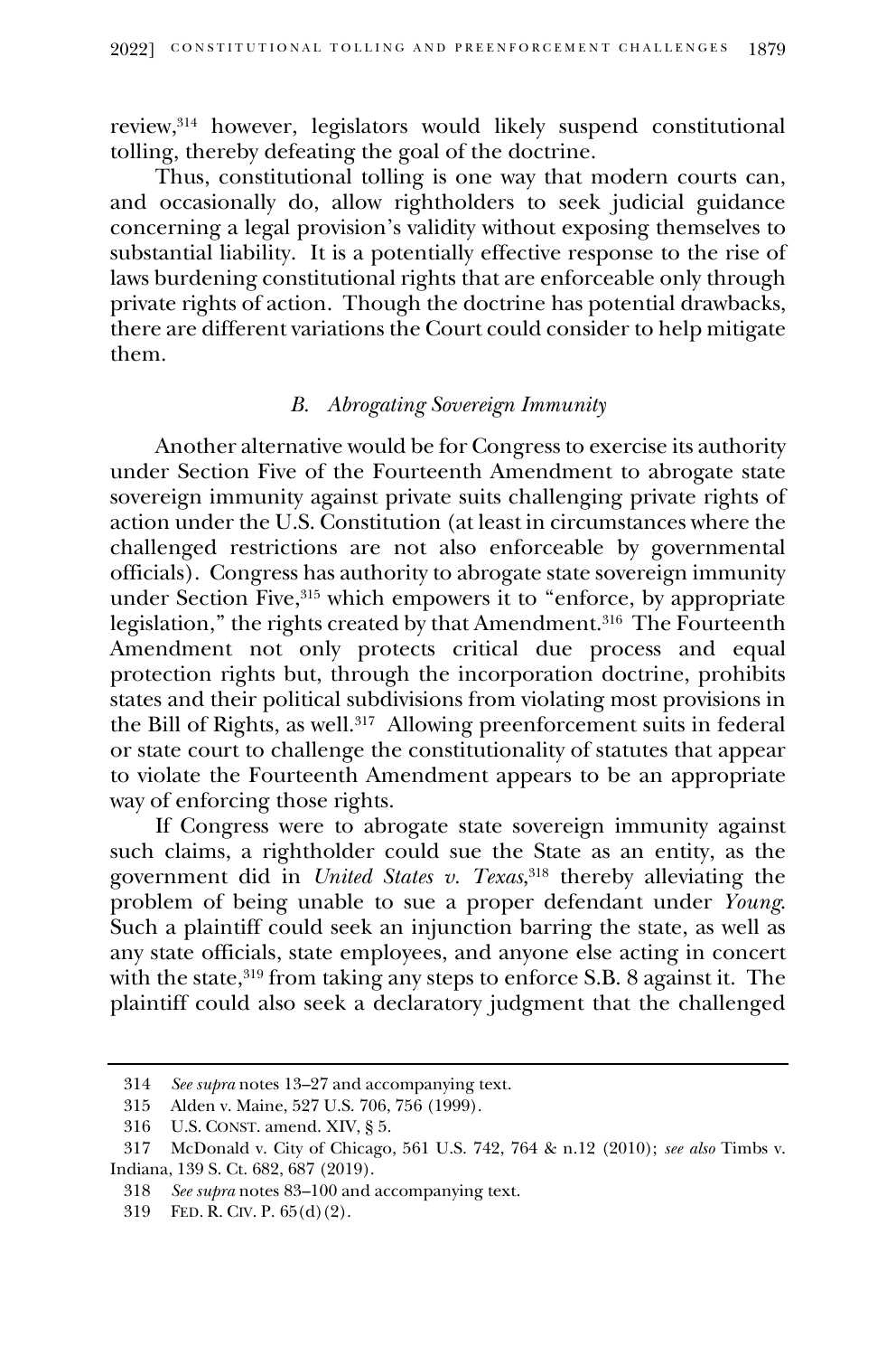review,[314] however, legislators would likely suspend constitutional tolling, thereby defeating the goal of the doctrine.

Thus, constitutional tolling is one way that modern courts can, and occasionally do, allow rightholders to seek judicial guidance concerning a legal provision's validity without exposing themselves to substantial liability. It is a potentially effective response to the rise of laws burdening constitutional rights that are enforceable only through private rights of action. Though the doctrine has potential drawbacks, there are different variations the Court could consider to help mitigate them.

### *B. Abrogating Sovereign Immunity*

Another alternative would be for Congress to exercise its authority under Section Five of the Fourteenth Amendment to abrogate state sovereign immunity against private suits challenging private rights of action under the U.S. Constitution (at least in circumstances where the challenged restrictions are not also enforceable by governmental officials). Congress has authority to abrogate state sovereign immunity under Section Five,[315] which empowers it to "enforce, by appropriate legislation," the rights created by that Amendment.[316] The Fourteenth Amendment not only protects critical due process and equal protection rights but, through the incorporation doctrine, prohibits states and their political subdivisions from violating most provisions in the Bill of Rights, as well.[317] Allowing preenforcement suits in federal or state court to challenge the constitutionality of statutes that appear to violate the Fourteenth Amendment appears to be an appropriate way of enforcing those rights.

If Congress were to abrogate state sovereign immunity against such claims, a rightholder could sue the State as an entity, as the government did in *United States v. Texas*,[318] thereby alleviating the problem of being unable to sue a proper defendant under *Young*. Such a plaintiff could seek an injunction barring the state, as well as any state officials, state employees, and anyone else acting in concert with the state,[319] from taking any steps to enforce S.B. 8 against it. The plaintiff could also seek a declaratory judgment that the challenged

---

314 *See supra* notes 13–27 and accompanying text.

315 Alden v. Maine, 527 U.S. 706, 756 (1999).

316 U.S. CONST. amend. XIV, § 5.

317 McDonald v. City of Chicago, 561 U.S. 742, 764 & n.12 (2010); *see also* Timbs v. Indiana, 139 S. Ct. 682, 687 (2019).

318 *See supra* notes 83–100 and accompanying text.

319 FED. R. CIV. P. 65(d)(2).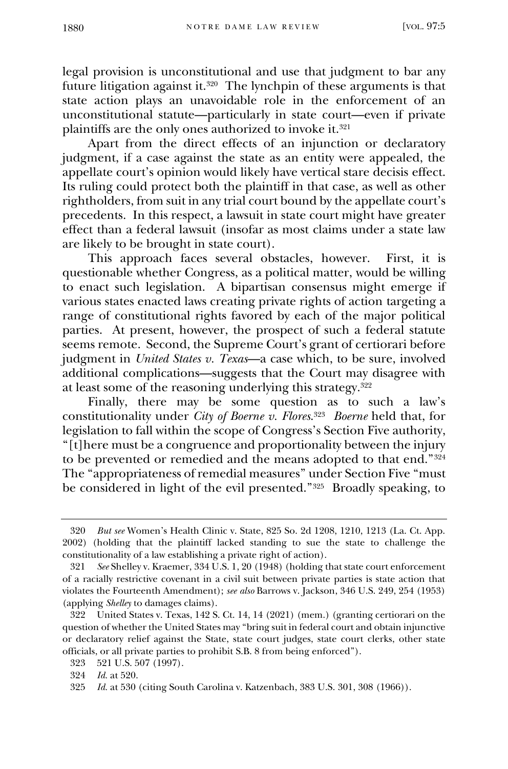legal provision is unconstitutional and use that judgment to bar any future litigation against it.[320] The lynchpin of these arguments is that state action plays an unavoidable role in the enforcement of an unconstitutional statute—particularly in state court—even if private plaintiffs are the only ones authorized to invoke it.[321]

Apart from the direct effects of an injunction or declaratory judgment, if a case against the state as an entity were appealed, the appellate court's opinion would likely have vertical stare decisis effect. Its ruling could protect both the plaintiff in that case, as well as other rightholders, from suit in any trial court bound by the appellate court's precedents. In this respect, a lawsuit in state court might have greater effect than a federal lawsuit (insofar as most claims under a state law are likely to be brought in state court).

This approach faces several obstacles, however. First, it is questionable whether Congress, as a political matter, would be willing to enact such legislation. A bipartisan consensus might emerge if various states enacted laws creating private rights of action targeting a range of constitutional rights favored by each of the major political parties. At present, however, the prospect of such a federal statute seems remote. Second, the Supreme Court's grant of certiorari before judgment in *United States v. Texas*—a case which, to be sure, involved additional complications—suggests that the Court may disagree with at least some of the reasoning underlying this strategy.[322]

Finally, there may be some question as to such a law's constitutionality under *City of Boerne v. Flores*.[323] *Boerne* held that, for legislation to fall within the scope of Congress's Section Five authority, "[t]here must be a congruence and proportionality between the injury to be prevented or remedied and the means adopted to that end."[324] The "appropriateness of remedial measures" under Section Five "must be considered in light of the evil presented."[325] Broadly speaking, to

---

320 *But see* Women's Health Clinic v. State, 825 So. 2d 1208, 1210, 1213 (La. Ct. App. 2002) (holding that the plaintiff lacked standing to sue the state to challenge the constitutionality of a law establishing a private right of action).

321 *See* Shelley v. Kraemer, 334 U.S. 1, 20 (1948) (holding that state court enforcement of a racially restrictive covenant in a civil suit between private parties is state action that violates the Fourteenth Amendment); *see also* Barrows v. Jackson, 346 U.S. 249, 254 (1953) (applying *Shelley* to damages claims).

322 United States v. Texas, 142 S. Ct. 14, 14 (2021) (mem.) (granting certiorari on the question of whether the United States may "bring suit in federal court and obtain injunctive or declaratory relief against the State, state court judges, state court clerks, other state officials, or all private parties to prohibit S.B. 8 from being enforced").

323 521 U.S. 507 (1997).

324 *Id.* at 520.

325 *Id.* at 530 (citing South Carolina v. Katzenbach, 383 U.S. 301, 308 (1966)).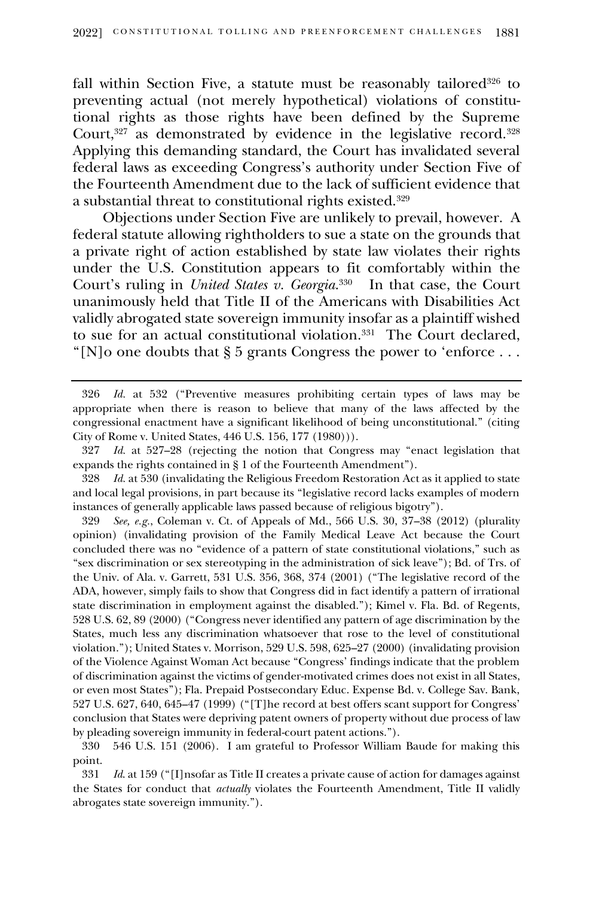fall within Section Five, a statute must be reasonably tailored[326] to preventing actual (not merely hypothetical) violations of constitutional rights as those rights have been defined by the Supreme Court,[327] as demonstrated by evidence in the legislative record.[328] Applying this demanding standard, the Court has invalidated several federal laws as exceeding Congress's authority under Section Five of the Fourteenth Amendment due to the lack of sufficient evidence that a substantial threat to constitutional rights existed.[329]

Objections under Section Five are unlikely to prevail, however. A federal statute allowing rightholders to sue a state on the grounds that a private right of action established by state law violates their rights under the U.S. Constitution appears to fit comfortably within the Court's ruling in *United States v. Georgia*.[330] In that case, the Court unanimously held that Title II of the Americans with Disabilities Act validly abrogated state sovereign immunity insofar as a plaintiff wished to sue for an actual constitutional violation.[331] The Court declared, "[N]o one doubts that § 5 grants Congress the power to 'enforce . . .

---

326 *Id.* at 532 ("Preventive measures prohibiting certain types of laws may be appropriate when there is reason to believe that many of the laws affected by the congressional enactment have a significant likelihood of being unconstitutional." (citing City of Rome v. United States, 446 U.S. 156, 177 (1980))).

327 *Id.* at 527–28 (rejecting the notion that Congress may "enact legislation that expands the rights contained in § 1 of the Fourteenth Amendment").

328 *Id.* at 530 (invalidating the Religious Freedom Restoration Act as it applied to state and local legal provisions, in part because its "legislative record lacks examples of modern instances of generally applicable laws passed because of religious bigotry").

329 *See, e.g.*, Coleman v. Ct. of Appeals of Md., 566 U.S. 30, 37–38 (2012) (plurality opinion) (invalidating provision of the Family Medical Leave Act because the Court concluded there was no "evidence of a pattern of state constitutional violations," such as "sex discrimination or sex stereotyping in the administration of sick leave"); Bd. of Trs. of the Univ. of Ala. v. Garrett, 531 U.S. 356, 368, 374 (2001) ("The legislative record of the ADA, however, simply fails to show that Congress did in fact identify a pattern of irrational state discrimination in employment against the disabled."); Kimel v. Fla. Bd. of Regents, 528 U.S. 62, 89 (2000) ("Congress never identified any pattern of age discrimination by the States, much less any discrimination whatsoever that rose to the level of constitutional violation."); United States v. Morrison, 529 U.S. 598, 625–27 (2000) (invalidating provision of the Violence Against Woman Act because "Congress' findings indicate that the problem of discrimination against the victims of gender-motivated crimes does not exist in all States, or even most States"); Fla. Prepaid Postsecondary Educ. Expense Bd. v. College Sav. Bank, 527 U.S. 627, 640, 645–47 (1999) ("[T]he record at best offers scant support for Congress' conclusion that States were depriving patent owners of property without due process of law by pleading sovereign immunity in federal-court patent actions.").

330 546 U.S. 151 (2006). I am grateful to Professor William Baude for making this point.

331 *Id.* at 159 ("[I]nsofar as Title II creates a private cause of action for damages against the States for conduct that *actually* violates the Fourteenth Amendment, Title II validly abrogates state sovereign immunity.").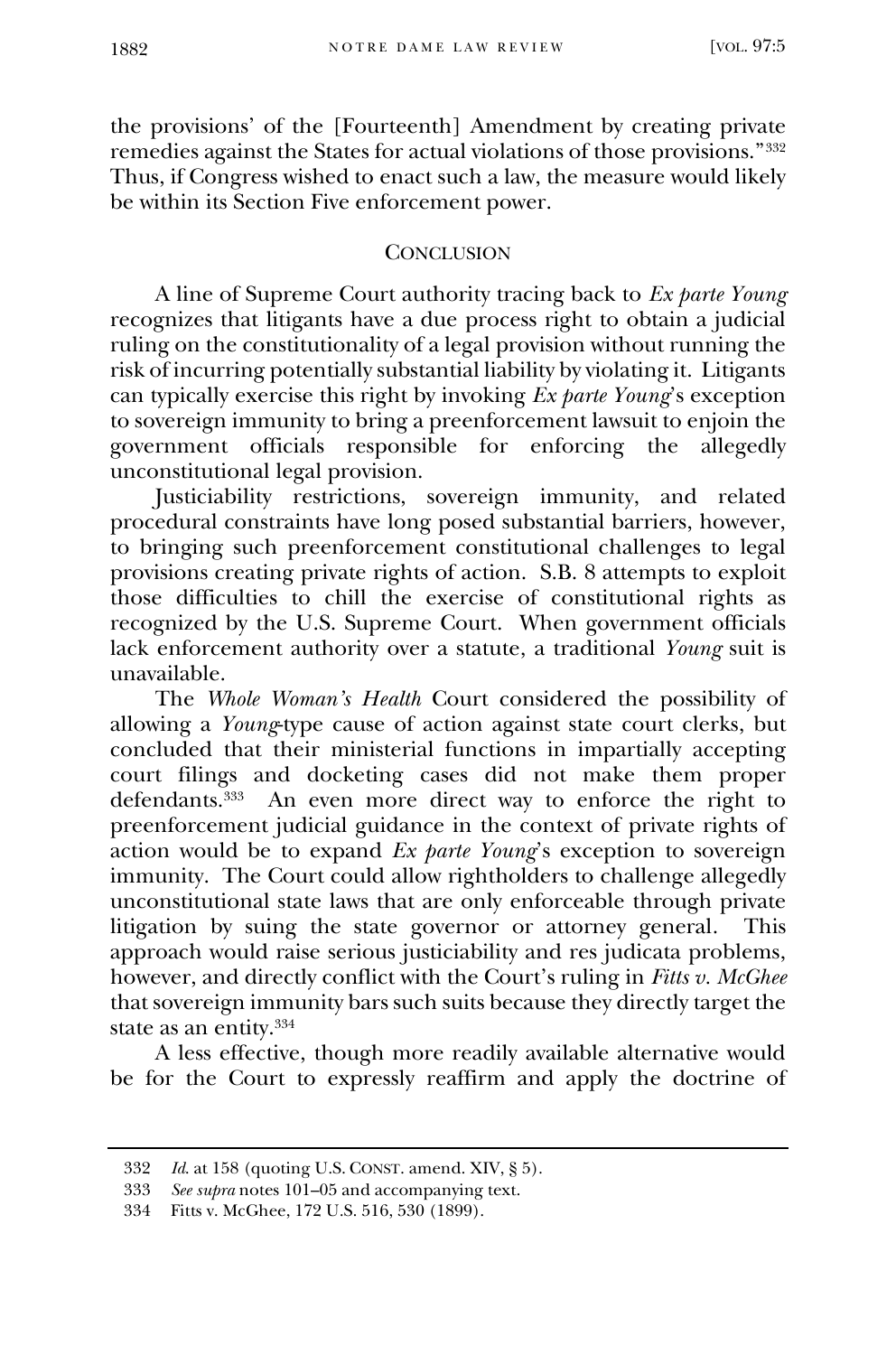the provisions' of the [Fourteenth] Amendment by creating private remedies against the States for actual violations of those provisions."[332] Thus, if Congress wished to enact such a law, the measure would likely be within its Section Five enforcement power.

## CONCLUSION

A line of Supreme Court authority tracing back to *Ex parte Young* recognizes that litigants have a due process right to obtain a judicial ruling on the constitutionality of a legal provision without running the risk of incurring potentially substantial liability by violating it. Litigants can typically exercise this right by invoking *Ex parte Young*'s exception to sovereign immunity to bring a preenforcement lawsuit to enjoin the government officials responsible for enforcing the allegedly unconstitutional legal provision.

Justiciability restrictions, sovereign immunity, and related procedural constraints have long posed substantial barriers, however, to bringing such preenforcement constitutional challenges to legal provisions creating private rights of action. S.B. 8 attempts to exploit those difficulties to chill the exercise of constitutional rights as recognized by the U.S. Supreme Court. When government officials lack enforcement authority over a statute, a traditional *Young* suit is unavailable.

The *Whole Woman's Health* Court considered the possibility of allowing a *Young*-type cause of action against state court clerks, but concluded that their ministerial functions in impartially accepting court filings and docketing cases did not make them proper defendants.[333] An even more direct way to enforce the right to preenforcement judicial guidance in the context of private rights of action would be to expand *Ex parte Young*'s exception to sovereign immunity. The Court could allow rightholders to challenge allegedly unconstitutional state laws that are only enforceable through private litigation by suing the state governor or attorney general. This approach would raise serious justiciability and res judicata problems, however, and directly conflict with the Court's ruling in *Fitts v. McGhee* that sovereign immunity bars such suits because they directly target the state as an entity.[334]

A less effective, though more readily available alternative would be for the Court to expressly reaffirm and apply the doctrine of

---

332 *Id.* at 158 (quoting U.S. CONST. amend. XIV, § 5).

333 *See supra* notes 101–05 and accompanying text.

334 Fitts v. McGhee, 172 U.S. 516, 530 (1899).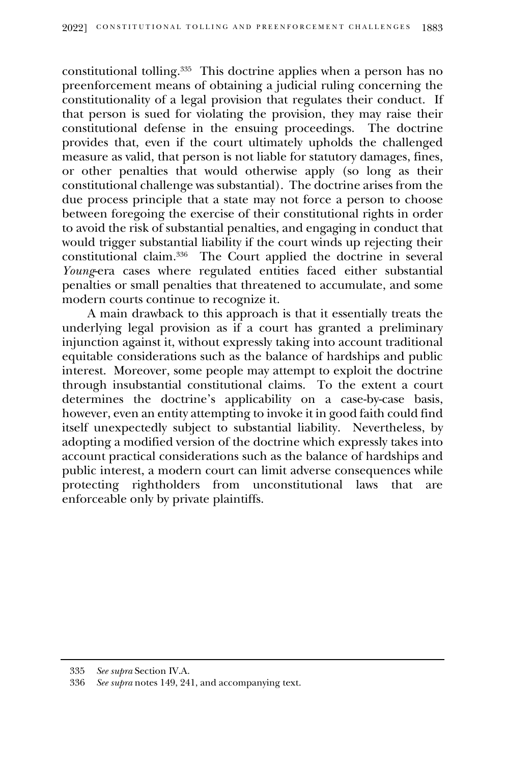constitutional tolling.[335] This doctrine applies when a person has no preenforcement means of obtaining a judicial ruling concerning the constitutionality of a legal provision that regulates their conduct. If that person is sued for violating the provision, they may raise their constitutional defense in the ensuing proceedings. The doctrine provides that, even if the court ultimately upholds the challenged measure as valid, that person is not liable for statutory damages, fines, or other penalties that would otherwise apply (so long as their constitutional challenge was substantial). The doctrine arises from the due process principle that a state may not force a person to choose between foregoing the exercise of their constitutional rights in order to avoid the risk of substantial penalties, and engaging in conduct that would trigger substantial liability if the court winds up rejecting their constitutional claim.[336] The Court applied the doctrine in several *Young*-era cases where regulated entities faced either substantial penalties or small penalties that threatened to accumulate, and some modern courts continue to recognize it.

A main drawback to this approach is that it essentially treats the underlying legal provision as if a court has granted a preliminary injunction against it, without expressly taking into account traditional equitable considerations such as the balance of hardships and public interest. Moreover, some people may attempt to exploit the doctrine through insubstantial constitutional claims. To the extent a court determines the doctrine's applicability on a case-by-case basis, however, even an entity attempting to invoke it in good faith could find itself unexpectedly subject to substantial liability. Nevertheless, by adopting a modified version of the doctrine which expressly takes into account practical considerations such as the balance of hardships and public interest, a modern court can limit adverse consequences while protecting rightholders from unconstitutional laws that are enforceable only by private plaintiffs.

---

335 *See supra* Section IV.A.

336 *See supra* notes 149, 241, and accompanying text.